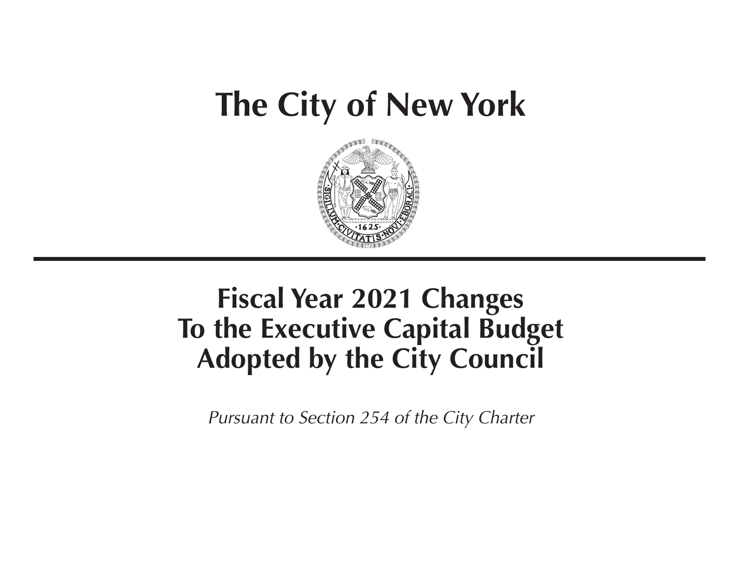# The City of New York

# Fiscal Year 2021 Changes To the Executive Capital Budget Adopted by the City Council

*Pursuant to Section 254 of the City Charter*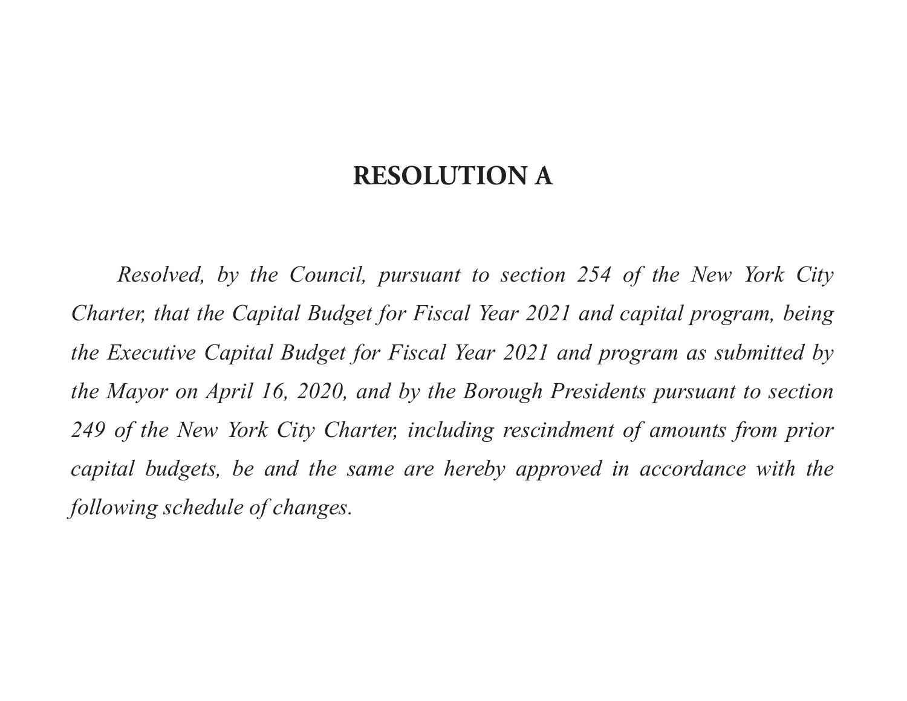# RESOLUTION A

*Resolved, by the Council, pursuant to section 254 of the New York City Charter, that the Capital Budget for Fiscal Year 2021 and capital program, being the Executive Capital Budget for Fiscal Year 2021 and program as submitted by the Mayor on April 16, 2020, and by the Borough Presidents pursuant to section 249 of the New York City Charter, including rescindment of amounts from prior capital budgets, be and the same are hereby approved in accordance with the following schedule of changes.*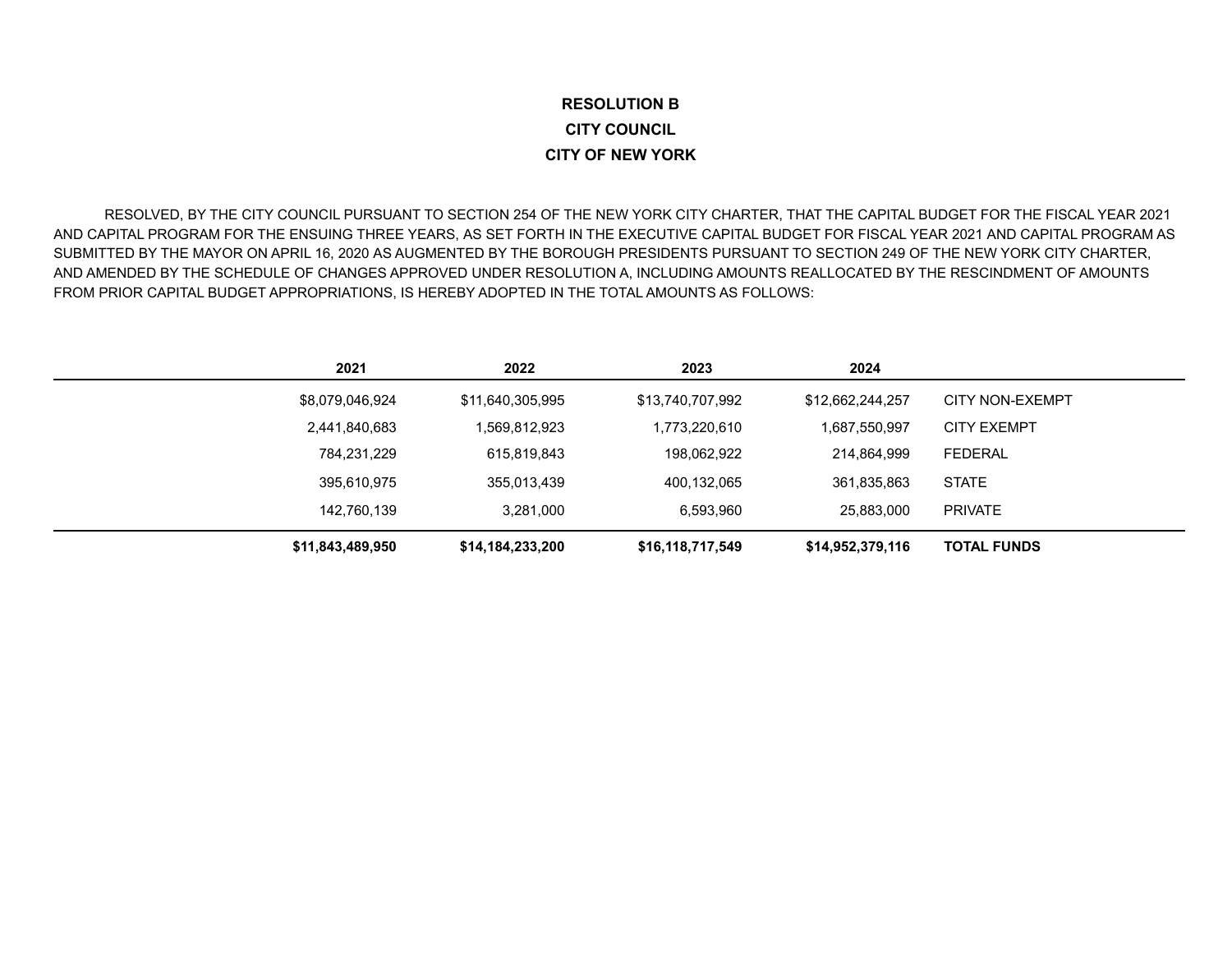# RESOLUTION B
## CITY COUNCIL
## CITY OF NEW YORK

RESOLVED, BY THE CITY COUNCIL PURSUANT TO SECTION 254 OF THE NEW YORK CITY CHARTER, THAT THE CAPITAL BUDGET FOR THE FISCAL YEAR 2021 AND CAPITAL PROGRAM FOR THE ENSUING THREE YEARS, AS SET FORTH IN THE EXECUTIVE CAPITAL BUDGET FOR FISCAL YEAR 2021 AND CAPITAL PROGRAM AS SUBMITTED BY THE MAYOR ON APRIL 16, 2020 AS AUGMENTED BY THE BOROUGH PRESIDENTS PURSUANT TO SECTION 249 OF THE NEW YORK CITY CHARTER, AND AMENDED BY THE SCHEDULE OF CHANGES APPROVED UNDER RESOLUTION A, INCLUDING AMOUNTS REALLOCATED BY THE RESCINDMENT OF AMOUNTS FROM PRIOR CAPITAL BUDGET APPROPRIATIONS, IS HEREBY ADOPTED IN THE TOTAL AMOUNTS AS FOLLOWS:

| 2021 | 2022 | 2023 | 2024 | |
|---|---|---|---|---|
| $8,079,046,924 | $11,640,305,995 | $13,740,707,992 | $12,662,244,257 | CITY NON-EXEMPT |
| 2,441,840,683 | 1,569,812,923 | 1,773,220,610 | 1,687,550,997 | CITY EXEMPT |
| 784,231,229 | 615,819,843 | 198,062,922 | 214,864,999 | FEDERAL |
| 395,610,975 | 355,013,439 | 400,132,065 | 361,835,863 | STATE |
| 142,760,139 | 3,281,000 | 6,593,960 | 25,883,000 | PRIVATE |
| **$11,843,489,950** | **$14,184,233,200** | **$16,118,717,549** | **$14,952,379,116** | **TOTAL FUNDS** |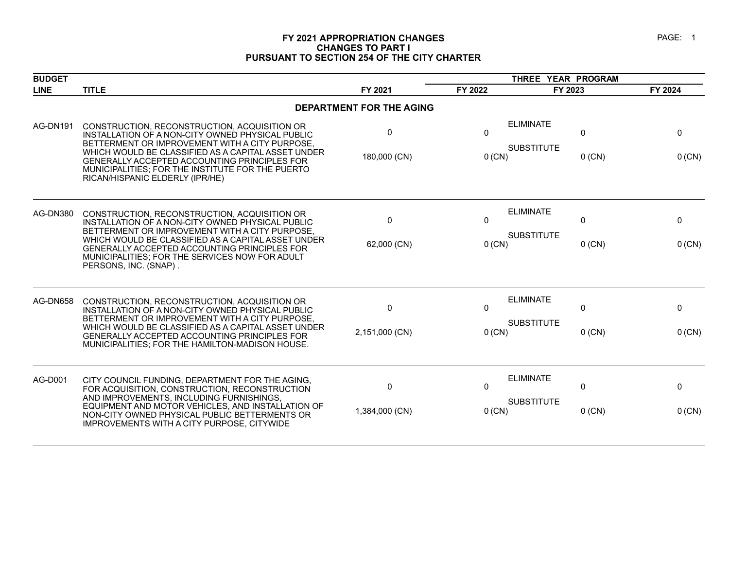# FY 2021 APPROPRIATION CHANGES
## CHANGES TO PART I
## PURSUANT TO SECTION 254 OF THE CITY CHARTER

| BUDGET LINE | TITLE | FY 2021 | FY 2022 | | FY 2023 | FY 2024 |
|---|---|---|---|---|---|---|
| | | | THREE YEAR PROGRAM | | | |
| | **DEPARTMENT FOR THE AGING** | | | | | |
| AG-DN191 | CONSTRUCTION, RECONSTRUCTION, ACQUISITION OR INSTALLATION OF A NON-CITY OWNED PHYSICAL PUBLIC BETTERMENT OR IMPROVEMENT WITH A CITY PURPOSE, WHICH WOULD BE CLASSIFIED AS A CAPITAL ASSET UNDER GENERALLY ACCEPTED ACCOUNTING PRINCIPLES FOR MUNICIPALITIES; FOR THE INSTITUTE FOR THE PUERTO RICAN/HISPANIC ELDERLY (IPR/HE) | 0 | 0 | ELIMINATE | 0 | 0 |
| | | 180,000 (CN) | 0 (CN) | SUBSTITUTE | 0 (CN) | 0 (CN) |
| AG-DN380 | CONSTRUCTION, RECONSTRUCTION, ACQUISITION OR INSTALLATION OF A NON-CITY OWNED PHYSICAL PUBLIC BETTERMENT OR IMPROVEMENT WITH A CITY PURPOSE, WHICH WOULD BE CLASSIFIED AS A CAPITAL ASSET UNDER GENERALLY ACCEPTED ACCOUNTING PRINCIPLES FOR MUNICIPALITIES; FOR THE SERVICES NOW FOR ADULT PERSONS, INC. (SNAP) . | 0 | 0 | ELIMINATE | 0 | 0 |
| | | 62,000 (CN) | 0 (CN) | SUBSTITUTE | 0 (CN) | 0 (CN) |
| AG-DN658 | CONSTRUCTION, RECONSTRUCTION, ACQUISITION OR INSTALLATION OF A NON-CITY OWNED PHYSICAL PUBLIC BETTERMENT OR IMPROVEMENT WITH A CITY PURPOSE, WHICH WOULD BE CLASSIFIED AS A CAPITAL ASSET UNDER GENERALLY ACCEPTED ACCOUNTING PRINCIPLES FOR MUNICIPALITIES; FOR THE HAMILTON-MADISON HOUSE. | 0 | 0 | ELIMINATE | 0 | 0 |
| | | 2,151,000 (CN) | 0 (CN) | SUBSTITUTE | 0 (CN) | 0 (CN) |
| AG-D001 | CITY COUNCIL FUNDING, DEPARTMENT FOR THE AGING, FOR ACQUISITION, CONSTRUCTION, RECONSTRUCTION AND IMPROVEMENTS, INCLUDING FURNISHINGS, EQUIPMENT AND MOTOR VEHICLES, AND INSTALLATION OF NON-CITY OWNED PHYSICAL PUBLIC BETTERMENTS OR IMPROVEMENTS WITH A CITY PURPOSE, CITYWIDE | 0 | 0 | ELIMINATE | 0 | 0 |
| | | 1,384,000 (CN) | 0 (CN) | SUBSTITUTE | 0 (CN) | 0 (CN) |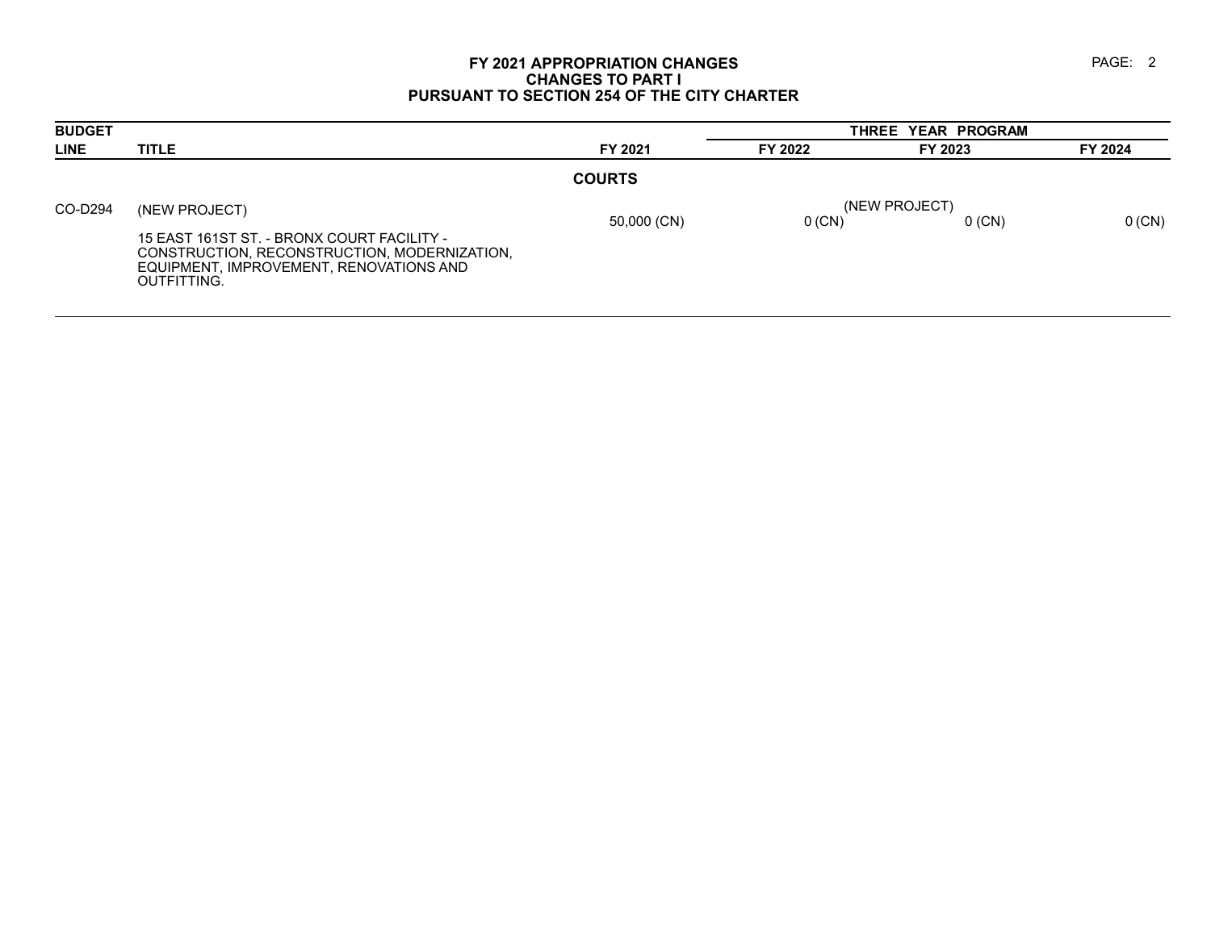**FY 2021 APPROPRIATION CHANGES**
**CHANGES TO PART I**
**PURSUANT TO SECTION 254 OF THE CITY CHARTER**

| BUDGET LINE | TITLE | FY 2021 | THREE YEAR PROGRAM FY 2022 | FY 2023 | FY 2024 |
|---|---|---|---|---|---|
| | | **COURTS** | | | |
| CO-D294 | (NEW PROJECT)<br><br>15 EAST 161ST ST. - BRONX COURT FACILITY - CONSTRUCTION, RECONSTRUCTION, MODERNIZATION, EQUIPMENT, IMPROVEMENT, RENOVATIONS AND OUTFITTING. | 50,000 (CN) | (NEW PROJECT)<br>0 (CN) | 0 (CN) | 0 (CN) |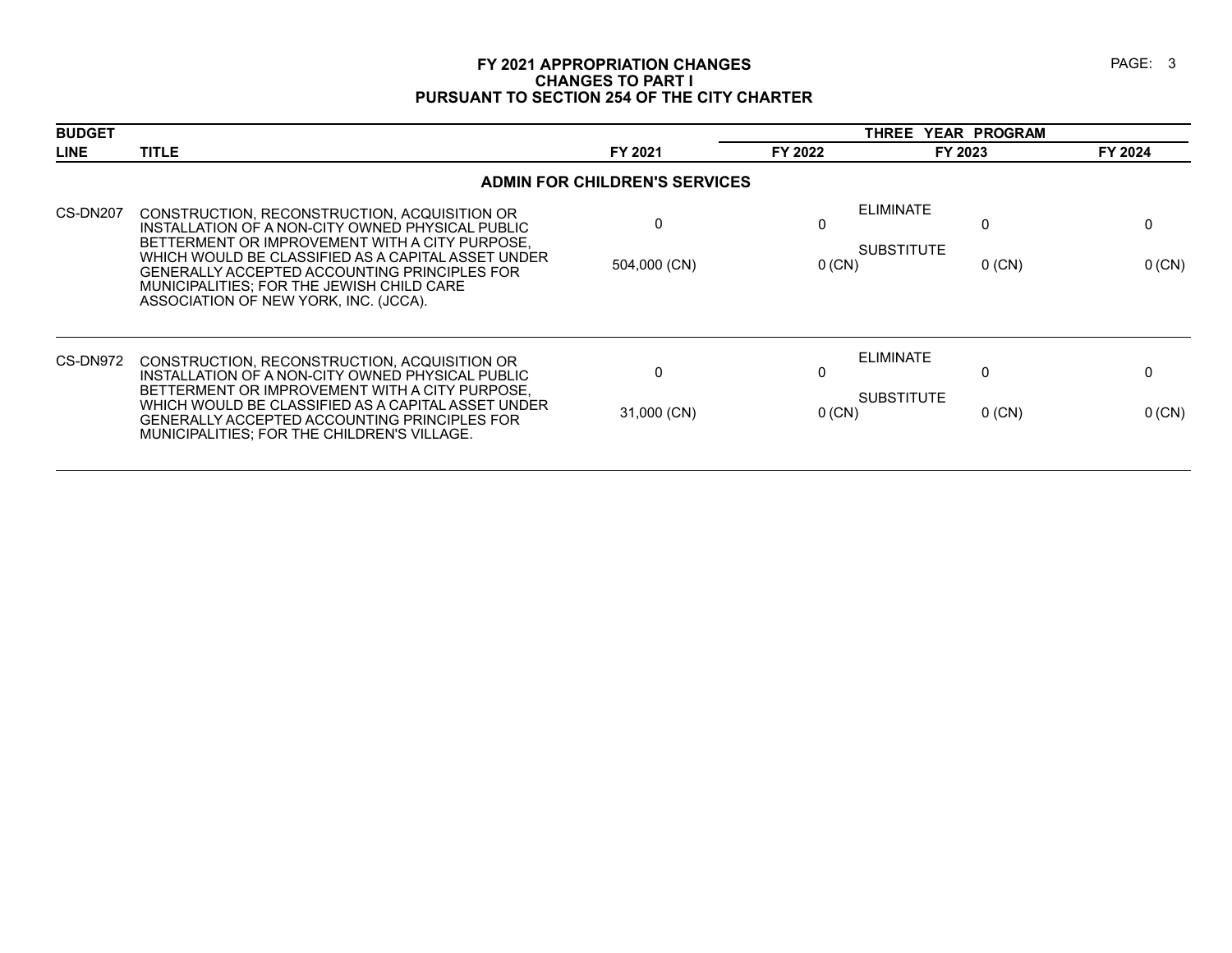# FY 2021 APPROPRIATION CHANGES
## CHANGES TO PART I
## PURSUANT TO SECTION 254 OF THE CITY CHARTER

| BUDGET LINE | TITLE | | FY 2021 | FY 2022 | FY 2023 | FY 2024 |
|---|---|---|---|---|---|---|
| | | | | THREE YEAR PROGRAM | | |
| | **ADMIN FOR CHILDREN'S SERVICES** | | | | | |
| CS-DN207 | CONSTRUCTION, RECONSTRUCTION, ACQUISITION OR INSTALLATION OF A NON-CITY OWNED PHYSICAL PUBLIC BETTERMENT OR IMPROVEMENT WITH A CITY PURPOSE, WHICH WOULD BE CLASSIFIED AS A CAPITAL ASSET UNDER GENERALLY ACCEPTED ACCOUNTING PRINCIPLES FOR MUNICIPALITIES; FOR THE JEWISH CHILD CARE ASSOCIATION OF NEW YORK, INC. (JCCA). | ELIMINATE | 0 | 0 | 0 | 0 |
| | | SUBSTITUTE | 504,000 (CN) | 0 (CN) | 0 (CN) | 0 (CN) |
| CS-DN972 | CONSTRUCTION, RECONSTRUCTION, ACQUISITION OR INSTALLATION OF A NON-CITY OWNED PHYSICAL PUBLIC BETTERMENT OR IMPROVEMENT WITH A CITY PURPOSE, WHICH WOULD BE CLASSIFIED AS A CAPITAL ASSET UNDER GENERALLY ACCEPTED ACCOUNTING PRINCIPLES FOR MUNICIPALITIES; FOR THE CHILDREN'S VILLAGE. | ELIMINATE | 0 | 0 | 0 | 0 |
| | | SUBSTITUTE | 31,000 (CN) | 0 (CN) | 0 (CN) | 0 (CN) |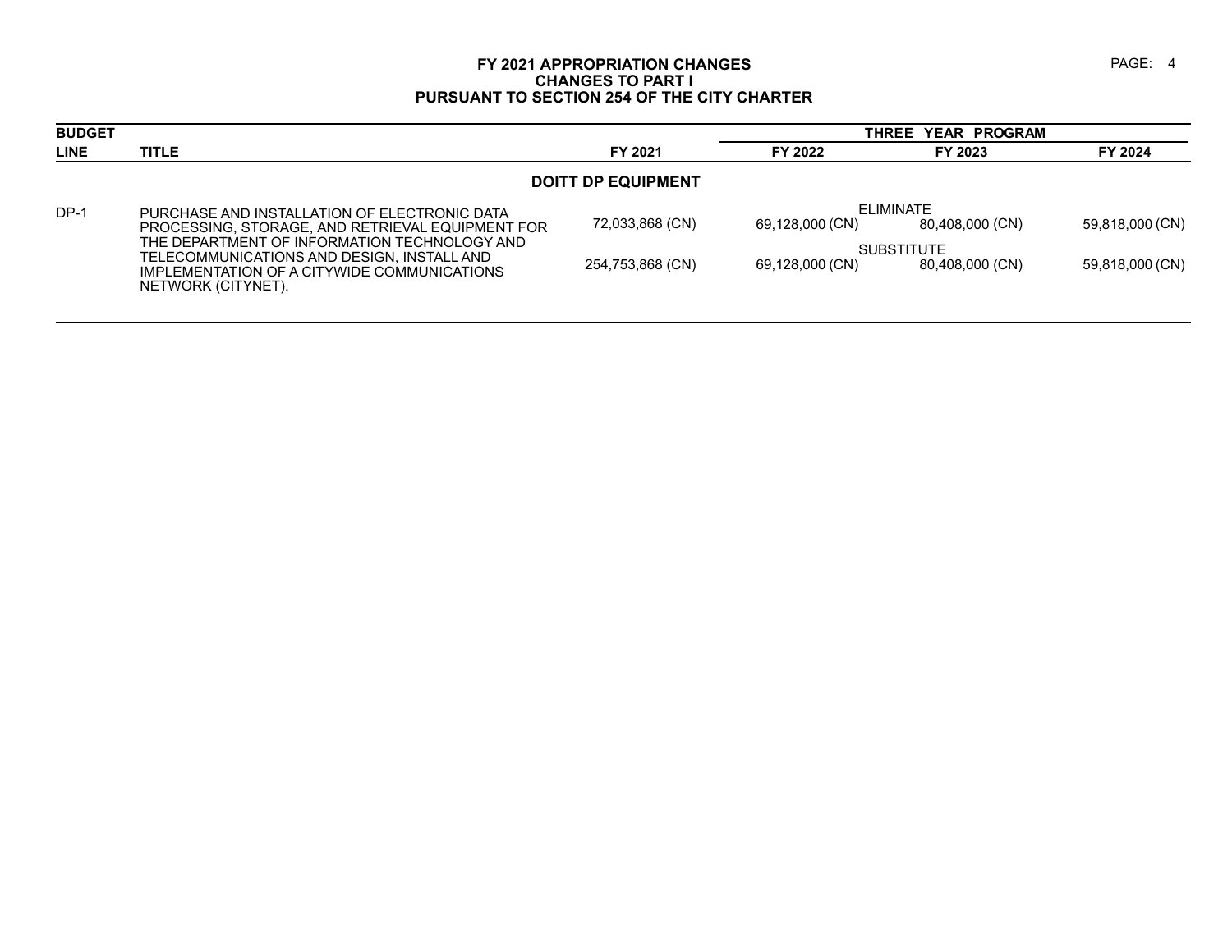# FY 2021 APPROPRIATION CHANGES
## CHANGES TO PART I
## PURSUANT TO SECTION 254 OF THE CITY CHARTER

| BUDGET LINE | TITLE | FY 2021 | THREE YEAR PROGRAM FY 2022 | FY 2023 | FY 2024 |
|---|---|---|---|---|---|
| | | **DOITT DP EQUIPMENT** | | | |
| DP-1 | PURCHASE AND INSTALLATION OF ELECTRONIC DATA PROCESSING, STORAGE, AND RETRIEVAL EQUIPMENT FOR THE DEPARTMENT OF INFORMATION TECHNOLOGY AND TELECOMMUNICATIONS AND DESIGN, INSTALL AND IMPLEMENTATION OF A CITYWIDE COMMUNICATIONS NETWORK (CITYNET). | | | ELIMINATE | |
| | | 72,033,868 (CN) | 69,128,000 (CN) | 80,408,000 (CN) | 59,818,000 (CN) |
| | | | | SUBSTITUTE | |
| | | 254,753,868 (CN) | 69,128,000 (CN) | 80,408,000 (CN) | 59,818,000 (CN) |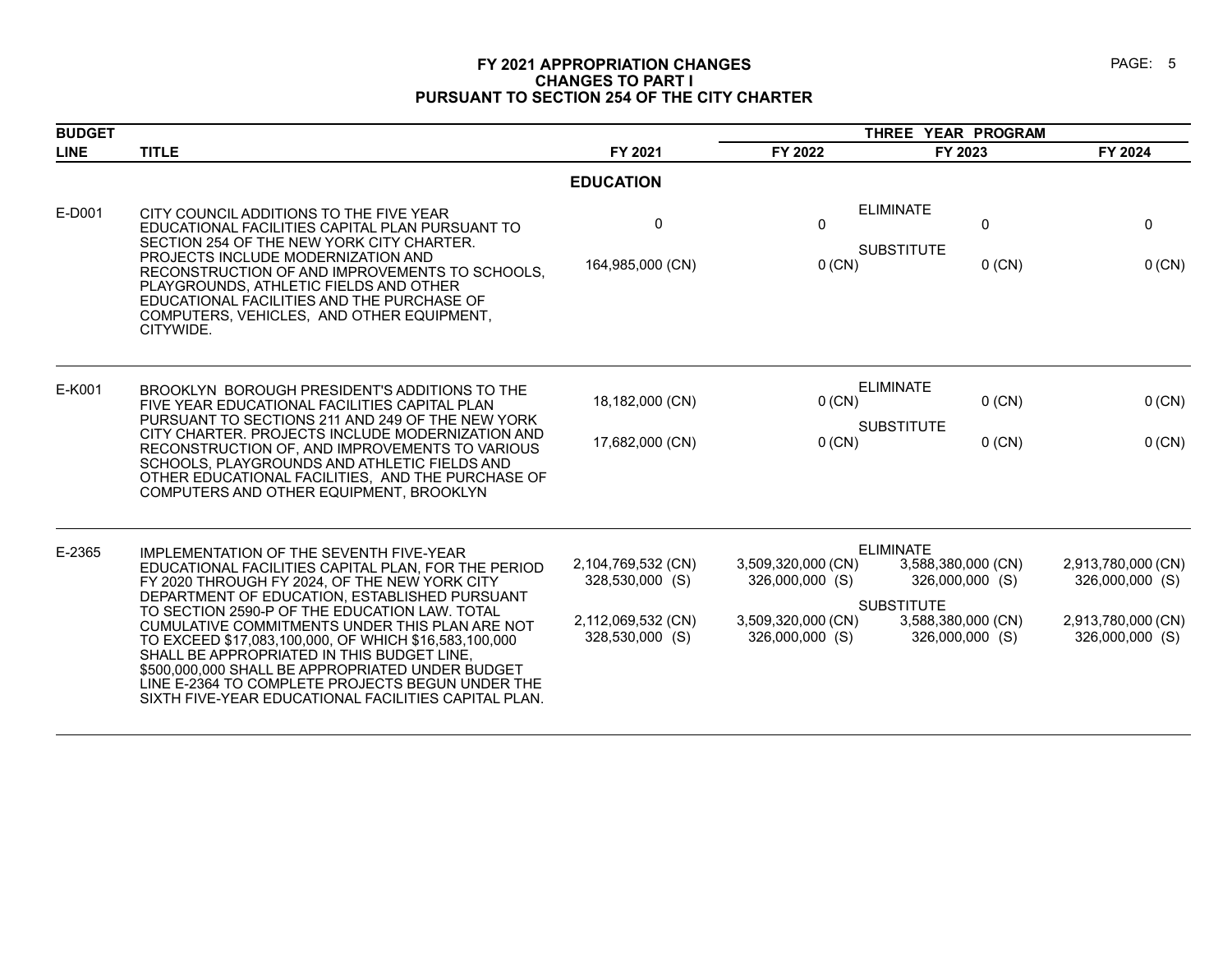# FY 2021 APPROPRIATION CHANGES
## CHANGES TO PART I
## PURSUANT TO SECTION 254 OF THE CITY CHARTER

| BUDGET LINE | TITLE | | FY 2021 | FY 2022 | FY 2023 | FY 2024 |
|---|---|---|---|---|---|---|
| | | | | THREE YEAR PROGRAM | | |
| | **EDUCATION** | | | | | |
| E-D001 | CITY COUNCIL ADDITIONS TO THE FIVE YEAR EDUCATIONAL FACILITIES CAPITAL PLAN PURSUANT TO SECTION 254 OF THE NEW YORK CITY CHARTER. PROJECTS INCLUDE MODERNIZATION AND RECONSTRUCTION OF AND IMPROVEMENTS TO SCHOOLS, PLAYGROUNDS, ATHLETIC FIELDS AND OTHER EDUCATIONAL FACILITIES AND THE PURCHASE OF COMPUTERS, VEHICLES, AND OTHER EQUIPMENT, CITYWIDE. | ELIMINATE | 0 | 0 | 0 | 0 |
| | | SUBSTITUTE | 164,985,000 (CN) | 0 (CN) | 0 (CN) | 0 (CN) |
| E-K001 | BROOKLYN BOROUGH PRESIDENT'S ADDITIONS TO THE FIVE YEAR EDUCATIONAL FACILITIES CAPITAL PLAN PURSUANT TO SECTIONS 211 AND 249 OF THE NEW YORK CITY CHARTER. PROJECTS INCLUDE MODERNIZATION AND RECONSTRUCTION OF, AND IMPROVEMENTS TO VARIOUS SCHOOLS, PLAYGROUNDS AND ATHLETIC FIELDS AND OTHER EDUCATIONAL FACILITIES, AND THE PURCHASE OF COMPUTERS AND OTHER EQUIPMENT, BROOKLYN | ELIMINATE | 18,182,000 (CN) | 0 (CN) | 0 (CN) | 0 (CN) |
| | | SUBSTITUTE | 17,682,000 (CN) | 0 (CN) | 0 (CN) | 0 (CN) |
| E-2365 | IMPLEMENTATION OF THE SEVENTH FIVE-YEAR EDUCATIONAL FACILITIES CAPITAL PLAN, FOR THE PERIOD FY 2020 THROUGH FY 2024, OF THE NEW YORK CITY DEPARTMENT OF EDUCATION, ESTABLISHED PURSUANT TO SECTION 2590-P OF THE EDUCATION LAW. TOTAL CUMULATIVE COMMITMENTS UNDER THIS PLAN ARE NOT TO EXCEED $17,083,100,000, OF WHICH $16,583,100,000 SHALL BE APPROPRIATED IN THIS BUDGET LINE, $500,000,000 SHALL BE APPROPRIATED UNDER BUDGET LINE E-2364 TO COMPLETE PROJECTS BEGUN UNDER THE SIXTH FIVE-YEAR EDUCATIONAL FACILITIES CAPITAL PLAN. | ELIMINATE | 2,104,769,532 (CN)<br>328,530,000 (S) | 3,509,320,000 (CN)<br>326,000,000 (S) | 3,588,380,000 (CN)<br>326,000,000 (S) | 2,913,780,000 (CN)<br>326,000,000 (S) |
| | | SUBSTITUTE | 2,112,069,532 (CN)<br>328,530,000 (S) | 3,509,320,000 (CN)<br>326,000,000 (S) | 3,588,380,000 (CN)<br>326,000,000 (S) | 2,913,780,000 (CN)<br>326,000,000 (S) |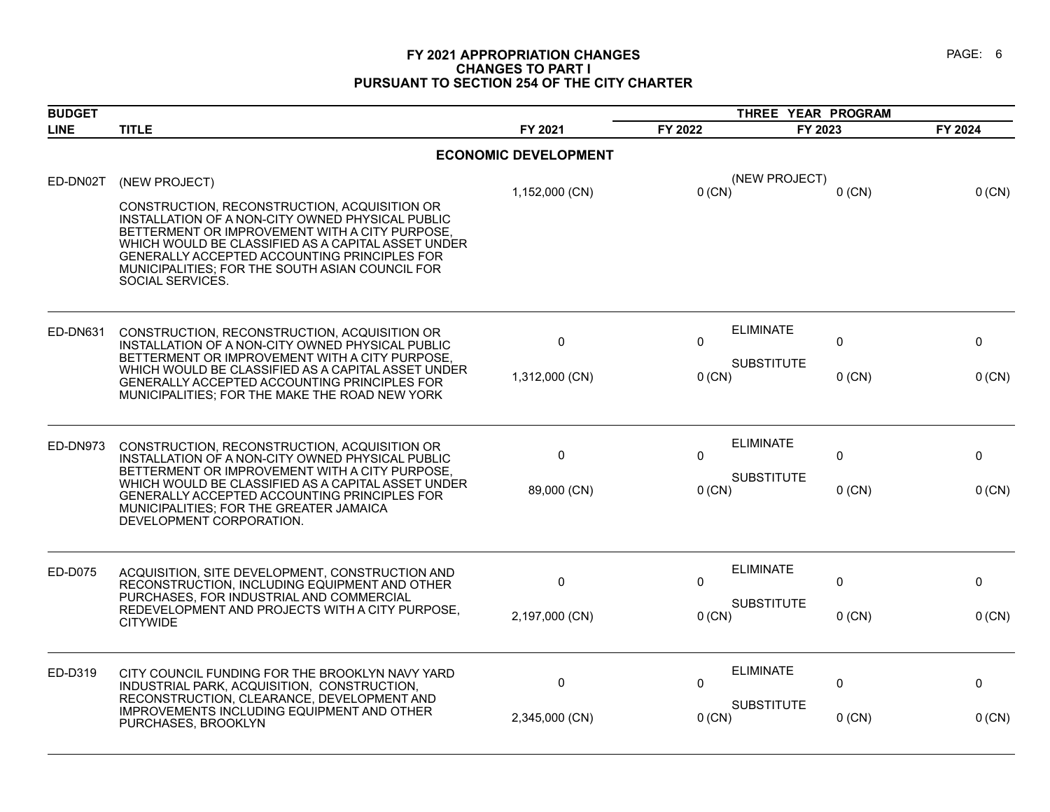# FY 2021 APPROPRIATION CHANGES
## CHANGES TO PART I
## PURSUANT TO SECTION 254 OF THE CITY CHARTER

| BUDGET LINE | TITLE | FY 2021 | THREE YEAR PROGRAM FY 2022 | | FY 2023 | FY 2024 |
|---|---|---|---|---|---|---|
| | **ECONOMIC DEVELOPMENT** | | | | | |
| ED-DN02T | (NEW PROJECT) CONSTRUCTION, RECONSTRUCTION, ACQUISITION OR INSTALLATION OF A NON-CITY OWNED PHYSICAL PUBLIC BETTERMENT OR IMPROVEMENT WITH A CITY PURPOSE, WHICH WOULD BE CLASSIFIED AS A CAPITAL ASSET UNDER GENERALLY ACCEPTED ACCOUNTING PRINCIPLES FOR MUNICIPALITIES; FOR THE SOUTH ASIAN COUNCIL FOR SOCIAL SERVICES. | 1,152,000 (CN) | 0 (CN) | (NEW PROJECT) | 0 (CN) | 0 (CN) |
| ED-DN631 | CONSTRUCTION, RECONSTRUCTION, ACQUISITION OR INSTALLATION OF A NON-CITY OWNED PHYSICAL PUBLIC BETTERMENT OR IMPROVEMENT WITH A CITY PURPOSE, WHICH WOULD BE CLASSIFIED AS A CAPITAL ASSET UNDER GENERALLY ACCEPTED ACCOUNTING PRINCIPLES FOR MUNICIPALITIES; FOR THE MAKE THE ROAD NEW YORK | 0 | 0 | ELIMINATE | 0 | 0 |
| | | 1,312,000 (CN) | 0 (CN) | SUBSTITUTE | 0 (CN) | 0 (CN) |
| ED-DN973 | CONSTRUCTION, RECONSTRUCTION, ACQUISITION OR INSTALLATION OF A NON-CITY OWNED PHYSICAL PUBLIC BETTERMENT OR IMPROVEMENT WITH A CITY PURPOSE, WHICH WOULD BE CLASSIFIED AS A CAPITAL ASSET UNDER GENERALLY ACCEPTED ACCOUNTING PRINCIPLES FOR MUNICIPALITIES; FOR THE GREATER JAMAICA DEVELOPMENT CORPORATION. | 0 | 0 | ELIMINATE | 0 | 0 |
| | | 89,000 (CN) | 0 (CN) | SUBSTITUTE | 0 (CN) | 0 (CN) |
| ED-D075 | ACQUISITION, SITE DEVELOPMENT, CONSTRUCTION AND RECONSTRUCTION, INCLUDING EQUIPMENT AND OTHER PURCHASES, FOR INDUSTRIAL AND COMMERCIAL REDEVELOPMENT AND PROJECTS WITH A CITY PURPOSE, CITYWIDE | 0 | 0 | ELIMINATE | 0 | 0 |
| | | 2,197,000 (CN) | 0 (CN) | SUBSTITUTE | 0 (CN) | 0 (CN) |
| ED-D319 | CITY COUNCIL FUNDING FOR THE BROOKLYN NAVY YARD INDUSTRIAL PARK, ACQUISITION, CONSTRUCTION, RECONSTRUCTION, CLEARANCE, DEVELOPMENT AND IMPROVEMENTS INCLUDING EQUIPMENT AND OTHER PURCHASES, BROOKLYN | 0 | 0 | ELIMINATE | 0 | 0 |
| | | 2,345,000 (CN) | 0 (CN) | SUBSTITUTE | 0 (CN) | 0 (CN) |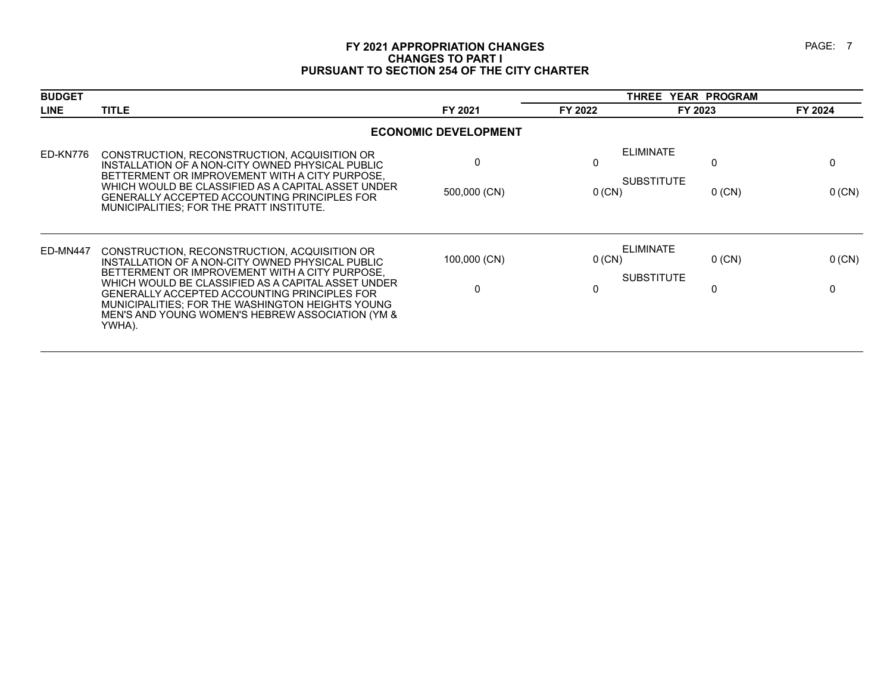# FY 2021 APPROPRIATION CHANGES
## CHANGES TO PART I
## PURSUANT TO SECTION 254 OF THE CITY CHARTER

| BUDGET LINE | TITLE | | FY 2021 | THREE YEAR PROGRAM FY 2022 | FY 2023 | FY 2024 |
|---|---|---|---|---|---|---|
| | **ECONOMIC DEVELOPMENT** | | | | | |
| ED-KN776 | CONSTRUCTION, RECONSTRUCTION, ACQUISITION OR INSTALLATION OF A NON-CITY OWNED PHYSICAL PUBLIC BETTERMENT OR IMPROVEMENT WITH A CITY PURPOSE, WHICH WOULD BE CLASSIFIED AS A CAPITAL ASSET UNDER GENERALLY ACCEPTED ACCOUNTING PRINCIPLES FOR MUNICIPALITIES; FOR THE PRATT INSTITUTE. | ELIMINATE | 0 | 0 | 0 | 0 |
| | | SUBSTITUTE | 500,000 (CN) | 0 (CN) | 0 (CN) | 0 (CN) |
| ED-MN447 | CONSTRUCTION, RECONSTRUCTION, ACQUISITION OR INSTALLATION OF A NON-CITY OWNED PHYSICAL PUBLIC BETTERMENT OR IMPROVEMENT WITH A CITY PURPOSE, WHICH WOULD BE CLASSIFIED AS A CAPITAL ASSET UNDER GENERALLY ACCEPTED ACCOUNTING PRINCIPLES FOR MUNICIPALITIES; FOR THE WASHINGTON HEIGHTS YOUNG MEN'S AND YOUNG WOMEN'S HEBREW ASSOCIATION (YM & YWHA). | ELIMINATE | 100,000 (CN) | 0 (CN) | 0 (CN) | 0 (CN) |
| | | SUBSTITUTE | 0 | 0 | 0 | 0 |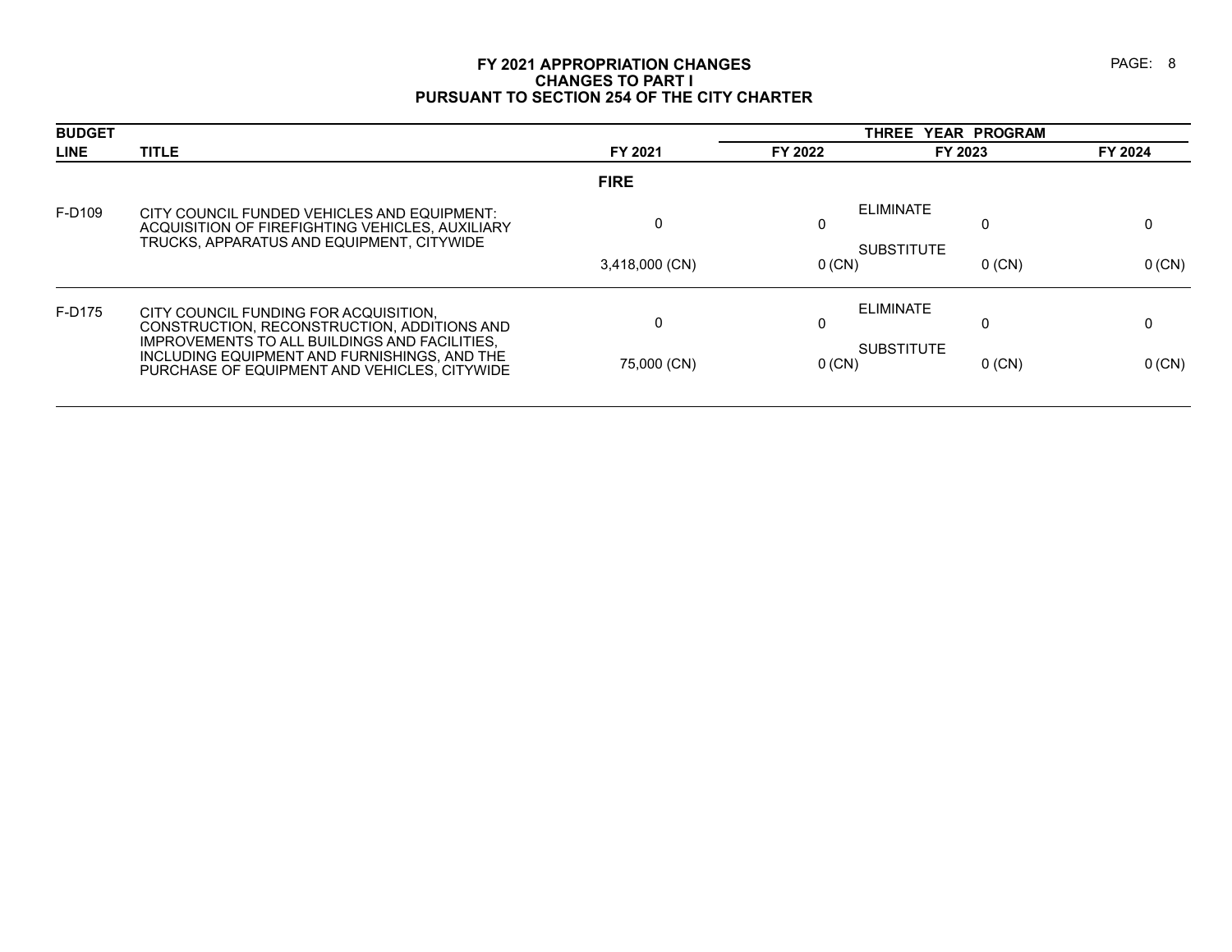# FY 2021 APPROPRIATION CHANGES
## CHANGES TO PART I
## PURSUANT TO SECTION 254 OF THE CITY CHARTER

| BUDGET LINE | TITLE | | FY 2021 | THREE YEAR PROGRAM FY 2022 | FY 2023 | FY 2024 |
|---|---|---|---|---|---|---|
| | | | **FIRE** | | | |
| F-D109 | CITY COUNCIL FUNDED VEHICLES AND EQUIPMENT: ACQUISITION OF FIREFIGHTING VEHICLES, AUXILIARY TRUCKS, APPARATUS AND EQUIPMENT, CITYWIDE | ELIMINATE | 0 | 0 | 0 | 0 |
| | | SUBSTITUTE | 3,418,000 (CN) | 0 (CN) | 0 (CN) | 0 (CN) |
| F-D175 | CITY COUNCIL FUNDING FOR ACQUISITION, CONSTRUCTION, RECONSTRUCTION, ADDITIONS AND IMPROVEMENTS TO ALL BUILDINGS AND FACILITIES, INCLUDING EQUIPMENT AND FURNISHINGS, AND THE PURCHASE OF EQUIPMENT AND VEHICLES, CITYWIDE | ELIMINATE | 0 | 0 | 0 | 0 |
| | | SUBSTITUTE | 75,000 (CN) | 0 (CN) | 0 (CN) | 0 (CN) |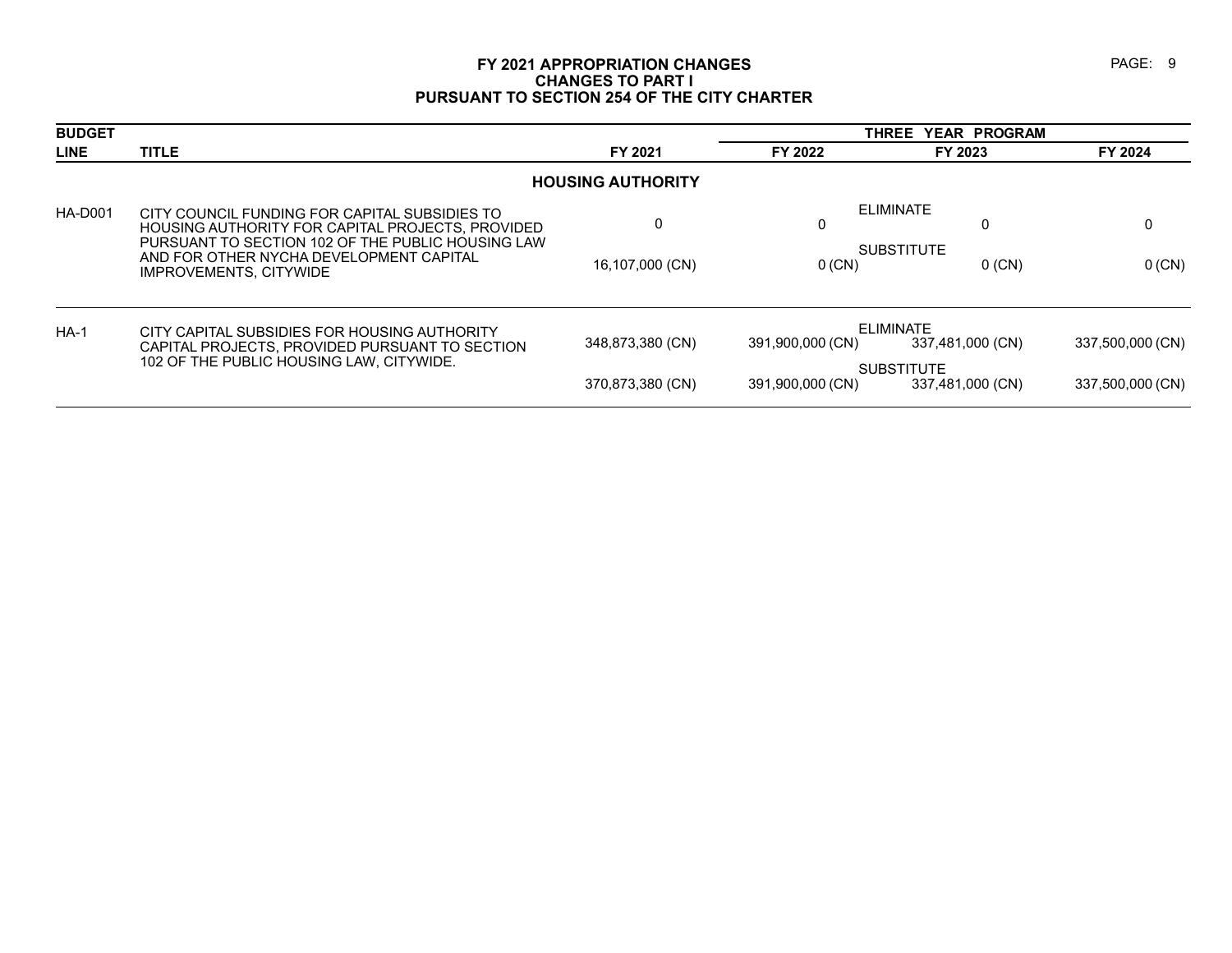# FY 2021 APPROPRIATION CHANGES
## CHANGES TO PART I
## PURSUANT TO SECTION 254 OF THE CITY CHARTER

| BUDGET LINE | TITLE | | FY 2021 | THREE YEAR PROGRAM FY 2022 | FY 2023 | FY 2024 |
|---|---|---|---|---|---|---|
| | | | **HOUSING AUTHORITY** | | | |
| HA-D001 | CITY COUNCIL FUNDING FOR CAPITAL SUBSIDIES TO HOUSING AUTHORITY FOR CAPITAL PROJECTS, PROVIDED PURSUANT TO SECTION 102 OF THE PUBLIC HOUSING LAW AND FOR OTHER NYCHA DEVELOPMENT CAPITAL IMPROVEMENTS, CITYWIDE | ELIMINATE | 0 | 0 | 0 | 0 |
| | | SUBSTITUTE | 16,107,000 (CN) | 0 (CN) | 0 (CN) | 0 (CN) |
| HA-1 | CITY CAPITAL SUBSIDIES FOR HOUSING AUTHORITY CAPITAL PROJECTS, PROVIDED PURSUANT TO SECTION 102 OF THE PUBLIC HOUSING LAW, CITYWIDE. | ELIMINATE | 348,873,380 (CN) | 391,900,000 (CN) | 337,481,000 (CN) | 337,500,000 (CN) |
| | | SUBSTITUTE | 370,873,380 (CN) | 391,900,000 (CN) | 337,481,000 (CN) | 337,500,000 (CN) |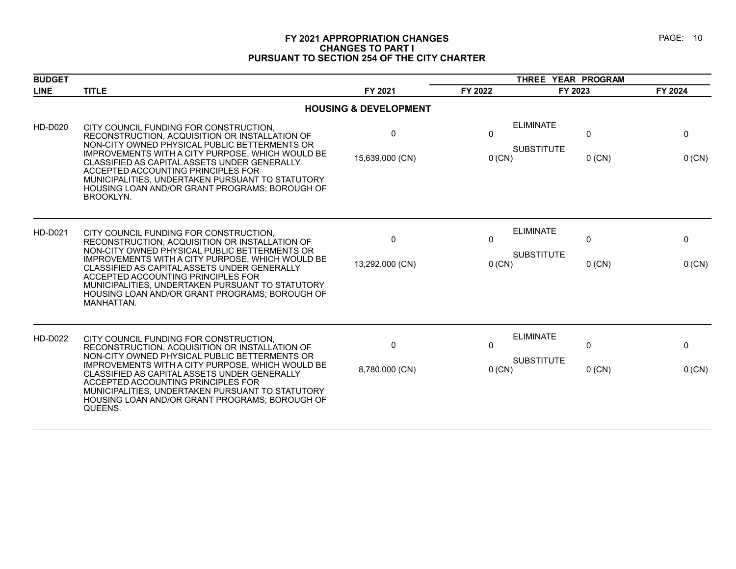## FY 2021 APPROPRIATION CHANGES
## CHANGES TO PART I
## PURSUANT TO SECTION 254 OF THE CITY CHARTER

| BUDGET LINE | TITLE | FY 2021 | THREE YEAR PROGRAM FY 2022 | FY 2023 | FY 2024 |
|---|---|---|---|---|---|
| | **HOUSING & DEVELOPMENT** | | | | |
| HD-D020 | CITY COUNCIL FUNDING FOR CONSTRUCTION, RECONSTRUCTION, ACQUISITION OR INSTALLATION OF NON-CITY OWNED PHYSICAL PUBLIC BETTERMENTS OR IMPROVEMENTS WITH A CITY PURPOSE, WHICH WOULD BE CLASSIFIED AS CAPITAL ASSETS UNDER GENERALLY ACCEPTED ACCOUNTING PRINCIPLES FOR MUNICIPALITIES, UNDERTAKEN PURSUANT TO STATUTORY HOUSING LOAN AND/OR GRANT PROGRAMS; BOROUGH OF BROOKLYN. | ELIMINATE 0 | 0 | 0 | 0 |
| | | SUBSTITUTE 15,639,000 (CN) | 0 (CN) | 0 (CN) | 0 (CN) |
| HD-D021 | CITY COUNCIL FUNDING FOR CONSTRUCTION, RECONSTRUCTION, ACQUISITION OR INSTALLATION OF NON-CITY OWNED PHYSICAL PUBLIC BETTERMENTS OR IMPROVEMENTS WITH A CITY PURPOSE, WHICH WOULD BE CLASSIFIED AS CAPITAL ASSETS UNDER GENERALLY ACCEPTED ACCOUNTING PRINCIPLES FOR MUNICIPALITIES, UNDERTAKEN PURSUANT TO STATUTORY HOUSING LOAN AND/OR GRANT PROGRAMS; BOROUGH OF MANHATTAN. | ELIMINATE 0 | 0 | 0 | 0 |
| | | SUBSTITUTE 13,292,000 (CN) | 0 (CN) | 0 (CN) | 0 (CN) |
| HD-D022 | CITY COUNCIL FUNDING FOR CONSTRUCTION, RECONSTRUCTION, ACQUISITION OR INSTALLATION OF NON-CITY OWNED PHYSICAL PUBLIC BETTERMENTS OR IMPROVEMENTS WITH A CITY PURPOSE, WHICH WOULD BE CLASSIFIED AS CAPITAL ASSETS UNDER GENERALLY ACCEPTED ACCOUNTING PRINCIPLES FOR MUNICIPALITIES, UNDERTAKEN PURSUANT TO STATUTORY HOUSING LOAN AND/OR GRANT PROGRAMS; BOROUGH OF QUEENS. | ELIMINATE 0 | 0 | 0 | 0 |
| | | SUBSTITUTE 8,780,000 (CN) | 0 (CN) | 0 (CN) | 0 (CN) |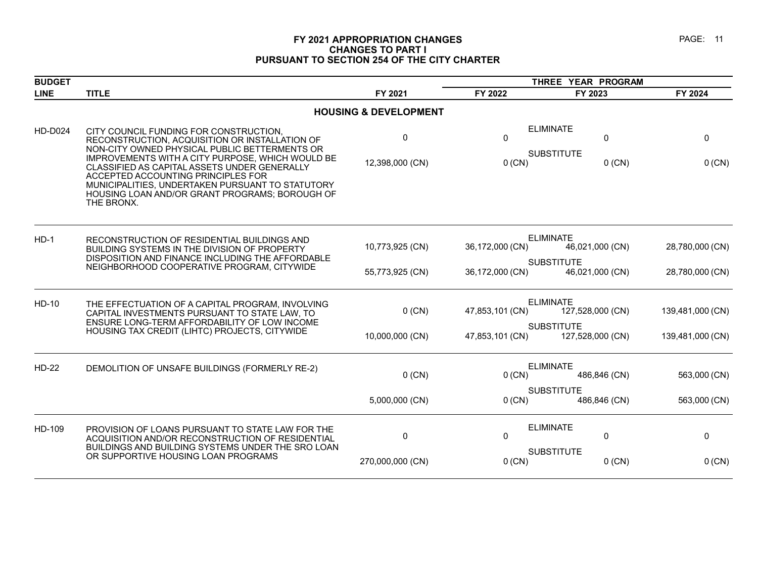# FY 2021 APPROPRIATION CHANGES
## CHANGES TO PART I
## PURSUANT TO SECTION 254 OF THE CITY CHARTER

| BUDGET LINE | TITLE | | FY 2021 | FY 2022 | FY 2023 | FY 2024 |
|---|---|---|---|---|---|---|
| | | | | THREE YEAR PROGRAM | | |
| | **HOUSING & DEVELOPMENT** | | | | | |
| HD-D024 | CITY COUNCIL FUNDING FOR CONSTRUCTION, RECONSTRUCTION, ACQUISITION OR INSTALLATION OF NON-CITY OWNED PHYSICAL PUBLIC BETTERMENTS OR IMPROVEMENTS WITH A CITY PURPOSE, WHICH WOULD BE CLASSIFIED AS CAPITAL ASSETS UNDER GENERALLY ACCEPTED ACCOUNTING PRINCIPLES FOR MUNICIPALITIES, UNDERTAKEN PURSUANT TO STATUTORY HOUSING LOAN AND/OR GRANT PROGRAMS; BOROUGH OF THE BRONX. | ELIMINATE | 0 | 0 | 0 | 0 |
| | | SUBSTITUTE | 12,398,000 (CN) | 0 (CN) | 0 (CN) | 0 (CN) |
| HD-1 | RECONSTRUCTION OF RESIDENTIAL BUILDINGS AND BUILDING SYSTEMS IN THE DIVISION OF PROPERTY DISPOSITION AND FINANCE INCLUDING THE AFFORDABLE NEIGHBORHOOD COOPERATIVE PROGRAM, CITYWIDE | ELIMINATE | 10,773,925 (CN) | 36,172,000 (CN) | 46,021,000 (CN) | 28,780,000 (CN) |
| | | SUBSTITUTE | 55,773,925 (CN) | 36,172,000 (CN) | 46,021,000 (CN) | 28,780,000 (CN) |
| HD-10 | THE EFFECTUATION OF A CAPITAL PROGRAM, INVOLVING CAPITAL INVESTMENTS PURSUANT TO STATE LAW, TO ENSURE LONG-TERM AFFORDABILITY OF LOW INCOME HOUSING TAX CREDIT (LIHTC) PROJECTS, CITYWIDE | ELIMINATE | 0 (CN) | 47,853,101 (CN) | 127,528,000 (CN) | 139,481,000 (CN) |
| | | SUBSTITUTE | 10,000,000 (CN) | 47,853,101 (CN) | 127,528,000 (CN) | 139,481,000 (CN) |
| HD-22 | DEMOLITION OF UNSAFE BUILDINGS (FORMERLY RE-2) | ELIMINATE | 0 (CN) | 0 (CN) | 486,846 (CN) | 563,000 (CN) |
| | | SUBSTITUTE | 5,000,000 (CN) | 0 (CN) | 486,846 (CN) | 563,000 (CN) |
| HD-109 | PROVISION OF LOANS PURSUANT TO STATE LAW FOR THE ACQUISITION AND/OR RECONSTRUCTION OF RESIDENTIAL BUILDINGS AND BUILDING SYSTEMS UNDER THE SRO LOAN OR SUPPORTIVE HOUSING LOAN PROGRAMS | ELIMINATE | 0 | 0 | 0 | 0 |
| | | SUBSTITUTE | 270,000,000 (CN) | 0 (CN) | 0 (CN) | 0 (CN) |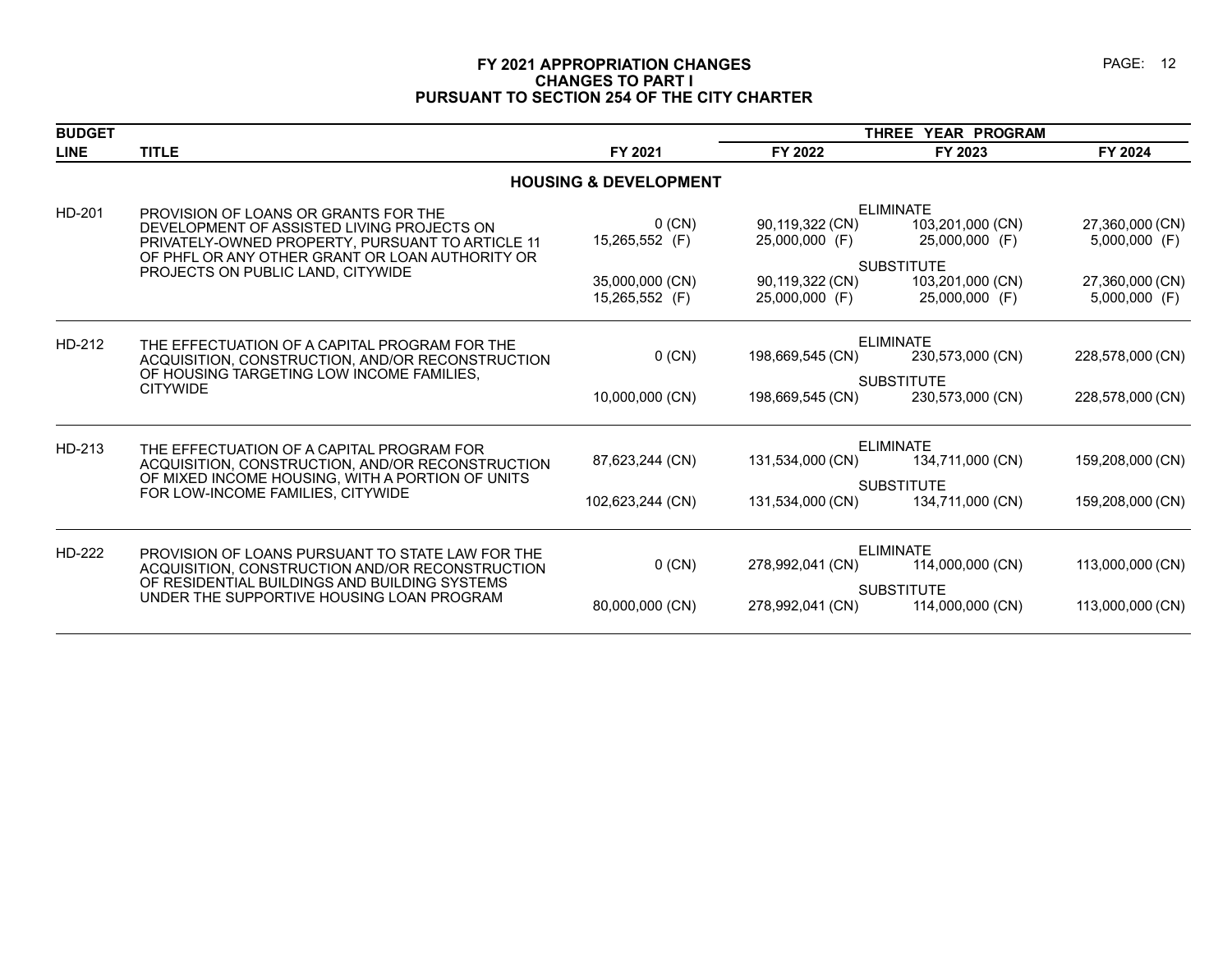# FY 2021 APPROPRIATION CHANGES
## CHANGES TO PART I
## PURSUANT TO SECTION 254 OF THE CITY CHARTER

| BUDGET LINE | TITLE | | FY 2021 | FY 2022 | FY 2023 | FY 2024 |
|---|---|---|---|---|---|---|
| | | | | THREE YEAR PROGRAM | | |
| | **HOUSING & DEVELOPMENT** | | | | | |
| HD-201 | PROVISION OF LOANS OR GRANTS FOR THE DEVELOPMENT OF ASSISTED LIVING PROJECTS ON PRIVATELY-OWNED PROPERTY, PURSUANT TO ARTICLE 11 OF PHFL OR ANY OTHER GRANT OR LOAN AUTHORITY OR PROJECTS ON PUBLIC LAND, CITYWIDE | ELIMINATE | 0 (CN)<br>15,265,552 (F) | 90,119,322 (CN)<br>25,000,000 (F) | 103,201,000 (CN)<br>25,000,000 (F) | 27,360,000 (CN)<br>5,000,000 (F) |
| | | SUBSTITUTE | 35,000,000 (CN)<br>15,265,552 (F) | 90,119,322 (CN)<br>25,000,000 (F) | 103,201,000 (CN)<br>25,000,000 (F) | 27,360,000 (CN)<br>5,000,000 (F) |
| HD-212 | THE EFFECTUATION OF A CAPITAL PROGRAM FOR THE ACQUISITION, CONSTRUCTION, AND/OR RECONSTRUCTION OF HOUSING TARGETING LOW INCOME FAMILIES, CITYWIDE | ELIMINATE | 0 (CN) | 198,669,545 (CN) | 230,573,000 (CN) | 228,578,000 (CN) |
| | | SUBSTITUTE | 10,000,000 (CN) | 198,669,545 (CN) | 230,573,000 (CN) | 228,578,000 (CN) |
| HD-213 | THE EFFECTUATION OF A CAPITAL PROGRAM FOR ACQUISITION, CONSTRUCTION, AND/OR RECONSTRUCTION OF MIXED INCOME HOUSING, WITH A PORTION OF UNITS FOR LOW-INCOME FAMILIES, CITYWIDE | ELIMINATE | 87,623,244 (CN) | 131,534,000 (CN) | 134,711,000 (CN) | 159,208,000 (CN) |
| | | SUBSTITUTE | 102,623,244 (CN) | 131,534,000 (CN) | 134,711,000 (CN) | 159,208,000 (CN) |
| HD-222 | PROVISION OF LOANS PURSUANT TO STATE LAW FOR THE ACQUISITION, CONSTRUCTION AND/OR RECONSTRUCTION OF RESIDENTIAL BUILDINGS AND BUILDING SYSTEMS UNDER THE SUPPORTIVE HOUSING LOAN PROGRAM | ELIMINATE | 0 (CN) | 278,992,041 (CN) | 114,000,000 (CN) | 113,000,000 (CN) |
| | | SUBSTITUTE | 80,000,000 (CN) | 278,992,041 (CN) | 114,000,000 (CN) | 113,000,000 (CN) |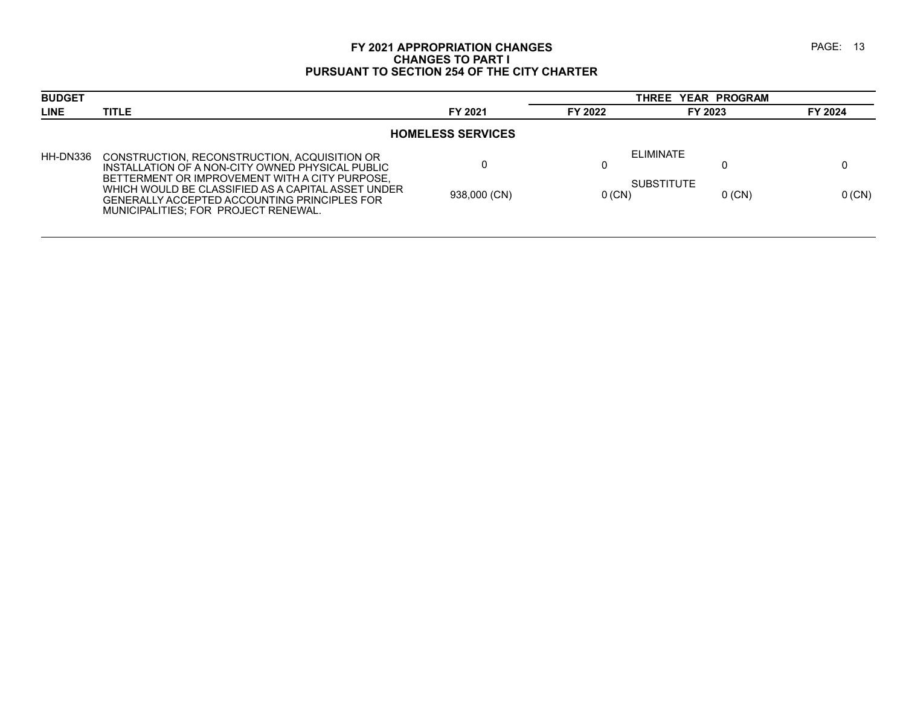# FY 2021 APPROPRIATION CHANGES
## CHANGES TO PART I
## PURSUANT TO SECTION 254 OF THE CITY CHARTER

| BUDGET LINE | TITLE | FY 2021 | THREE YEAR PROGRAM FY 2022 | FY 2023 | FY 2024 |
|---|---|---|---|---|---|
| | **HOMELESS SERVICES** | | | | |
| HH-DN336 | CONSTRUCTION, RECONSTRUCTION, ACQUISITION OR INSTALLATION OF A NON-CITY OWNED PHYSICAL PUBLIC BETTERMENT OR IMPROVEMENT WITH A CITY PURPOSE, WHICH WOULD BE CLASSIFIED AS A CAPITAL ASSET UNDER GENERALLY ACCEPTED ACCOUNTING PRINCIPLES FOR MUNICIPALITIES; FOR PROJECT RENEWAL. | | ELIMINATE | | |
| | | 0 | 0 | 0 | 0 |
| | | | SUBSTITUTE | | |
| | | 938,000 (CN) | 0 (CN) | 0 (CN) | 0 (CN) |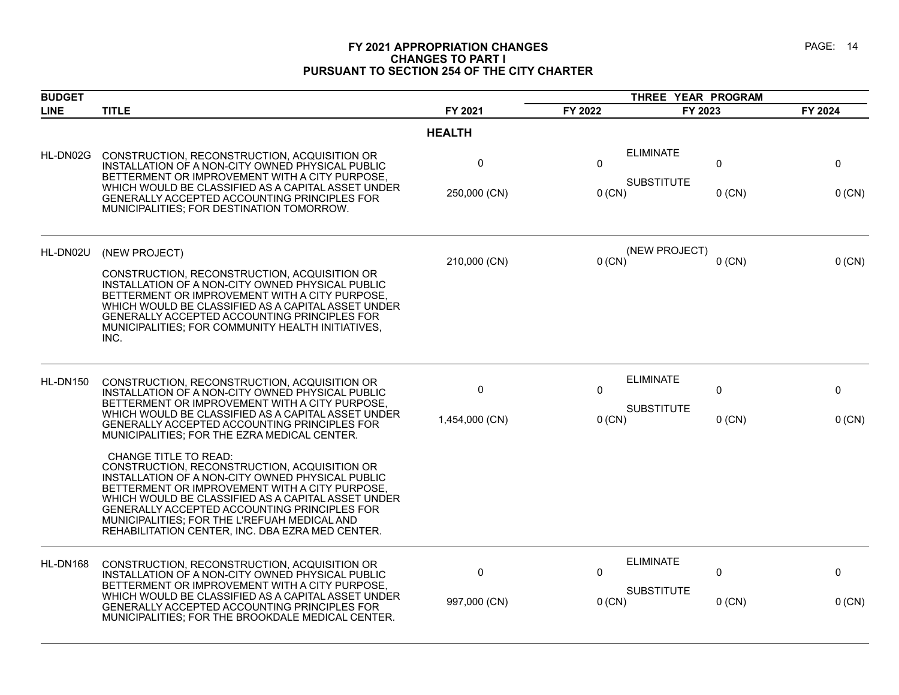# FY 2021 APPROPRIATION CHANGES
## CHANGES TO PART I
## PURSUANT TO SECTION 254 OF THE CITY CHARTER

| BUDGET LINE | TITLE | FY 2021 | THREE YEAR PROGRAM FY 2022 | FY 2023 | FY 2024 |
|---|---|---|---|---|---|
| | **HEALTH** | | | | |
| HL-DN02G | CONSTRUCTION, RECONSTRUCTION, ACQUISITION OR INSTALLATION OF A NON-CITY OWNED PHYSICAL PUBLIC BETTERMENT OR IMPROVEMENT WITH A CITY PURPOSE, WHICH WOULD BE CLASSIFIED AS A CAPITAL ASSET UNDER GENERALLY ACCEPTED ACCOUNTING PRINCIPLES FOR MUNICIPALITIES; FOR DESTINATION TOMORROW. | ELIMINATE<br>0<br>SUBSTITUTE<br>250,000 (CN) | 0<br><br>0 (CN) | 0<br><br>0 (CN) | 0<br><br>0 (CN) |
| HL-DN02U | (NEW PROJECT)<br><br>CONSTRUCTION, RECONSTRUCTION, ACQUISITION OR INSTALLATION OF A NON-CITY OWNED PHYSICAL PUBLIC BETTERMENT OR IMPROVEMENT WITH A CITY PURPOSE, WHICH WOULD BE CLASSIFIED AS A CAPITAL ASSET UNDER GENERALLY ACCEPTED ACCOUNTING PRINCIPLES FOR MUNICIPALITIES; FOR COMMUNITY HEALTH INITIATIVES, INC. | (NEW PROJECT)<br>210,000 (CN) | 0 (CN) | 0 (CN) | 0 (CN) |
| HL-DN150 | CONSTRUCTION, RECONSTRUCTION, ACQUISITION OR INSTALLATION OF A NON-CITY OWNED PHYSICAL PUBLIC BETTERMENT OR IMPROVEMENT WITH A CITY PURPOSE, WHICH WOULD BE CLASSIFIED AS A CAPITAL ASSET UNDER GENERALLY ACCEPTED ACCOUNTING PRINCIPLES FOR MUNICIPALITIES; FOR THE EZRA MEDICAL CENTER.<br><br>CHANGE TITLE TO READ:<br>CONSTRUCTION, RECONSTRUCTION, ACQUISITION OR INSTALLATION OF A NON-CITY OWNED PHYSICAL PUBLIC BETTERMENT OR IMPROVEMENT WITH A CITY PURPOSE, WHICH WOULD BE CLASSIFIED AS A CAPITAL ASSET UNDER GENERALLY ACCEPTED ACCOUNTING PRINCIPLES FOR MUNICIPALITIES; FOR THE L'REFUAH MEDICAL AND REHABILITATION CENTER, INC. DBA EZRA MED CENTER. | ELIMINATE<br>0<br>SUBSTITUTE<br>1,454,000 (CN) | 0<br><br>0 (CN) | 0<br><br>0 (CN) | 0<br><br>0 (CN) |
| HL-DN168 | CONSTRUCTION, RECONSTRUCTION, ACQUISITION OR INSTALLATION OF A NON-CITY OWNED PHYSICAL PUBLIC BETTERMENT OR IMPROVEMENT WITH A CITY PURPOSE, WHICH WOULD BE CLASSIFIED AS A CAPITAL ASSET UNDER GENERALLY ACCEPTED ACCOUNTING PRINCIPLES FOR MUNICIPALITIES; FOR THE BROOKDALE MEDICAL CENTER. | ELIMINATE<br>0<br>SUBSTITUTE<br>997,000 (CN) | 0<br><br>0 (CN) | 0<br><br>0 (CN) | 0<br><br>0 (CN) |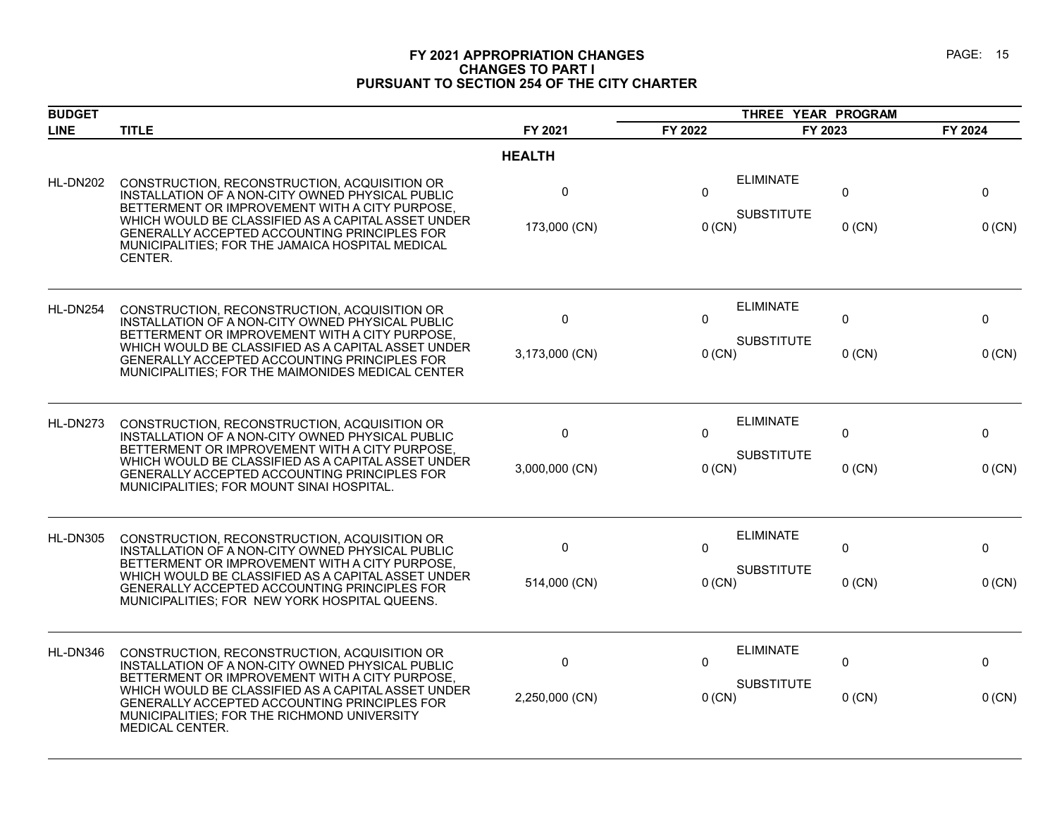### FY 2021 APPROPRIATION CHANGES
### CHANGES TO PART I
### PURSUANT TO SECTION 254 OF THE CITY CHARTER

| BUDGET LINE | TITLE | FY 2021 | THREE YEAR PROGRAM FY 2022 | FY 2023 | FY 2024 |
|---|---|---|---|---|---|
| | | **HEALTH** | | | |
| HL-DN202 | CONSTRUCTION, RECONSTRUCTION, ACQUISITION OR INSTALLATION OF A NON-CITY OWNED PHYSICAL PUBLIC BETTERMENT OR IMPROVEMENT WITH A CITY PURPOSE, WHICH WOULD BE CLASSIFIED AS A CAPITAL ASSET UNDER GENERALLY ACCEPTED ACCOUNTING PRINCIPLES FOR MUNICIPALITIES; FOR THE JAMAICA HOSPITAL MEDICAL CENTER. | ELIMINATE 0<br>SUBSTITUTE 173,000 (CN) | 0<br>0 (CN) | 0<br>0 (CN) | 0<br>0 (CN) |
| HL-DN254 | CONSTRUCTION, RECONSTRUCTION, ACQUISITION OR INSTALLATION OF A NON-CITY OWNED PHYSICAL PUBLIC BETTERMENT OR IMPROVEMENT WITH A CITY PURPOSE, WHICH WOULD BE CLASSIFIED AS A CAPITAL ASSET UNDER GENERALLY ACCEPTED ACCOUNTING PRINCIPLES FOR MUNICIPALITIES; FOR THE MAIMONIDES MEDICAL CENTER | ELIMINATE 0<br>SUBSTITUTE 3,173,000 (CN) | 0<br>0 (CN) | 0<br>0 (CN) | 0<br>0 (CN) |
| HL-DN273 | CONSTRUCTION, RECONSTRUCTION, ACQUISITION OR INSTALLATION OF A NON-CITY OWNED PHYSICAL PUBLIC BETTERMENT OR IMPROVEMENT WITH A CITY PURPOSE, WHICH WOULD BE CLASSIFIED AS A CAPITAL ASSET UNDER GENERALLY ACCEPTED ACCOUNTING PRINCIPLES FOR MUNICIPALITIES; FOR MOUNT SINAI HOSPITAL. | ELIMINATE 0<br>SUBSTITUTE 3,000,000 (CN) | 0<br>0 (CN) | 0<br>0 (CN) | 0<br>0 (CN) |
| HL-DN305 | CONSTRUCTION, RECONSTRUCTION, ACQUISITION OR INSTALLATION OF A NON-CITY OWNED PHYSICAL PUBLIC BETTERMENT OR IMPROVEMENT WITH A CITY PURPOSE, WHICH WOULD BE CLASSIFIED AS A CAPITAL ASSET UNDER GENERALLY ACCEPTED ACCOUNTING PRINCIPLES FOR MUNICIPALITIES; FOR NEW YORK HOSPITAL QUEENS. | ELIMINATE 0<br>SUBSTITUTE 514,000 (CN) | 0<br>0 (CN) | 0<br>0 (CN) | 0<br>0 (CN) |
| HL-DN346 | CONSTRUCTION, RECONSTRUCTION, ACQUISITION OR INSTALLATION OF A NON-CITY OWNED PHYSICAL PUBLIC BETTERMENT OR IMPROVEMENT WITH A CITY PURPOSE, WHICH WOULD BE CLASSIFIED AS A CAPITAL ASSET UNDER GENERALLY ACCEPTED ACCOUNTING PRINCIPLES FOR MUNICIPALITIES; FOR THE RICHMOND UNIVERSITY MEDICAL CENTER. | ELIMINATE 0<br>SUBSTITUTE 2,250,000 (CN) | 0<br>0 (CN) | 0<br>0 (CN) | 0<br>0 (CN) |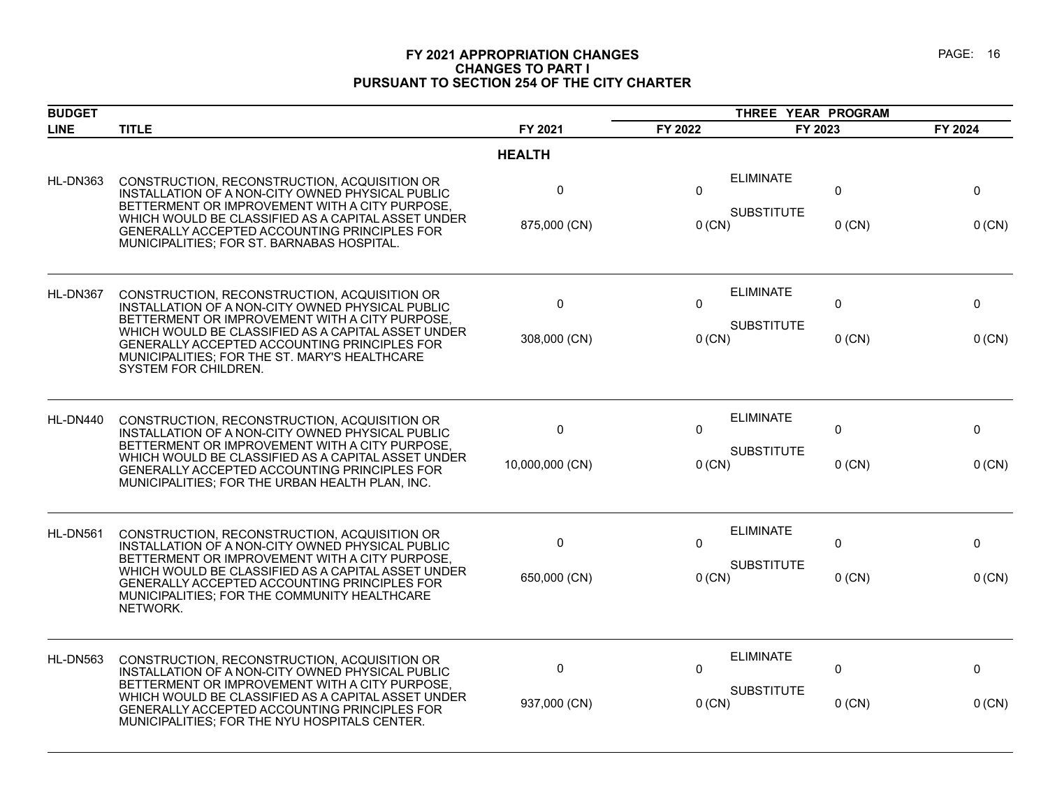# FY 2021 APPROPRIATION CHANGES
## CHANGES TO PART I
## PURSUANT TO SECTION 254 OF THE CITY CHARTER

| BUDGET LINE | TITLE | FY 2021 | THREE YEAR PROGRAM FY 2022 | FY 2023 | FY 2024 |
|---|---|---|---|---|---|
| | **HEALTH** | | | | |
| HL-DN363 | CONSTRUCTION, RECONSTRUCTION, ACQUISITION OR INSTALLATION OF A NON-CITY OWNED PHYSICAL PUBLIC BETTERMENT OR IMPROVEMENT WITH A CITY PURPOSE, WHICH WOULD BE CLASSIFIED AS A CAPITAL ASSET UNDER GENERALLY ACCEPTED ACCOUNTING PRINCIPLES FOR MUNICIPALITIES; FOR ST. BARNABAS HOSPITAL. | ELIMINATE 0 | 0 | 0 | 0 |
| | | SUBSTITUTE 875,000 (CN) | 0 (CN) | 0 (CN) | 0 (CN) |
| HL-DN367 | CONSTRUCTION, RECONSTRUCTION, ACQUISITION OR INSTALLATION OF A NON-CITY OWNED PHYSICAL PUBLIC BETTERMENT OR IMPROVEMENT WITH A CITY PURPOSE, WHICH WOULD BE CLASSIFIED AS A CAPITAL ASSET UNDER GENERALLY ACCEPTED ACCOUNTING PRINCIPLES FOR MUNICIPALITIES; FOR THE ST. MARY'S HEALTHCARE SYSTEM FOR CHILDREN. | ELIMINATE 0 | 0 | 0 | 0 |
| | | SUBSTITUTE 308,000 (CN) | 0 (CN) | 0 (CN) | 0 (CN) |
| HL-DN440 | CONSTRUCTION, RECONSTRUCTION, ACQUISITION OR INSTALLATION OF A NON-CITY OWNED PHYSICAL PUBLIC BETTERMENT OR IMPROVEMENT WITH A CITY PURPOSE, WHICH WOULD BE CLASSIFIED AS A CAPITAL ASSET UNDER GENERALLY ACCEPTED ACCOUNTING PRINCIPLES FOR MUNICIPALITIES; FOR THE URBAN HEALTH PLAN, INC. | ELIMINATE 0 | 0 | 0 | 0 |
| | | SUBSTITUTE 10,000,000 (CN) | 0 (CN) | 0 (CN) | 0 (CN) |
| HL-DN561 | CONSTRUCTION, RECONSTRUCTION, ACQUISITION OR INSTALLATION OF A NON-CITY OWNED PHYSICAL PUBLIC BETTERMENT OR IMPROVEMENT WITH A CITY PURPOSE, WHICH WOULD BE CLASSIFIED AS A CAPITAL ASSET UNDER GENERALLY ACCEPTED ACCOUNTING PRINCIPLES FOR MUNICIPALITIES; FOR THE COMMUNITY HEALTHCARE NETWORK. | ELIMINATE 0 | 0 | 0 | 0 |
| | | SUBSTITUTE 650,000 (CN) | 0 (CN) | 0 (CN) | 0 (CN) |
| HL-DN563 | CONSTRUCTION, RECONSTRUCTION, ACQUISITION OR INSTALLATION OF A NON-CITY OWNED PHYSICAL PUBLIC BETTERMENT OR IMPROVEMENT WITH A CITY PURPOSE, WHICH WOULD BE CLASSIFIED AS A CAPITAL ASSET UNDER GENERALLY ACCEPTED ACCOUNTING PRINCIPLES FOR MUNICIPALITIES; FOR THE NYU HOSPITALS CENTER. | ELIMINATE 0 | 0 | 0 | 0 |
| | | SUBSTITUTE 937,000 (CN) | 0 (CN) | 0 (CN) | 0 (CN) |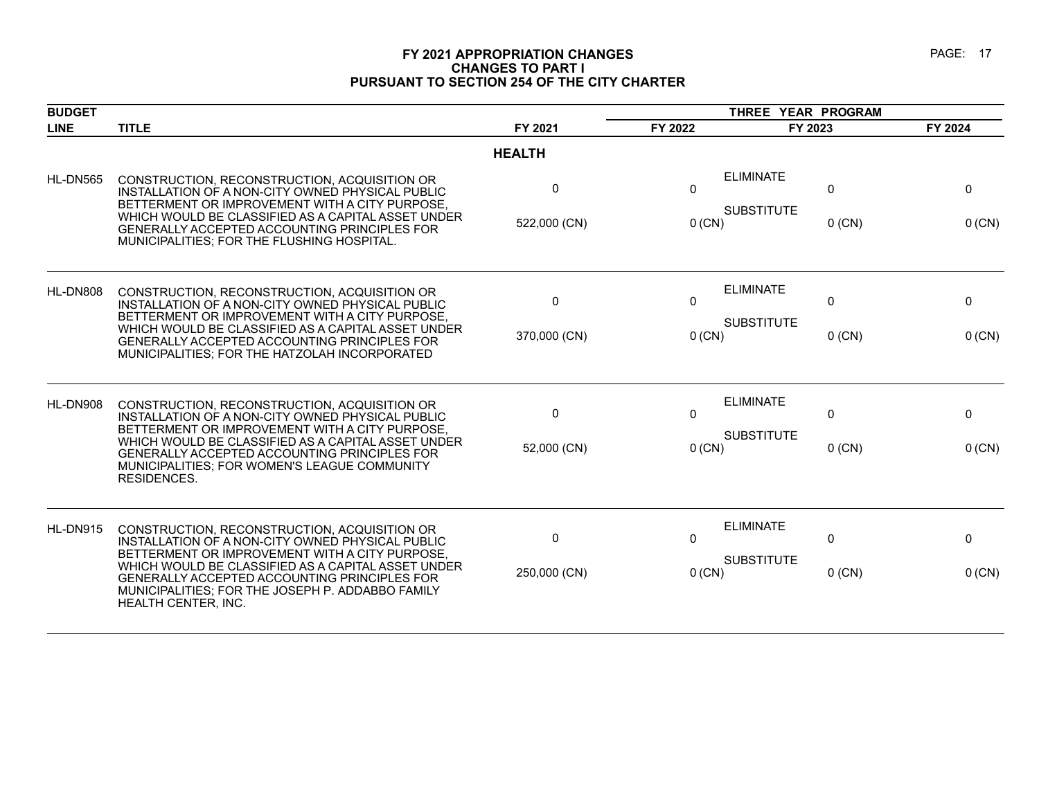# FY 2021 APPROPRIATION CHANGES
## CHANGES TO PART I
## PURSUANT TO SECTION 254 OF THE CITY CHARTER

| BUDGET LINE | TITLE | FY 2021 | FY 2022 | FY 2023 | FY 2024 |
|---|---|---|---|---|---|
| | | | THREE YEAR PROGRAM | | |
| | **HEALTH** | | | | |
| HL-DN565 | CONSTRUCTION, RECONSTRUCTION, ACQUISITION OR INSTALLATION OF A NON-CITY OWNED PHYSICAL PUBLIC BETTERMENT OR IMPROVEMENT WITH A CITY PURPOSE, WHICH WOULD BE CLASSIFIED AS A CAPITAL ASSET UNDER GENERALLY ACCEPTED ACCOUNTING PRINCIPLES FOR MUNICIPALITIES; FOR THE FLUSHING HOSPITAL. | | | | |
| | ELIMINATE | 0 | 0 | 0 | 0 |
| | SUBSTITUTE | 522,000 (CN) | 0 (CN) | 0 (CN) | 0 (CN) |
| HL-DN808 | CONSTRUCTION, RECONSTRUCTION, ACQUISITION OR INSTALLATION OF A NON-CITY OWNED PHYSICAL PUBLIC BETTERMENT OR IMPROVEMENT WITH A CITY PURPOSE, WHICH WOULD BE CLASSIFIED AS A CAPITAL ASSET UNDER GENERALLY ACCEPTED ACCOUNTING PRINCIPLES FOR MUNICIPALITIES; FOR THE HATZOLAH INCORPORATED | | | | |
| | ELIMINATE | 0 | 0 | 0 | 0 |
| | SUBSTITUTE | 370,000 (CN) | 0 (CN) | 0 (CN) | 0 (CN) |
| HL-DN908 | CONSTRUCTION, RECONSTRUCTION, ACQUISITION OR INSTALLATION OF A NON-CITY OWNED PHYSICAL PUBLIC BETTERMENT OR IMPROVEMENT WITH A CITY PURPOSE, WHICH WOULD BE CLASSIFIED AS A CAPITAL ASSET UNDER GENERALLY ACCEPTED ACCOUNTING PRINCIPLES FOR MUNICIPALITIES; FOR WOMEN'S LEAGUE COMMUNITY RESIDENCES. | | | | |
| | ELIMINATE | 0 | 0 | 0 | 0 |
| | SUBSTITUTE | 52,000 (CN) | 0 (CN) | 0 (CN) | 0 (CN) |
| HL-DN915 | CONSTRUCTION, RECONSTRUCTION, ACQUISITION OR INSTALLATION OF A NON-CITY OWNED PHYSICAL PUBLIC BETTERMENT OR IMPROVEMENT WITH A CITY PURPOSE, WHICH WOULD BE CLASSIFIED AS A CAPITAL ASSET UNDER GENERALLY ACCEPTED ACCOUNTING PRINCIPLES FOR MUNICIPALITIES; FOR THE JOSEPH P. ADDABBO FAMILY HEALTH CENTER, INC. | | | | |
| | ELIMINATE | 0 | 0 | 0 | 0 |
| | SUBSTITUTE | 250,000 (CN) | 0 (CN) | 0 (CN) | 0 (CN) |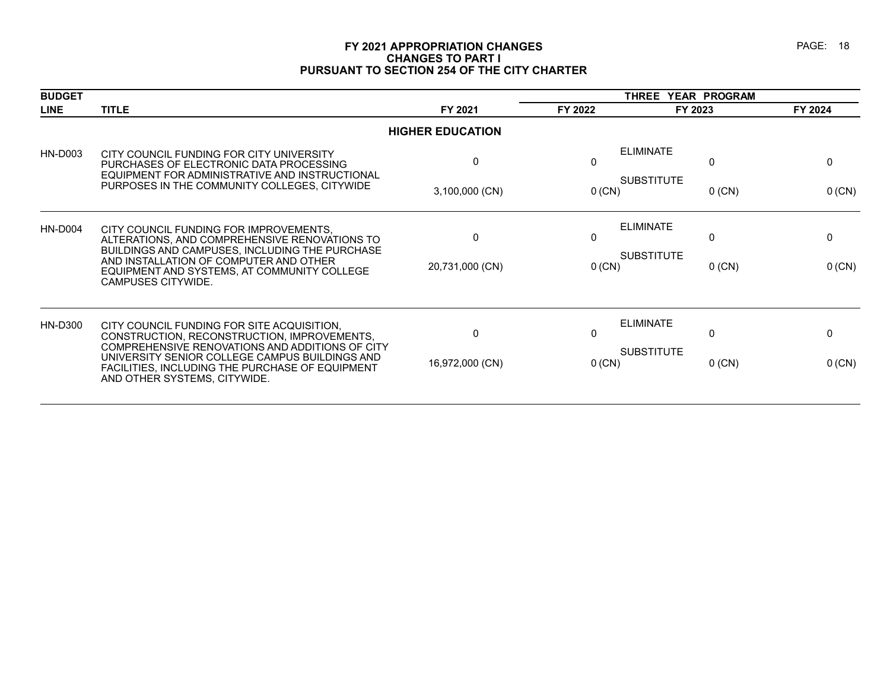# FY 2021 APPROPRIATION CHANGES
## CHANGES TO PART I
## PURSUANT TO SECTION 254 OF THE CITY CHARTER

| BUDGET LINE | TITLE | | FY 2021 | THREE YEAR PROGRAM FY 2022 | FY 2023 | FY 2024 |
|---|---|---|---|---|---|---|
| | | | **HIGHER EDUCATION** | | | |
| HN-D003 | CITY COUNCIL FUNDING FOR CITY UNIVERSITY PURCHASES OF ELECTRONIC DATA PROCESSING EQUIPMENT FOR ADMINISTRATIVE AND INSTRUCTIONAL PURPOSES IN THE COMMUNITY COLLEGES, CITYWIDE | ELIMINATE | 0 | 0 | 0 | 0 |
| | | SUBSTITUTE | 3,100,000 (CN) | 0 (CN) | 0 (CN) | 0 (CN) |
| HN-D004 | CITY COUNCIL FUNDING FOR IMPROVEMENTS, ALTERATIONS, AND COMPREHENSIVE RENOVATIONS TO BUILDINGS AND CAMPUSES, INCLUDING THE PURCHASE AND INSTALLATION OF COMPUTER AND OTHER EQUIPMENT AND SYSTEMS, AT COMMUNITY COLLEGE CAMPUSES CITYWIDE. | ELIMINATE | 0 | 0 | 0 | 0 |
| | | SUBSTITUTE | 20,731,000 (CN) | 0 (CN) | 0 (CN) | 0 (CN) |
| HN-D300 | CITY COUNCIL FUNDING FOR SITE ACQUISITION, CONSTRUCTION, RECONSTRUCTION, IMPROVEMENTS, COMPREHENSIVE RENOVATIONS AND ADDITIONS OF CITY UNIVERSITY SENIOR COLLEGE CAMPUS BUILDINGS AND FACILITIES, INCLUDING THE PURCHASE OF EQUIPMENT AND OTHER SYSTEMS, CITYWIDE. | ELIMINATE | 0 | 0 | 0 | 0 |
| | | SUBSTITUTE | 16,972,000 (CN) | 0 (CN) | 0 (CN) | 0 (CN) |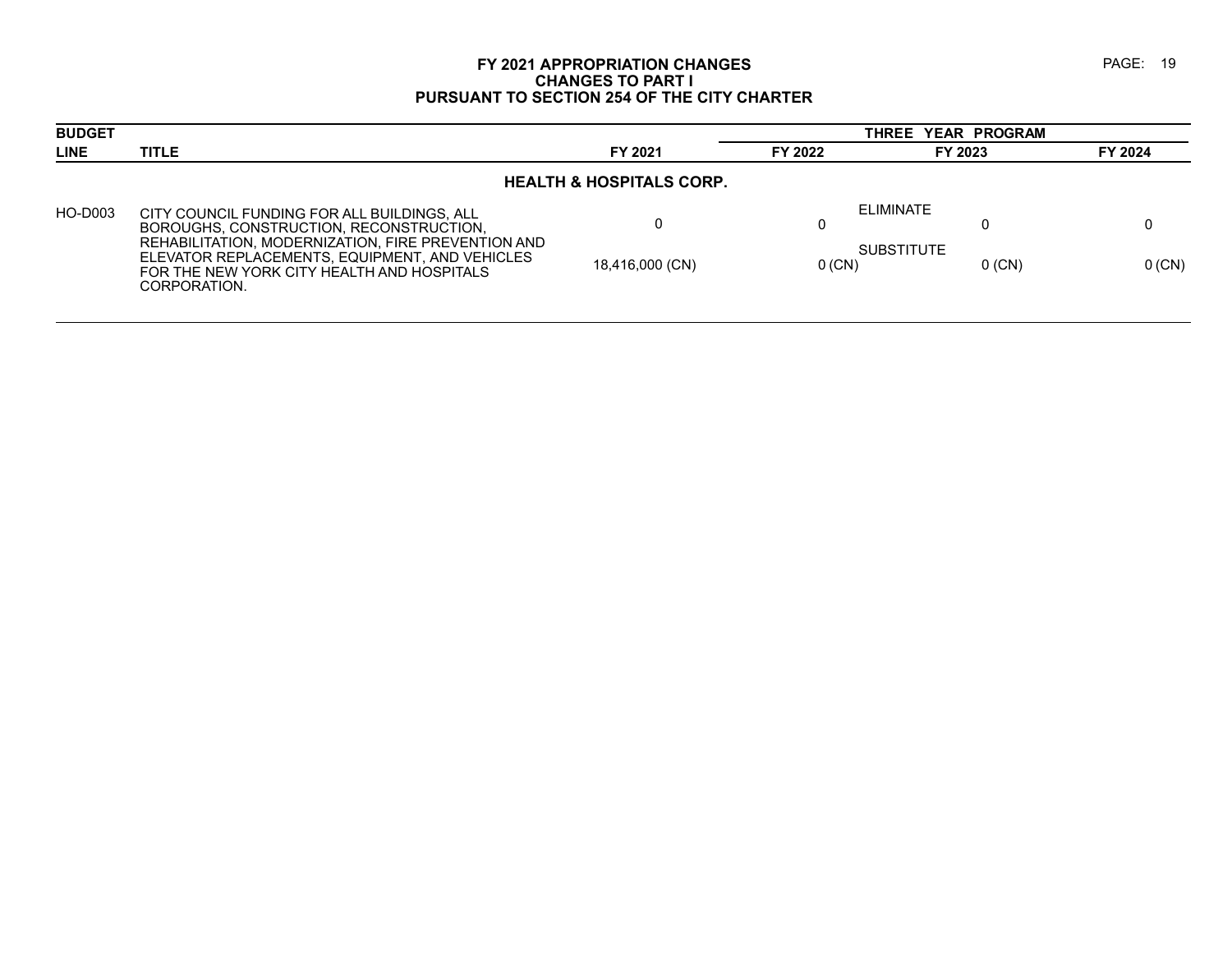# FY 2021 APPROPRIATION CHANGES
## CHANGES TO PART I
## PURSUANT TO SECTION 254 OF THE CITY CHARTER

| BUDGET LINE | TITLE | FY 2021 | THREE YEAR PROGRAM FY 2022 | FY 2023 | FY 2024 |
|---|---|---|---|---|---|
| | **HEALTH & HOSPITALS CORP.** | | | | |
| HO-D003 | CITY COUNCIL FUNDING FOR ALL BUILDINGS, ALL BOROUGHS, CONSTRUCTION, RECONSTRUCTION, REHABILITATION, MODERNIZATION, FIRE PREVENTION AND ELEVATOR REPLACEMENTS, EQUIPMENT, AND VEHICLES FOR THE NEW YORK CITY HEALTH AND HOSPITALS CORPORATION. | | ELIMINATE | | |
| | | 0 | 0 | 0 | 0 |
| | | | SUBSTITUTE | | |
| | | 18,416,000 (CN) | 0 (CN) | 0 (CN) | 0 (CN) |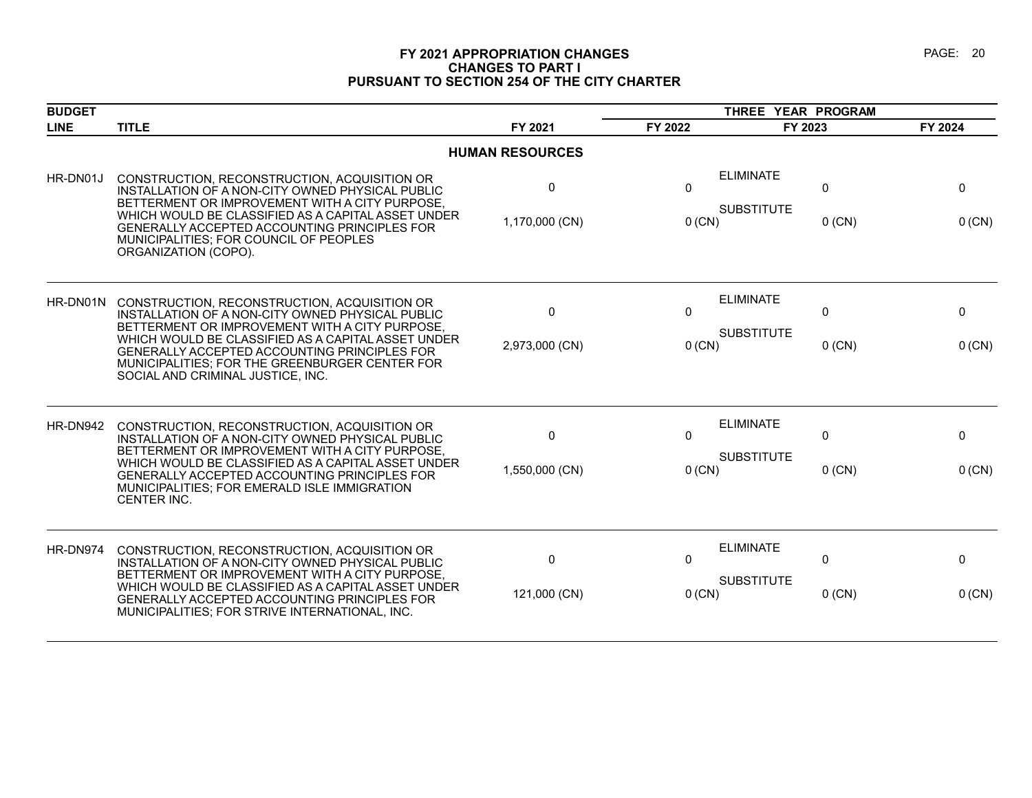# FY 2021 APPROPRIATION CHANGES
## CHANGES TO PART I
## PURSUANT TO SECTION 254 OF THE CITY CHARTER

| BUDGET LINE | TITLE | | FY 2021 | FY 2022 | FY 2023 | FY 2024 |
|---|---|---|---|---|---|---|
| | | | | THREE YEAR PROGRAM | | |
| | **HUMAN RESOURCES** | | | | | |
| HR-DN01J | CONSTRUCTION, RECONSTRUCTION, ACQUISITION OR INSTALLATION OF A NON-CITY OWNED PHYSICAL PUBLIC BETTERMENT OR IMPROVEMENT WITH A CITY PURPOSE, WHICH WOULD BE CLASSIFIED AS A CAPITAL ASSET UNDER GENERALLY ACCEPTED ACCOUNTING PRINCIPLES FOR MUNICIPALITIES; FOR COUNCIL OF PEOPLES ORGANIZATION (COPO). | ELIMINATE | 0 | 0 | 0 | 0 |
| | | SUBSTITUTE | 1,170,000 (CN) | 0 (CN) | 0 (CN) | 0 (CN) |
| HR-DN01N | CONSTRUCTION, RECONSTRUCTION, ACQUISITION OR INSTALLATION OF A NON-CITY OWNED PHYSICAL PUBLIC BETTERMENT OR IMPROVEMENT WITH A CITY PURPOSE, WHICH WOULD BE CLASSIFIED AS A CAPITAL ASSET UNDER GENERALLY ACCEPTED ACCOUNTING PRINCIPLES FOR MUNICIPALITIES; FOR THE GREENBURGER CENTER FOR SOCIAL AND CRIMINAL JUSTICE, INC. | ELIMINATE | 0 | 0 | 0 | 0 |
| | | SUBSTITUTE | 2,973,000 (CN) | 0 (CN) | 0 (CN) | 0 (CN) |
| HR-DN942 | CONSTRUCTION, RECONSTRUCTION, ACQUISITION OR INSTALLATION OF A NON-CITY OWNED PHYSICAL PUBLIC BETTERMENT OR IMPROVEMENT WITH A CITY PURPOSE, WHICH WOULD BE CLASSIFIED AS A CAPITAL ASSET UNDER GENERALLY ACCEPTED ACCOUNTING PRINCIPLES FOR MUNICIPALITIES; FOR EMERALD ISLE IMMIGRATION CENTER INC. | ELIMINATE | 0 | 0 | 0 | 0 |
| | | SUBSTITUTE | 1,550,000 (CN) | 0 (CN) | 0 (CN) | 0 (CN) |
| HR-DN974 | CONSTRUCTION, RECONSTRUCTION, ACQUISITION OR INSTALLATION OF A NON-CITY OWNED PHYSICAL PUBLIC BETTERMENT OR IMPROVEMENT WITH A CITY PURPOSE, WHICH WOULD BE CLASSIFIED AS A CAPITAL ASSET UNDER GENERALLY ACCEPTED ACCOUNTING PRINCIPLES FOR MUNICIPALITIES; FOR STRIVE INTERNATIONAL, INC. | ELIMINATE | 0 | 0 | 0 | 0 |
| | | SUBSTITUTE | 121,000 (CN) | 0 (CN) | 0 (CN) | 0 (CN) |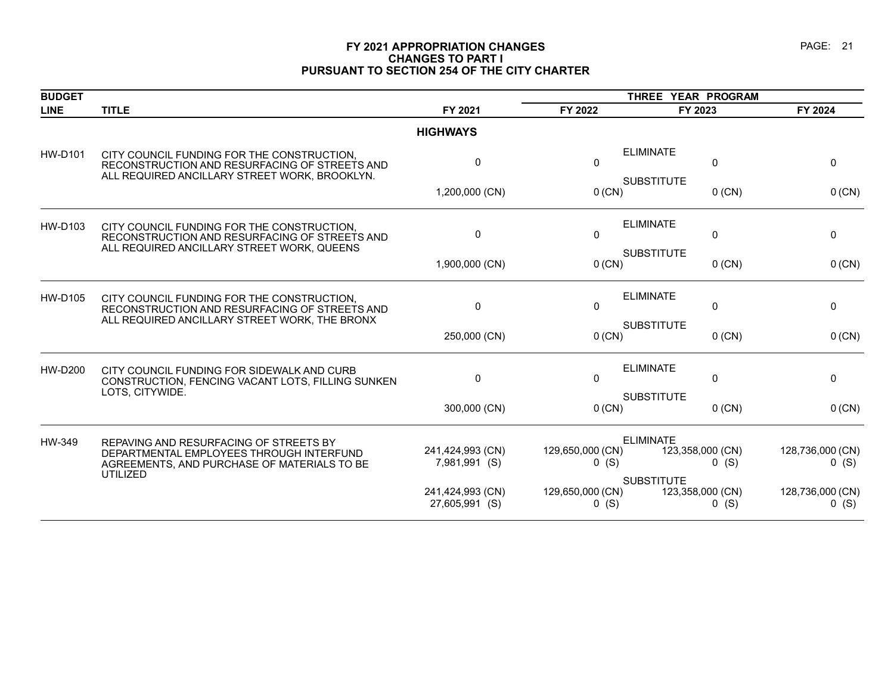# FY 2021 APPROPRIATION CHANGES
## CHANGES TO PART I
## PURSUANT TO SECTION 254 OF THE CITY CHARTER

| BUDGET LINE | TITLE | | FY 2021 | FY 2022 | FY 2023 | FY 2024 |
|---|---|---|---|---|---|---|
| | | | | THREE YEAR PROGRAM | | |
| | | | **HIGHWAYS** | | | |
| HW-D101 | CITY COUNCIL FUNDING FOR THE CONSTRUCTION, RECONSTRUCTION AND RESURFACING OF STREETS AND ALL REQUIRED ANCILLARY STREET WORK, BROOKLYN. | ELIMINATE | 0 | 0 | 0 | 0 |
| | | SUBSTITUTE | 1,200,000 (CN) | 0 (CN) | 0 (CN) | 0 (CN) |
| HW-D103 | CITY COUNCIL FUNDING FOR THE CONSTRUCTION, RECONSTRUCTION AND RESURFACING OF STREETS AND ALL REQUIRED ANCILLARY STREET WORK, QUEENS | ELIMINATE | 0 | 0 | 0 | 0 |
| | | SUBSTITUTE | 1,900,000 (CN) | 0 (CN) | 0 (CN) | 0 (CN) |
| HW-D105 | CITY COUNCIL FUNDING FOR THE CONSTRUCTION, RECONSTRUCTION AND RESURFACING OF STREETS AND ALL REQUIRED ANCILLARY STREET WORK, THE BRONX | ELIMINATE | 0 | 0 | 0 | 0 |
| | | SUBSTITUTE | 250,000 (CN) | 0 (CN) | 0 (CN) | 0 (CN) |
| HW-D200 | CITY COUNCIL FUNDING FOR SIDEWALK AND CURB CONSTRUCTION, FENCING VACANT LOTS, FILLING SUNKEN LOTS, CITYWIDE. | ELIMINATE | 0 | 0 | 0 | 0 |
| | | SUBSTITUTE | 300,000 (CN) | 0 (CN) | 0 (CN) | 0 (CN) |
| HW-349 | REPAVING AND RESURFACING OF STREETS BY DEPARTMENTAL EMPLOYEES THROUGH INTERFUND AGREEMENTS, AND PURCHASE OF MATERIALS TO BE UTILIZED | ELIMINATE | 241,424,993 (CN)<br>7,981,991 (S) | 129,650,000 (CN)<br>0 (S) | 123,358,000 (CN)<br>0 (S) | 128,736,000 (CN)<br>0 (S) |
| | | SUBSTITUTE | 241,424,993 (CN)<br>27,605,991 (S) | 129,650,000 (CN)<br>0 (S) | 123,358,000 (CN)<br>0 (S) | 128,736,000 (CN)<br>0 (S) |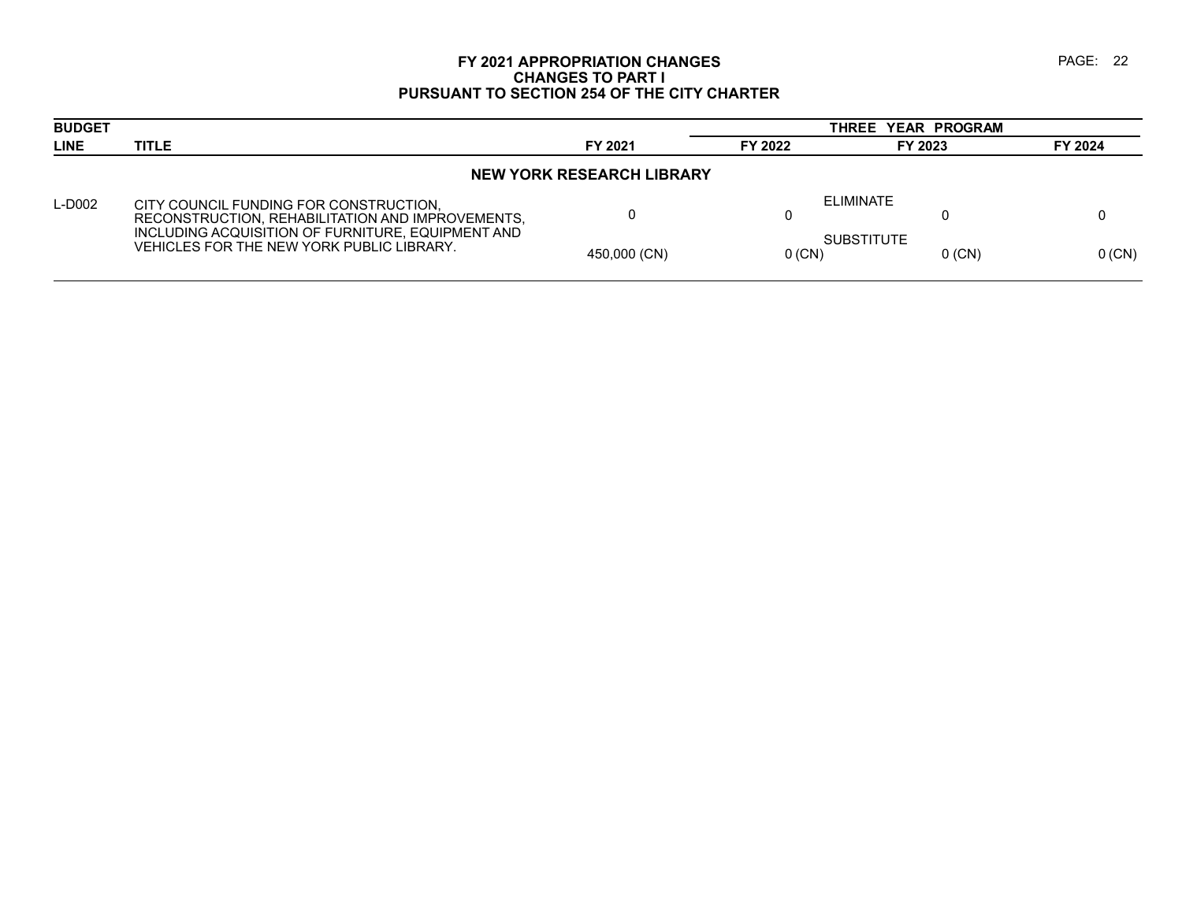# FY 2021 APPROPRIATION CHANGES
## CHANGES TO PART I
## PURSUANT TO SECTION 254 OF THE CITY CHARTER

| BUDGET LINE | TITLE | FY 2021 | THREE YEAR PROGRAM FY 2022 | FY 2023 | FY 2024 |
|---|---|---|---|---|---|
| | **NEW YORK RESEARCH LIBRARY** | | | | |
| L-D002 | CITY COUNCIL FUNDING FOR CONSTRUCTION, RECONSTRUCTION, REHABILITATION AND IMPROVEMENTS, INCLUDING ACQUISITION OF FURNITURE, EQUIPMENT AND VEHICLES FOR THE NEW YORK PUBLIC LIBRARY. | | ELIMINATE | | |
| | | 0 | 0 | 0 | 0 |
| | | | SUBSTITUTE | | |
| | | 450,000 (CN) | 0 (CN) | 0 (CN) | 0 (CN) |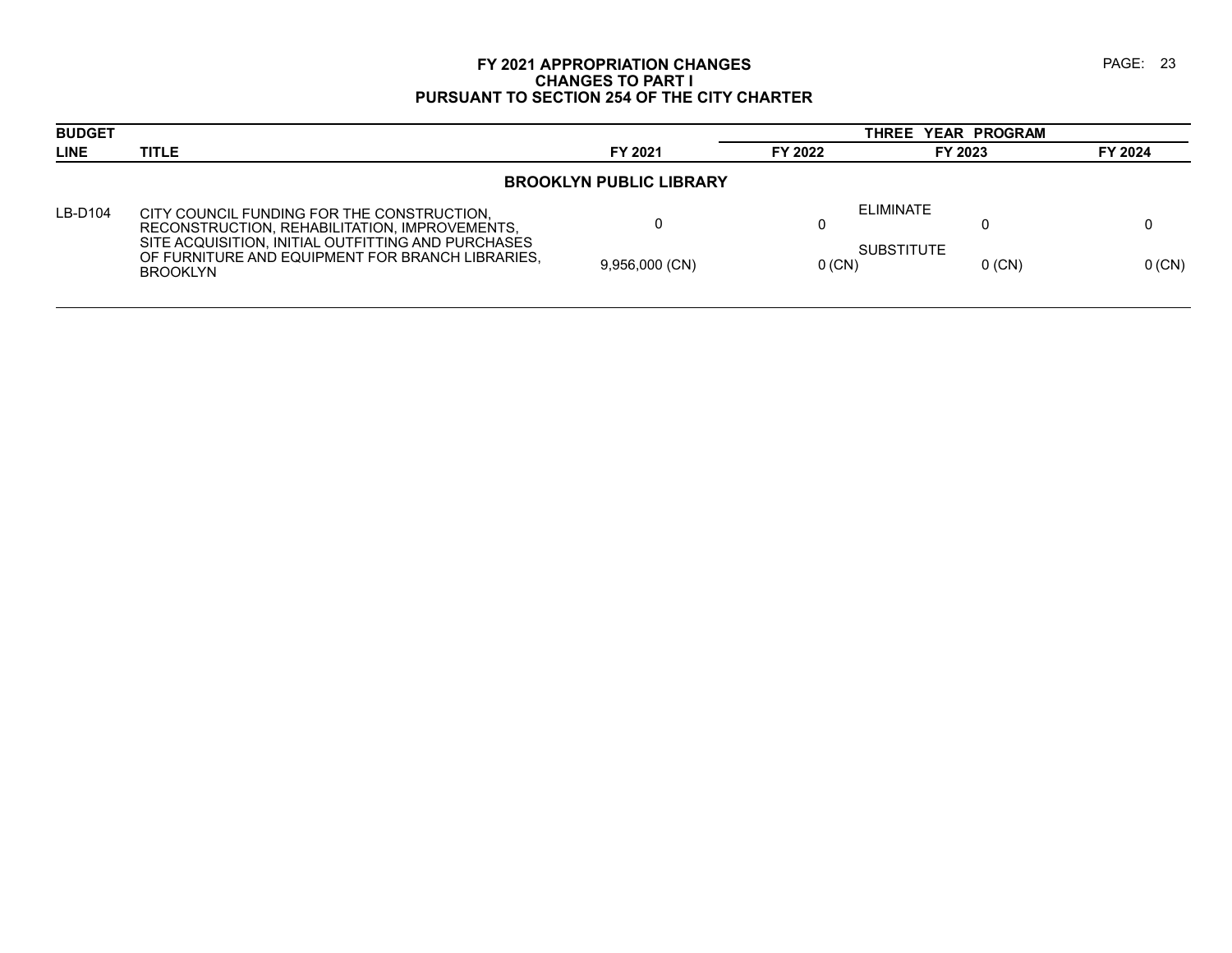# FY 2021 APPROPRIATION CHANGES
## CHANGES TO PART I
## PURSUANT TO SECTION 254 OF THE CITY CHARTER

| BUDGET LINE | TITLE | FY 2021 | THREE YEAR PROGRAM FY 2022 | FY 2023 | FY 2024 |
|---|---|---|---|---|---|
| | **BROOKLYN PUBLIC LIBRARY** | | | | |
| LB-D104 | CITY COUNCIL FUNDING FOR THE CONSTRUCTION, RECONSTRUCTION, REHABILITATION, IMPROVEMENTS, SITE ACQUISITION, INITIAL OUTFITTING AND PURCHASES OF FURNITURE AND EQUIPMENT FOR BRANCH LIBRARIES, BROOKLYN | | ELIMINATE | | |
| | | 0 | 0 | 0 | 0 |
| | | | SUBSTITUTE | | |
| | | 9,956,000 (CN) | 0 (CN) | 0 (CN) | 0 (CN) |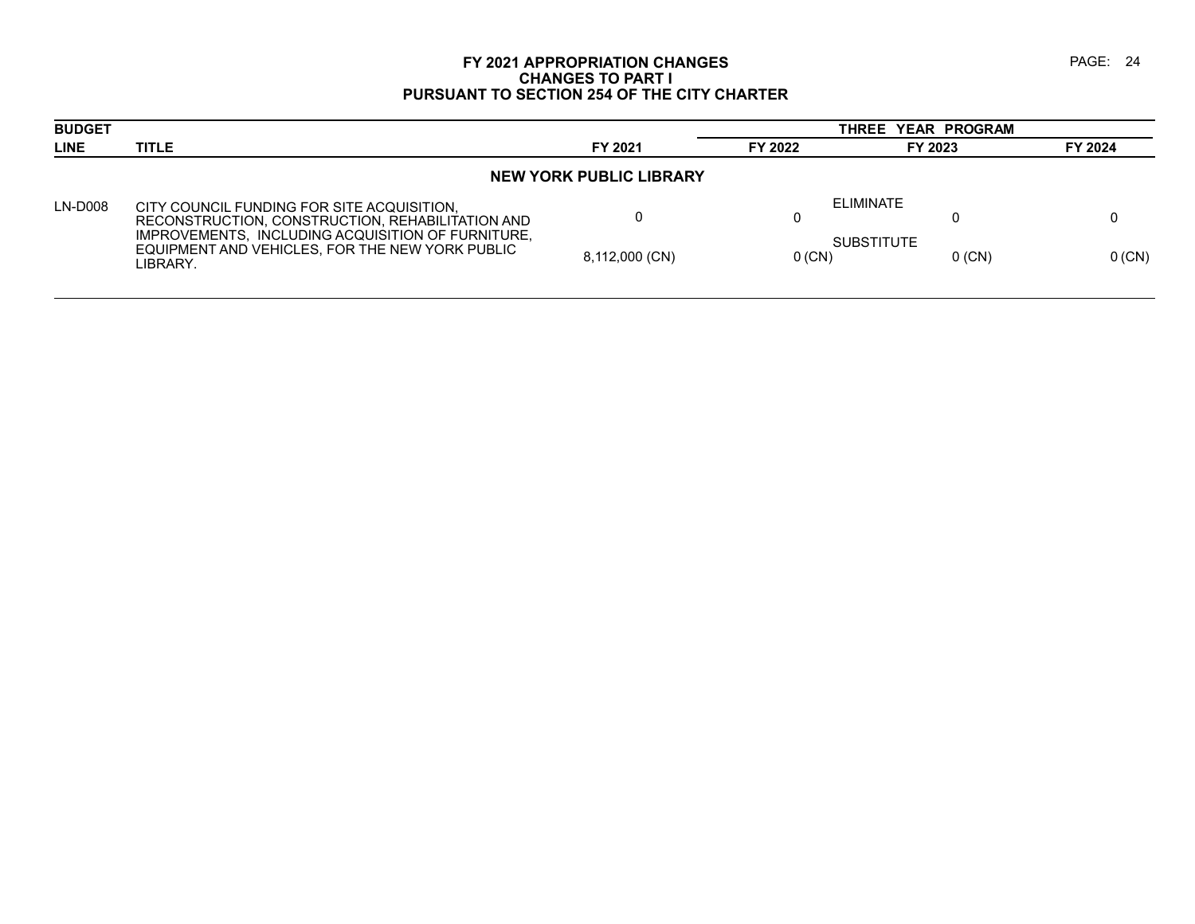# FY 2021 APPROPRIATION CHANGES
## CHANGES TO PART I
## PURSUANT TO SECTION 254 OF THE CITY CHARTER

| BUDGET LINE | TITLE | FY 2021 | THREE YEAR PROGRAM FY 2022 | FY 2023 | FY 2024 |
|---|---|---|---|---|---|
| | **NEW YORK PUBLIC LIBRARY** | | | | |
| LN-D008 | CITY COUNCIL FUNDING FOR SITE ACQUISITION, RECONSTRUCTION, CONSTRUCTION, REHABILITATION AND IMPROVEMENTS, INCLUDING ACQUISITION OF FURNITURE, EQUIPMENT AND VEHICLES, FOR THE NEW YORK PUBLIC LIBRARY. | ELIMINATE | | | |
| | | 0 | 0 | 0 | 0 |
| | | SUBSTITUTE | | | |
| | | 8,112,000 (CN) | 0 (CN) | 0 (CN) | 0 (CN) |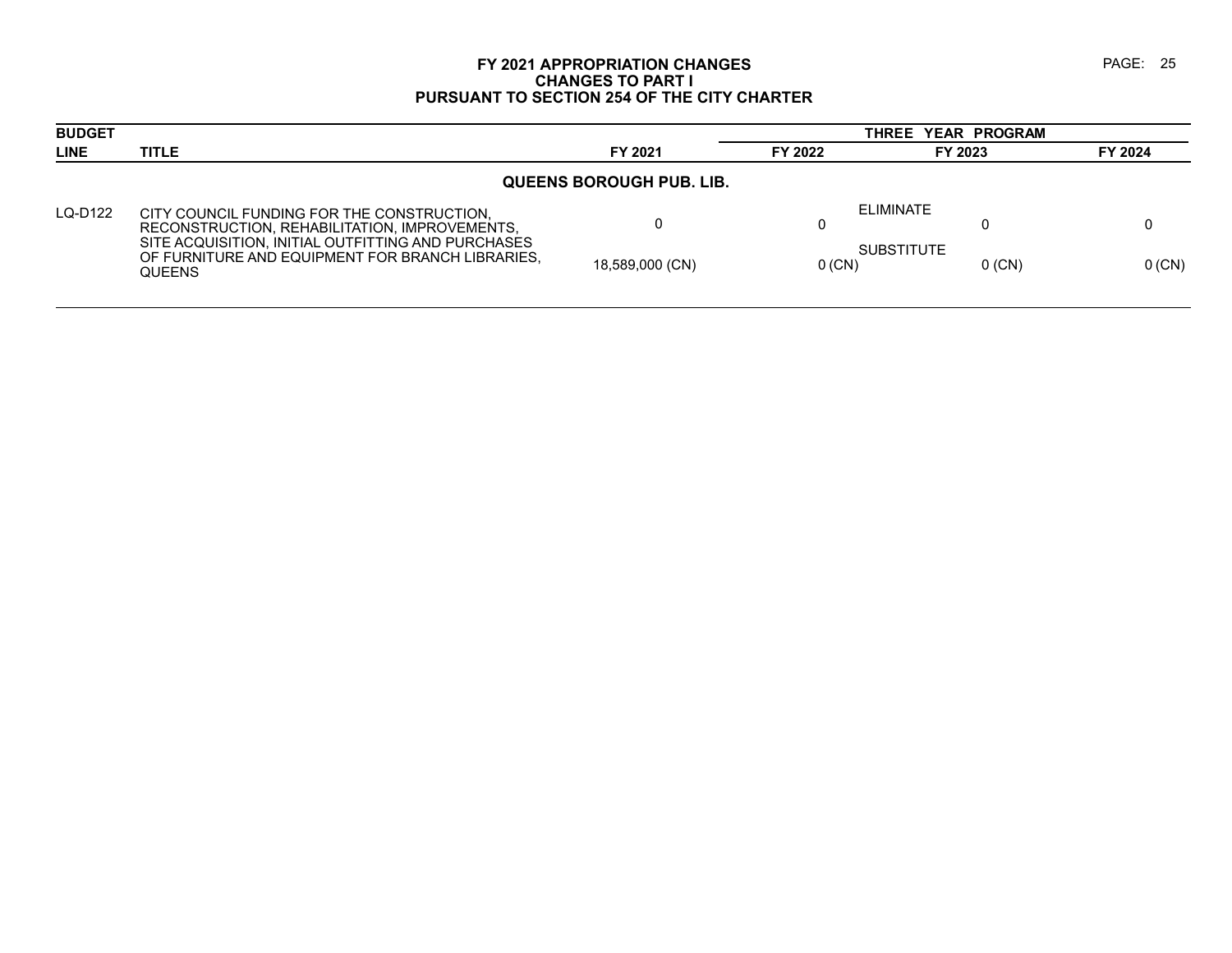# FY 2021 APPROPRIATION CHANGES
## CHANGES TO PART I
## PURSUANT TO SECTION 254 OF THE CITY CHARTER

| BUDGET LINE | TITLE | FY 2021 | THREE YEAR PROGRAM FY 2022 | FY 2023 | FY 2024 |
|---|---|---|---|---|---|
| | **QUEENS BOROUGH PUB. LIB.** | | | | |
| LQ-D122 | CITY COUNCIL FUNDING FOR THE CONSTRUCTION, RECONSTRUCTION, REHABILITATION, IMPROVEMENTS, SITE ACQUISITION, INITIAL OUTFITTING AND PURCHASES OF FURNITURE AND EQUIPMENT FOR BRANCH LIBRARIES, QUEENS | | ELIMINATE | | |
| | | 0 | 0 | 0 | 0 |
| | | | SUBSTITUTE | | |
| | | 18,589,000 (CN) | 0 (CN) | 0 (CN) | 0 (CN) |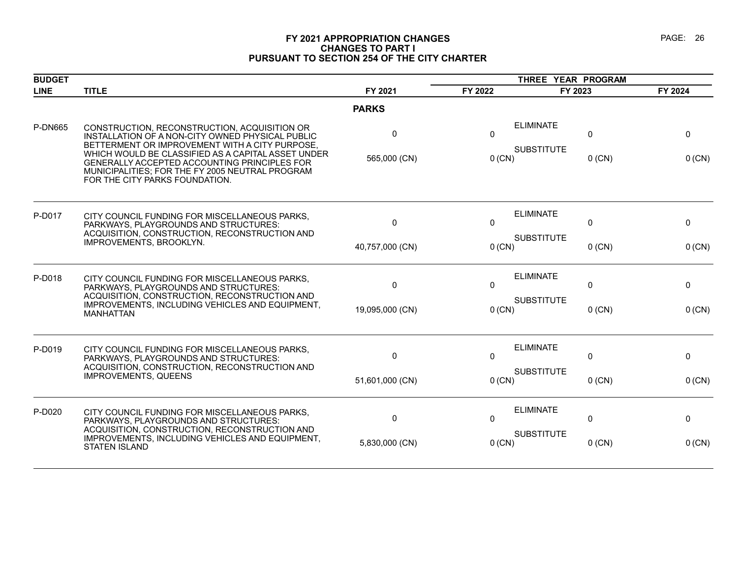# FY 2021 APPROPRIATION CHANGES
## CHANGES TO PART I
## PURSUANT TO SECTION 254 OF THE CITY CHARTER

| BUDGET LINE | TITLE | FY 2021 | THREE YEAR PROGRAM FY 2022 | FY 2023 | FY 2024 |
|---|---|---|---|---|---|
| | | **PARKS** | | | |
| P-DN665 | CONSTRUCTION, RECONSTRUCTION, ACQUISITION OR INSTALLATION OF A NON-CITY OWNED PHYSICAL PUBLIC BETTERMENT OR IMPROVEMENT WITH A CITY PURPOSE, WHICH WOULD BE CLASSIFIED AS A CAPITAL ASSET UNDER GENERALLY ACCEPTED ACCOUNTING PRINCIPLES FOR MUNICIPALITIES; FOR THE FY 2005 NEUTRAL PROGRAM FOR THE CITY PARKS FOUNDATION. | ELIMINATE<br>0<br>SUBSTITUTE<br>565,000 (CN) | <br>0<br><br>0 (CN) | <br>0<br><br>0 (CN) | <br>0<br><br>0 (CN) |
| P-D017 | CITY COUNCIL FUNDING FOR MISCELLANEOUS PARKS, PARKWAYS, PLAYGROUNDS AND STRUCTURES: ACQUISITION, CONSTRUCTION, RECONSTRUCTION AND IMPROVEMENTS, BROOKLYN. | ELIMINATE<br>0<br>SUBSTITUTE<br>40,757,000 (CN) | <br>0<br><br>0 (CN) | <br>0<br><br>0 (CN) | <br>0<br><br>0 (CN) |
| P-D018 | CITY COUNCIL FUNDING FOR MISCELLANEOUS PARKS, PARKWAYS, PLAYGROUNDS AND STRUCTURES: ACQUISITION, CONSTRUCTION, RECONSTRUCTION AND IMPROVEMENTS, INCLUDING VEHICLES AND EQUIPMENT, MANHATTAN | ELIMINATE<br>0<br>SUBSTITUTE<br>19,095,000 (CN) | <br>0<br><br>0 (CN) | <br>0<br><br>0 (CN) | <br>0<br><br>0 (CN) |
| P-D019 | CITY COUNCIL FUNDING FOR MISCELLANEOUS PARKS, PARKWAYS, PLAYGROUNDS AND STRUCTURES: ACQUISITION, CONSTRUCTION, RECONSTRUCTION AND IMPROVEMENTS, QUEENS | ELIMINATE<br>0<br>SUBSTITUTE<br>51,601,000 (CN) | <br>0<br><br>0 (CN) | <br>0<br><br>0 (CN) | <br>0<br><br>0 (CN) |
| P-D020 | CITY COUNCIL FUNDING FOR MISCELLANEOUS PARKS, PARKWAYS, PLAYGROUNDS AND STRUCTURES: ACQUISITION, CONSTRUCTION, RECONSTRUCTION AND IMPROVEMENTS, INCLUDING VEHICLES AND EQUIPMENT, STATEN ISLAND | ELIMINATE<br>0<br>SUBSTITUTE<br>5,830,000 (CN) | <br>0<br><br>0 (CN) | <br>0<br><br>0 (CN) | <br>0<br><br>0 (CN) |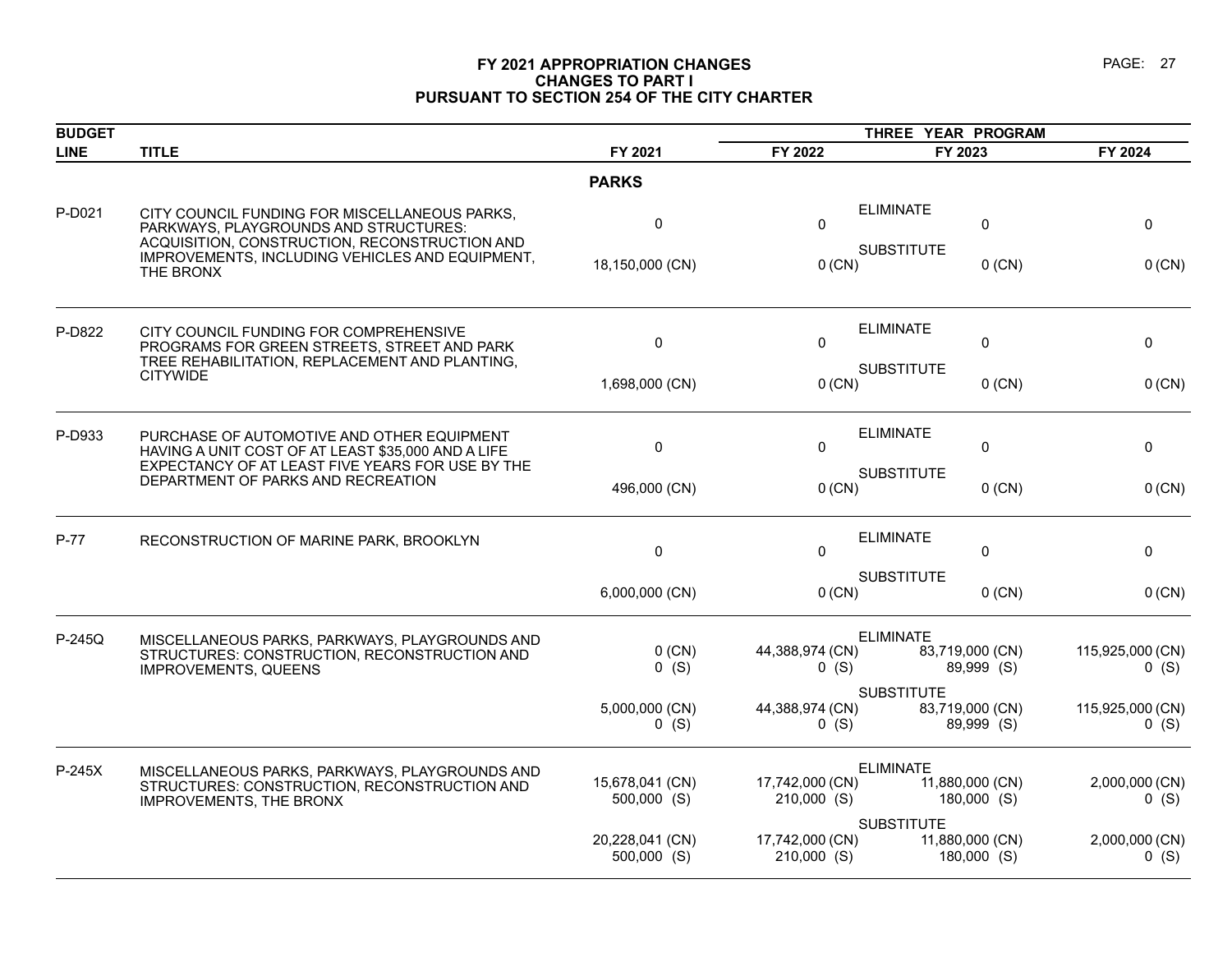# FY 2021 APPROPRIATION CHANGES
## CHANGES TO PART I
## PURSUANT TO SECTION 254 OF THE CITY CHARTER

| BUDGET LINE | TITLE | | FY 2021 | FY 2022 | FY 2023 | FY 2024 |
|---|---|---|---|---|---|---|
| | | | | THREE YEAR PROGRAM | | |
| | | | **PARKS** | | | |
| P-D021 | CITY COUNCIL FUNDING FOR MISCELLANEOUS PARKS, PARKWAYS, PLAYGROUNDS AND STRUCTURES: ACQUISITION, CONSTRUCTION, RECONSTRUCTION AND IMPROVEMENTS, INCLUDING VEHICLES AND EQUIPMENT, THE BRONX | ELIMINATE | 0 | 0 | 0 | 0 |
| | | SUBSTITUTE | 18,150,000 (CN) | 0 (CN) | 0 (CN) | 0 (CN) |
| P-D822 | CITY COUNCIL FUNDING FOR COMPREHENSIVE PROGRAMS FOR GREEN STREETS, STREET AND PARK TREE REHABILITATION, REPLACEMENT AND PLANTING, CITYWIDE | ELIMINATE | 0 | 0 | 0 | 0 |
| | | SUBSTITUTE | 1,698,000 (CN) | 0 (CN) | 0 (CN) | 0 (CN) |
| P-D933 | PURCHASE OF AUTOMOTIVE AND OTHER EQUIPMENT HAVING A UNIT COST OF AT LEAST $35,000 AND A LIFE EXPECTANCY OF AT LEAST FIVE YEARS FOR USE BY THE DEPARTMENT OF PARKS AND RECREATION | ELIMINATE | 0 | 0 | 0 | 0 |
| | | SUBSTITUTE | 496,000 (CN) | 0 (CN) | 0 (CN) | 0 (CN) |
| P-77 | RECONSTRUCTION OF MARINE PARK, BROOKLYN | ELIMINATE | 0 | 0 | 0 | 0 |
| | | SUBSTITUTE | 6,000,000 (CN) | 0 (CN) | 0 (CN) | 0 (CN) |
| P-245Q | MISCELLANEOUS PARKS, PARKWAYS, PLAYGROUNDS AND STRUCTURES: CONSTRUCTION, RECONSTRUCTION AND IMPROVEMENTS, QUEENS | ELIMINATE | 0 (CN)<br>0 (S) | 44,388,974 (CN)<br>0 (S) | 83,719,000 (CN)<br>89,999 (S) | 115,925,000 (CN)<br>0 (S) |
| | | SUBSTITUTE | 5,000,000 (CN)<br>0 (S) | 44,388,974 (CN)<br>0 (S) | 83,719,000 (CN)<br>89,999 (S) | 115,925,000 (CN)<br>0 (S) |
| P-245X | MISCELLANEOUS PARKS, PARKWAYS, PLAYGROUNDS AND STRUCTURES: CONSTRUCTION, RECONSTRUCTION AND IMPROVEMENTS, THE BRONX | ELIMINATE | 15,678,041 (CN)<br>500,000 (S) | 17,742,000 (CN)<br>210,000 (S) | 11,880,000 (CN)<br>180,000 (S) | 2,000,000 (CN)<br>0 (S) |
| | | SUBSTITUTE | 20,228,041 (CN)<br>500,000 (S) | 17,742,000 (CN)<br>210,000 (S) | 11,880,000 (CN)<br>180,000 (S) | 2,000,000 (CN)<br>0 (S) |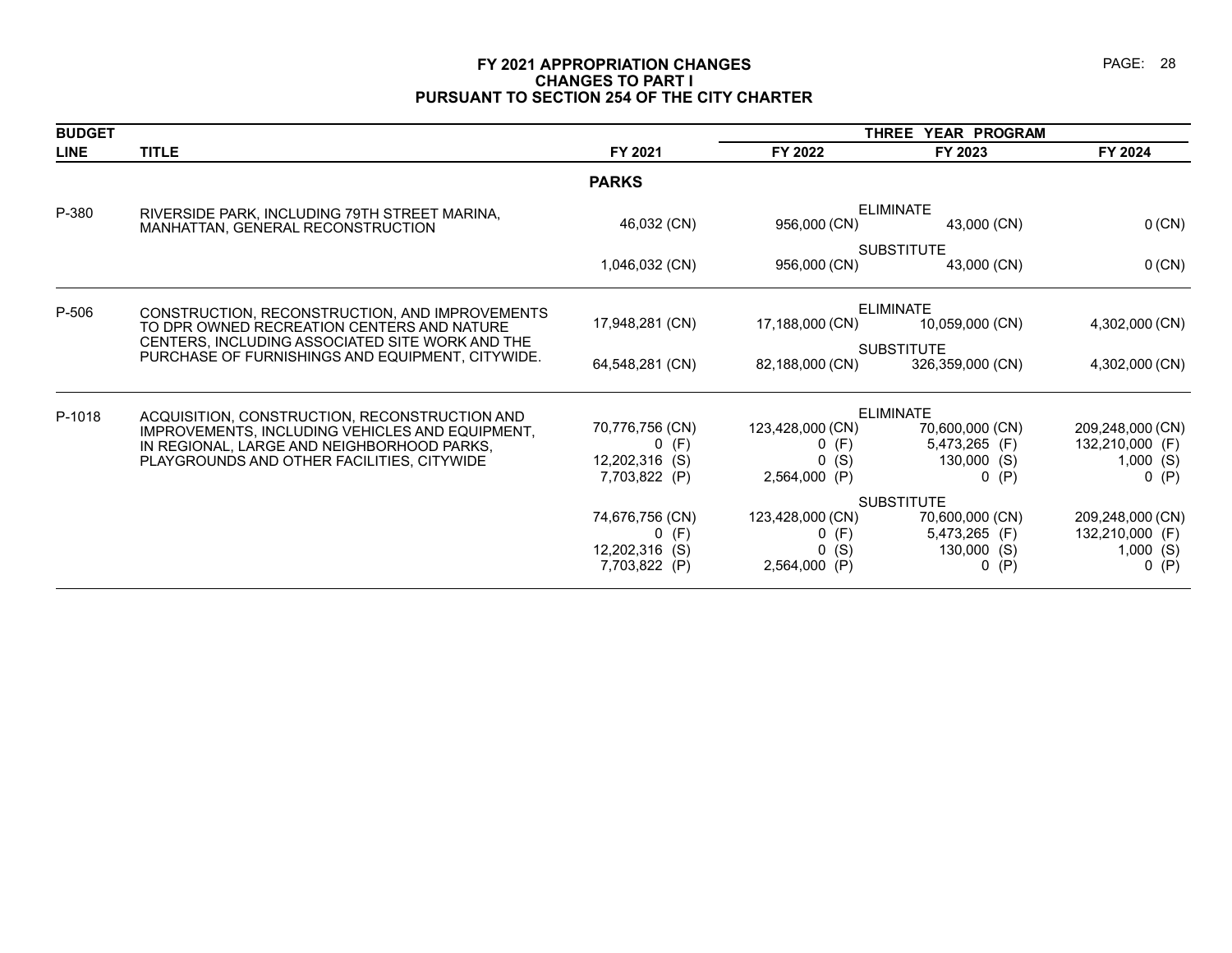# FY 2021 APPROPRIATION CHANGES
## CHANGES TO PART I
## PURSUANT TO SECTION 254 OF THE CITY CHARTER

| BUDGET LINE | TITLE | | FY 2021 | FY 2022 | FY 2023 | FY 2024 |
|---|---|---|---|---|---|---|
| | | | | THREE YEAR PROGRAM | | |
| | **PARKS** | | | | | |
| P-380 | RIVERSIDE PARK, INCLUDING 79TH STREET MARINA, MANHATTAN, GENERAL RECONSTRUCTION | ELIMINATE | 46,032 (CN) | 956,000 (CN) | 43,000 (CN) | 0 (CN) |
| | | SUBSTITUTE | 1,046,032 (CN) | 956,000 (CN) | 43,000 (CN) | 0 (CN) |
| P-506 | CONSTRUCTION, RECONSTRUCTION, AND IMPROVEMENTS TO DPR OWNED RECREATION CENTERS AND NATURE CENTERS, INCLUDING ASSOCIATED SITE WORK AND THE PURCHASE OF FURNISHINGS AND EQUIPMENT, CITYWIDE. | ELIMINATE | 17,948,281 (CN) | 17,188,000 (CN) | 10,059,000 (CN) | 4,302,000 (CN) |
| | | SUBSTITUTE | 64,548,281 (CN) | 82,188,000 (CN) | 326,359,000 (CN) | 4,302,000 (CN) |
| P-1018 | ACQUISITION, CONSTRUCTION, RECONSTRUCTION AND IMPROVEMENTS, INCLUDING VEHICLES AND EQUIPMENT, IN REGIONAL, LARGE AND NEIGHBORHOOD PARKS, PLAYGROUNDS AND OTHER FACILITIES, CITYWIDE | ELIMINATE | 70,776,756 (CN)<br>0 (F)<br>12,202,316 (S)<br>7,703,822 (P) | 123,428,000 (CN)<br>0 (F)<br>0 (S)<br>2,564,000 (P) | 70,600,000 (CN)<br>5,473,265 (F)<br>130,000 (S)<br>0 (P) | 209,248,000 (CN)<br>132,210,000 (F)<br>1,000 (S)<br>0 (P) |
| | | SUBSTITUTE | 74,676,756 (CN)<br>0 (F)<br>12,202,316 (S)<br>7,703,822 (P) | 123,428,000 (CN)<br>0 (F)<br>0 (S)<br>2,564,000 (P) | 70,600,000 (CN)<br>5,473,265 (F)<br>130,000 (S)<br>0 (P) | 209,248,000 (CN)<br>132,210,000 (F)<br>1,000 (S)<br>0 (P) |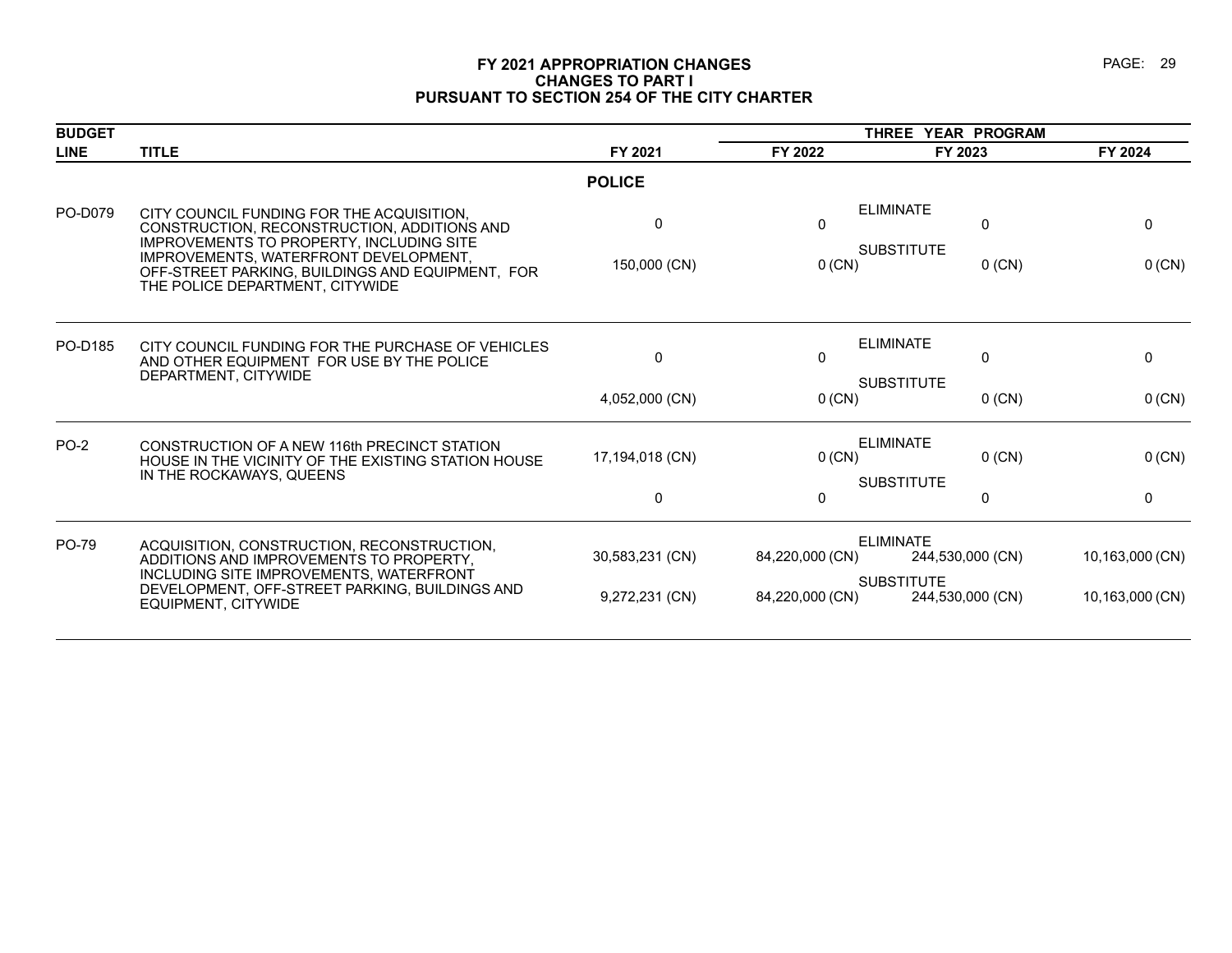# FY 2021 APPROPRIATION CHANGES
## CHANGES TO PART I
## PURSUANT TO SECTION 254 OF THE CITY CHARTER

| BUDGET LINE | TITLE | | FY 2021 | FY 2022 | FY 2023 | FY 2024 |
|---|---|---|---|---|---|---|
| | | | | THREE YEAR PROGRAM | | |
| | | | **POLICE** | | | |
| PO-D079 | CITY COUNCIL FUNDING FOR THE ACQUISITION, CONSTRUCTION, RECONSTRUCTION, ADDITIONS AND IMPROVEMENTS TO PROPERTY, INCLUDING SITE IMPROVEMENTS, WATERFRONT DEVELOPMENT, OFF-STREET PARKING, BUILDINGS AND EQUIPMENT, FOR THE POLICE DEPARTMENT, CITYWIDE | ELIMINATE | 0 | 0 | 0 | 0 |
| | | SUBSTITUTE | 150,000 (CN) | 0 (CN) | 0 (CN) | 0 (CN) |
| PO-D185 | CITY COUNCIL FUNDING FOR THE PURCHASE OF VEHICLES AND OTHER EQUIPMENT FOR USE BY THE POLICE DEPARTMENT, CITYWIDE | ELIMINATE | 0 | 0 | 0 | 0 |
| | | SUBSTITUTE | 4,052,000 (CN) | 0 (CN) | 0 (CN) | 0 (CN) |
| PO-2 | CONSTRUCTION OF A NEW 116th PRECINCT STATION HOUSE IN THE VICINITY OF THE EXISTING STATION HOUSE IN THE ROCKAWAYS, QUEENS | ELIMINATE | 17,194,018 (CN) | 0 (CN) | 0 (CN) | 0 (CN) |
| | | SUBSTITUTE | 0 | 0 | 0 | 0 |
| PO-79 | ACQUISITION, CONSTRUCTION, RECONSTRUCTION, ADDITIONS AND IMPROVEMENTS TO PROPERTY, INCLUDING SITE IMPROVEMENTS, WATERFRONT DEVELOPMENT, OFF-STREET PARKING, BUILDINGS AND EQUIPMENT, CITYWIDE | ELIMINATE | 30,583,231 (CN) | 84,220,000 (CN) | 244,530,000 (CN) | 10,163,000 (CN) |
| | | SUBSTITUTE | 9,272,231 (CN) | 84,220,000 (CN) | 244,530,000 (CN) | 10,163,000 (CN) |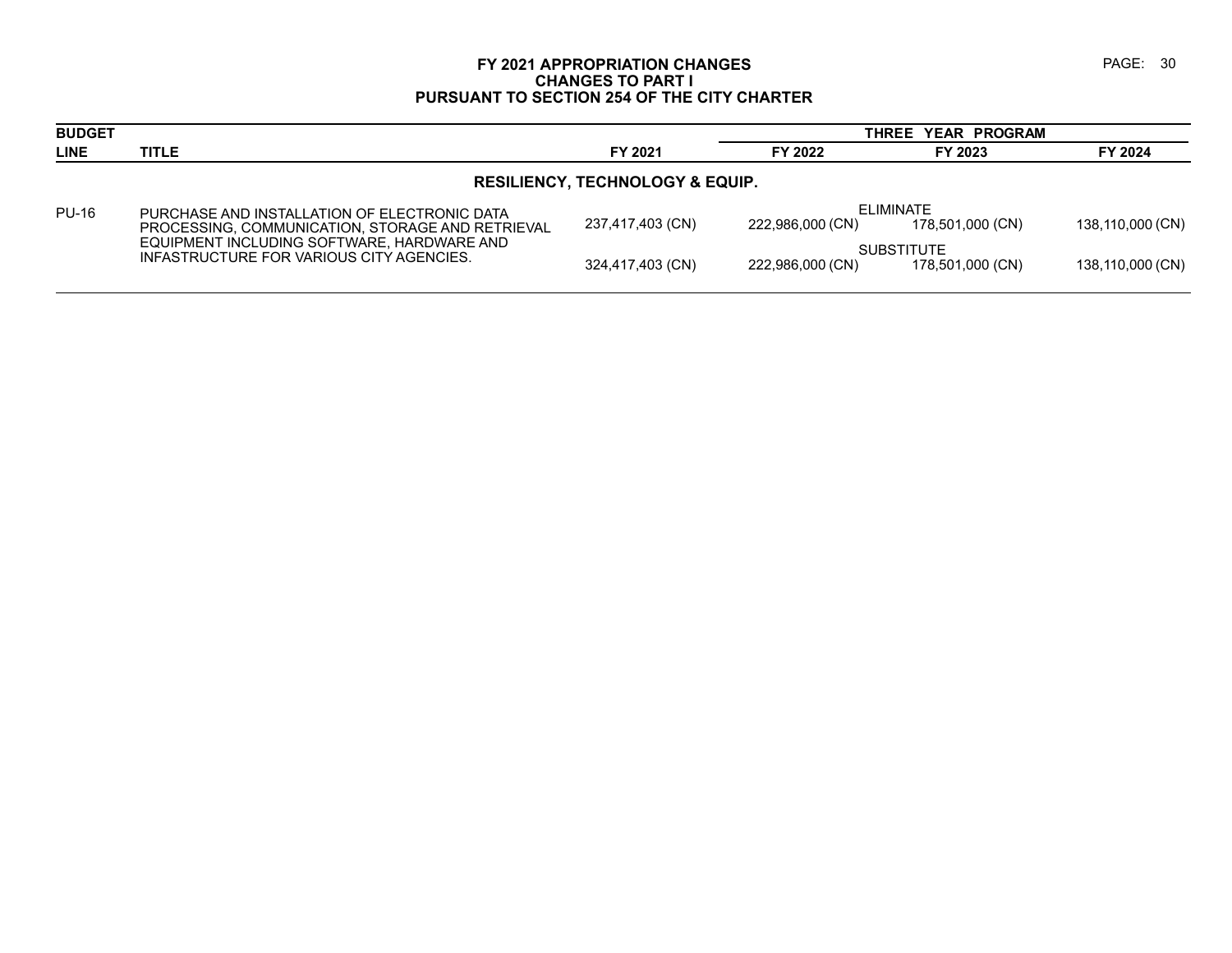# FY 2021 APPROPRIATION CHANGES
## CHANGES TO PART I
## PURSUANT TO SECTION 254 OF THE CITY CHARTER

| BUDGET LINE | TITLE | FY 2021 | THREE YEAR PROGRAM FY 2022 | FY 2023 | FY 2024 |
|---|---|---|---|---|---|
| | **RESILIENCY, TECHNOLOGY & EQUIP.** | | | | |
| PU-16 | PURCHASE AND INSTALLATION OF ELECTRONIC DATA PROCESSING, COMMUNICATION, STORAGE AND RETRIEVAL EQUIPMENT INCLUDING SOFTWARE, HARDWARE AND INFASTRUCTURE FOR VARIOUS CITY AGENCIES. | | ELIMINATE | | |
| | | 237,417,403 (CN) | 222,986,000 (CN) | 178,501,000 (CN) | 138,110,000 (CN) |
| | | | SUBSTITUTE | | |
| | | 324,417,403 (CN) | 222,986,000 (CN) | 178,501,000 (CN) | 138,110,000 (CN) |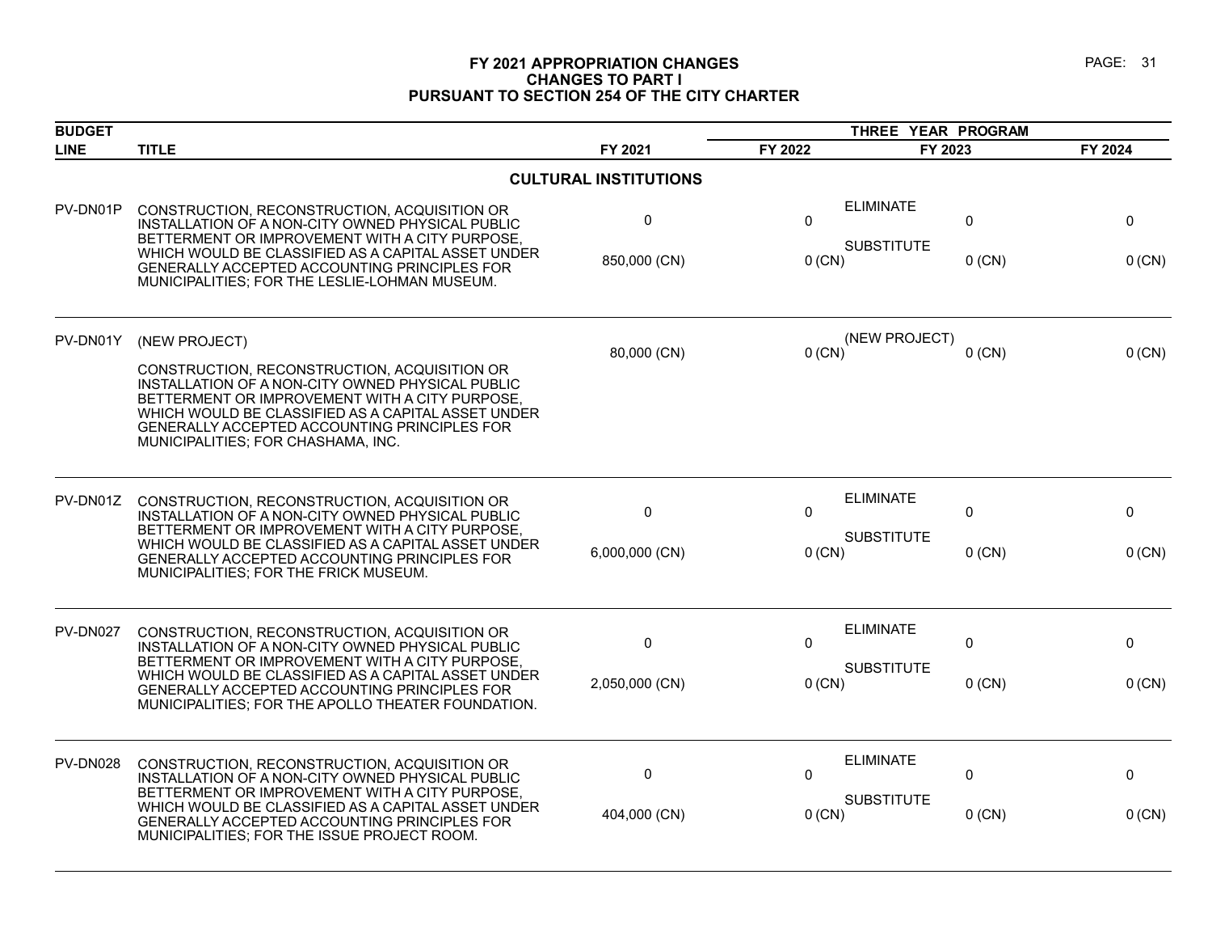# FY 2021 APPROPRIATION CHANGES
## CHANGES TO PART I
## PURSUANT TO SECTION 254 OF THE CITY CHARTER

| BUDGET LINE | TITLE | FY 2021 | FY 2022 | FY 2023 | FY 2024 |
|---|---|---|---|---|---|
| | | | THREE YEAR PROGRAM | | |
| | **CULTURAL INSTITUTIONS** | | | | |
| PV-DN01P | CONSTRUCTION, RECONSTRUCTION, ACQUISITION OR INSTALLATION OF A NON-CITY OWNED PHYSICAL PUBLIC BETTERMENT OR IMPROVEMENT WITH A CITY PURPOSE, WHICH WOULD BE CLASSIFIED AS A CAPITAL ASSET UNDER GENERALLY ACCEPTED ACCOUNTING PRINCIPLES FOR MUNICIPALITIES; FOR THE LESLIE-LOHMAN MUSEUM. | ELIMINATE<br>0<br>SUBSTITUTE<br>850,000 (CN) | 0<br><br>0 (CN) | 0<br><br>0 (CN) | 0<br><br>0 (CN) |
| PV-DN01Y | (NEW PROJECT)<br><br>CONSTRUCTION, RECONSTRUCTION, ACQUISITION OR INSTALLATION OF A NON-CITY OWNED PHYSICAL PUBLIC BETTERMENT OR IMPROVEMENT WITH A CITY PURPOSE, WHICH WOULD BE CLASSIFIED AS A CAPITAL ASSET UNDER GENERALLY ACCEPTED ACCOUNTING PRINCIPLES FOR MUNICIPALITIES; FOR CHASHAMA, INC. | (NEW PROJECT)<br>80,000 (CN) | 0 (CN) | 0 (CN) | 0 (CN) |
| PV-DN01Z | CONSTRUCTION, RECONSTRUCTION, ACQUISITION OR INSTALLATION OF A NON-CITY OWNED PHYSICAL PUBLIC BETTERMENT OR IMPROVEMENT WITH A CITY PURPOSE, WHICH WOULD BE CLASSIFIED AS A CAPITAL ASSET UNDER GENERALLY ACCEPTED ACCOUNTING PRINCIPLES FOR MUNICIPALITIES; FOR THE FRICK MUSEUM. | ELIMINATE<br>0<br>SUBSTITUTE<br>6,000,000 (CN) | 0<br><br>0 (CN) | 0<br><br>0 (CN) | 0<br><br>0 (CN) |
| PV-DN027 | CONSTRUCTION, RECONSTRUCTION, ACQUISITION OR INSTALLATION OF A NON-CITY OWNED PHYSICAL PUBLIC BETTERMENT OR IMPROVEMENT WITH A CITY PURPOSE, WHICH WOULD BE CLASSIFIED AS A CAPITAL ASSET UNDER GENERALLY ACCEPTED ACCOUNTING PRINCIPLES FOR MUNICIPALITIES; FOR THE APOLLO THEATER FOUNDATION. | ELIMINATE<br>0<br>SUBSTITUTE<br>2,050,000 (CN) | 0<br><br>0 (CN) | 0<br><br>0 (CN) | 0<br><br>0 (CN) |
| PV-DN028 | CONSTRUCTION, RECONSTRUCTION, ACQUISITION OR INSTALLATION OF A NON-CITY OWNED PHYSICAL PUBLIC BETTERMENT OR IMPROVEMENT WITH A CITY PURPOSE, WHICH WOULD BE CLASSIFIED AS A CAPITAL ASSET UNDER GENERALLY ACCEPTED ACCOUNTING PRINCIPLES FOR MUNICIPALITIES; FOR THE ISSUE PROJECT ROOM. | ELIMINATE<br>0<br>SUBSTITUTE<br>404,000 (CN) | 0<br><br>0 (CN) | 0<br><br>0 (CN) | 0<br><br>0 (CN) |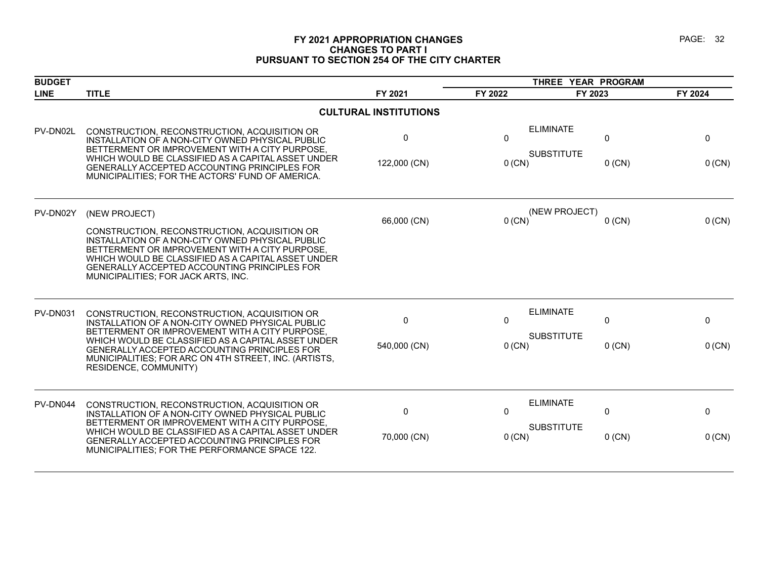# FY 2021 APPROPRIATION CHANGES
## CHANGES TO PART I
## PURSUANT TO SECTION 254 OF THE CITY CHARTER

| BUDGET LINE | TITLE | FY 2021 | THREE YEAR PROGRAM FY 2022 | FY 2023 | FY 2024 |
|---|---|---|---|---|---|
| | **CULTURAL INSTITUTIONS** | | | | |
| PV-DN02L | CONSTRUCTION, RECONSTRUCTION, ACQUISITION OR INSTALLATION OF A NON-CITY OWNED PHYSICAL PUBLIC BETTERMENT OR IMPROVEMENT WITH A CITY PURPOSE, WHICH WOULD BE CLASSIFIED AS A CAPITAL ASSET UNDER GENERALLY ACCEPTED ACCOUNTING PRINCIPLES FOR MUNICIPALITIES; FOR THE ACTORS' FUND OF AMERICA. | ELIMINATE 0 | 0 | 0 | 0 |
| | | SUBSTITUTE 122,000 (CN) | 0 (CN) | 0 (CN) | 0 (CN) |
| PV-DN02Y | (NEW PROJECT) CONSTRUCTION, RECONSTRUCTION, ACQUISITION OR INSTALLATION OF A NON-CITY OWNED PHYSICAL PUBLIC BETTERMENT OR IMPROVEMENT WITH A CITY PURPOSE, WHICH WOULD BE CLASSIFIED AS A CAPITAL ASSET UNDER GENERALLY ACCEPTED ACCOUNTING PRINCIPLES FOR MUNICIPALITIES; FOR JACK ARTS, INC. | (NEW PROJECT) 66,000 (CN) | 0 (CN) | 0 (CN) | 0 (CN) |
| PV-DN031 | CONSTRUCTION, RECONSTRUCTION, ACQUISITION OR INSTALLATION OF A NON-CITY OWNED PHYSICAL PUBLIC BETTERMENT OR IMPROVEMENT WITH A CITY PURPOSE, WHICH WOULD BE CLASSIFIED AS A CAPITAL ASSET UNDER GENERALLY ACCEPTED ACCOUNTING PRINCIPLES FOR MUNICIPALITIES; FOR ARC ON 4TH STREET, INC. (ARTISTS, RESIDENCE, COMMUNITY) | ELIMINATE 0 | 0 | 0 | 0 |
| | | SUBSTITUTE 540,000 (CN) | 0 (CN) | 0 (CN) | 0 (CN) |
| PV-DN044 | CONSTRUCTION, RECONSTRUCTION, ACQUISITION OR INSTALLATION OF A NON-CITY OWNED PHYSICAL PUBLIC BETTERMENT OR IMPROVEMENT WITH A CITY PURPOSE, WHICH WOULD BE CLASSIFIED AS A CAPITAL ASSET UNDER GENERALLY ACCEPTED ACCOUNTING PRINCIPLES FOR MUNICIPALITIES; FOR THE PERFORMANCE SPACE 122. | ELIMINATE 0 | 0 | 0 | 0 |
| | | SUBSTITUTE 70,000 (CN) | 0 (CN) | 0 (CN) | 0 (CN) |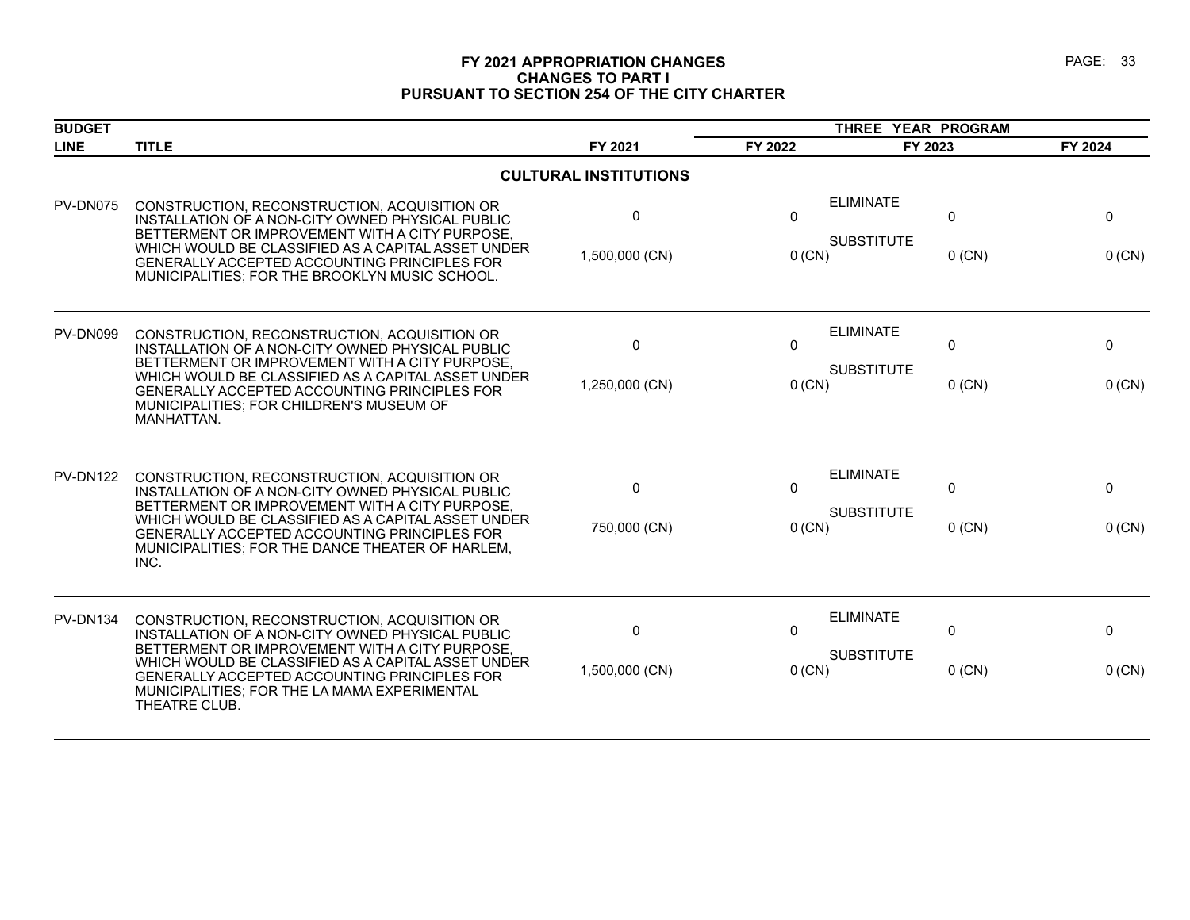# FY 2021 APPROPRIATION CHANGES
## CHANGES TO PART I
## PURSUANT TO SECTION 254 OF THE CITY CHARTER

| BUDGET LINE | TITLE | FY 2021 | THREE YEAR PROGRAM FY 2022 | FY 2023 | FY 2024 |
|---|---|---|---|---|---|
| | **CULTURAL INSTITUTIONS** | | | | |
| PV-DN075 | CONSTRUCTION, RECONSTRUCTION, ACQUISITION OR INSTALLATION OF A NON-CITY OWNED PHYSICAL PUBLIC BETTERMENT OR IMPROVEMENT WITH A CITY PURPOSE, WHICH WOULD BE CLASSIFIED AS A CAPITAL ASSET UNDER GENERALLY ACCEPTED ACCOUNTING PRINCIPLES FOR MUNICIPALITIES; FOR THE BROOKLYN MUSIC SCHOOL. | ELIMINATE<br>0 | 0 | 0 | 0 |
| | | SUBSTITUTE<br>1,500,000 (CN) | 0 (CN) | 0 (CN) | 0 (CN) |
| PV-DN099 | CONSTRUCTION, RECONSTRUCTION, ACQUISITION OR INSTALLATION OF A NON-CITY OWNED PHYSICAL PUBLIC BETTERMENT OR IMPROVEMENT WITH A CITY PURPOSE, WHICH WOULD BE CLASSIFIED AS A CAPITAL ASSET UNDER GENERALLY ACCEPTED ACCOUNTING PRINCIPLES FOR MUNICIPALITIES; FOR CHILDREN'S MUSEUM OF MANHATTAN. | ELIMINATE<br>0 | 0 | 0 | 0 |
| | | SUBSTITUTE<br>1,250,000 (CN) | 0 (CN) | 0 (CN) | 0 (CN) |
| PV-DN122 | CONSTRUCTION, RECONSTRUCTION, ACQUISITION OR INSTALLATION OF A NON-CITY OWNED PHYSICAL PUBLIC BETTERMENT OR IMPROVEMENT WITH A CITY PURPOSE, WHICH WOULD BE CLASSIFIED AS A CAPITAL ASSET UNDER GENERALLY ACCEPTED ACCOUNTING PRINCIPLES FOR MUNICIPALITIES; FOR THE DANCE THEATER OF HARLEM, INC. | ELIMINATE<br>0 | 0 | 0 | 0 |
| | | SUBSTITUTE<br>750,000 (CN) | 0 (CN) | 0 (CN) | 0 (CN) |
| PV-DN134 | CONSTRUCTION, RECONSTRUCTION, ACQUISITION OR INSTALLATION OF A NON-CITY OWNED PHYSICAL PUBLIC BETTERMENT OR IMPROVEMENT WITH A CITY PURPOSE, WHICH WOULD BE CLASSIFIED AS A CAPITAL ASSET UNDER GENERALLY ACCEPTED ACCOUNTING PRINCIPLES FOR MUNICIPALITIES; FOR THE LA MAMA EXPERIMENTAL THEATRE CLUB. | ELIMINATE<br>0 | 0 | 0 | 0 |
| | | SUBSTITUTE<br>1,500,000 (CN) | 0 (CN) | 0 (CN) | 0 (CN) |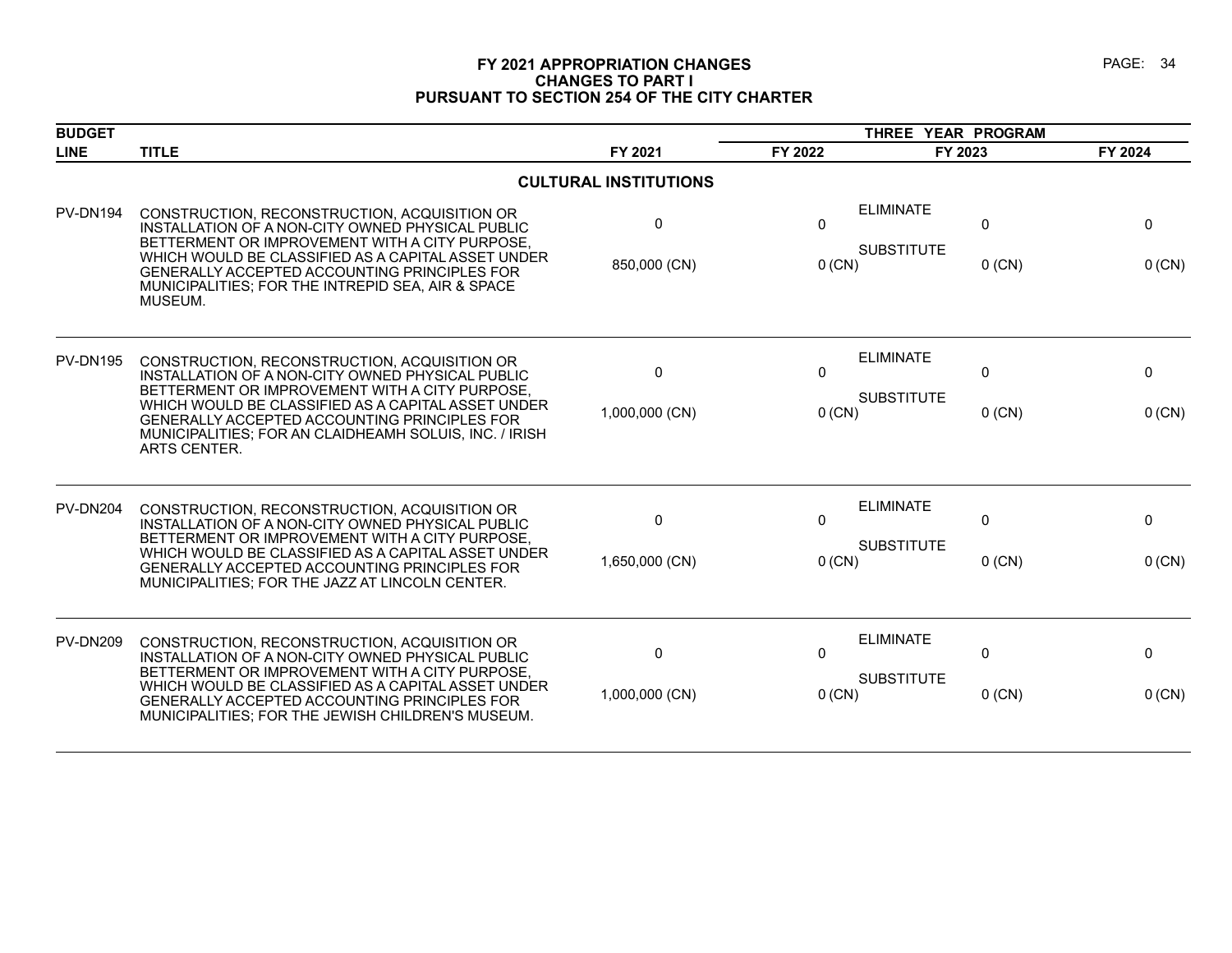# FY 2021 APPROPRIATION CHANGES
## CHANGES TO PART I
## PURSUANT TO SECTION 254 OF THE CITY CHARTER

| BUDGET LINE | TITLE | FY 2021 | THREE YEAR PROGRAM FY 2022 | FY 2023 | FY 2024 |
|---|---|---|---|---|---|
| | **CULTURAL INSTITUTIONS** | | | | |
| PV-DN194 | CONSTRUCTION, RECONSTRUCTION, ACQUISITION OR INSTALLATION OF A NON-CITY OWNED PHYSICAL PUBLIC BETTERMENT OR IMPROVEMENT WITH A CITY PURPOSE, WHICH WOULD BE CLASSIFIED AS A CAPITAL ASSET UNDER GENERALLY ACCEPTED ACCOUNTING PRINCIPLES FOR MUNICIPALITIES; FOR THE INTREPID SEA, AIR & SPACE MUSEUM. | ELIMINATE 0 | 0 | 0 | 0 |
| | | SUBSTITUTE 850,000 (CN) | 0 (CN) | 0 (CN) | 0 (CN) |
| PV-DN195 | CONSTRUCTION, RECONSTRUCTION, ACQUISITION OR INSTALLATION OF A NON-CITY OWNED PHYSICAL PUBLIC BETTERMENT OR IMPROVEMENT WITH A CITY PURPOSE, WHICH WOULD BE CLASSIFIED AS A CAPITAL ASSET UNDER GENERALLY ACCEPTED ACCOUNTING PRINCIPLES FOR MUNICIPALITIES; FOR AN CLAIDHEAMH SOLUIS, INC. / IRISH ARTS CENTER. | ELIMINATE 0 | 0 | 0 | 0 |
| | | SUBSTITUTE 1,000,000 (CN) | 0 (CN) | 0 (CN) | 0 (CN) |
| PV-DN204 | CONSTRUCTION, RECONSTRUCTION, ACQUISITION OR INSTALLATION OF A NON-CITY OWNED PHYSICAL PUBLIC BETTERMENT OR IMPROVEMENT WITH A CITY PURPOSE, WHICH WOULD BE CLASSIFIED AS A CAPITAL ASSET UNDER GENERALLY ACCEPTED ACCOUNTING PRINCIPLES FOR MUNICIPALITIES; FOR THE JAZZ AT LINCOLN CENTER. | ELIMINATE 0 | 0 | 0 | 0 |
| | | SUBSTITUTE 1,650,000 (CN) | 0 (CN) | 0 (CN) | 0 (CN) |
| PV-DN209 | CONSTRUCTION, RECONSTRUCTION, ACQUISITION OR INSTALLATION OF A NON-CITY OWNED PHYSICAL PUBLIC BETTERMENT OR IMPROVEMENT WITH A CITY PURPOSE, WHICH WOULD BE CLASSIFIED AS A CAPITAL ASSET UNDER GENERALLY ACCEPTED ACCOUNTING PRINCIPLES FOR MUNICIPALITIES; FOR THE JEWISH CHILDREN'S MUSEUM. | ELIMINATE 0 | 0 | 0 | 0 |
| | | SUBSTITUTE 1,000,000 (CN) | 0 (CN) | 0 (CN) | 0 (CN) |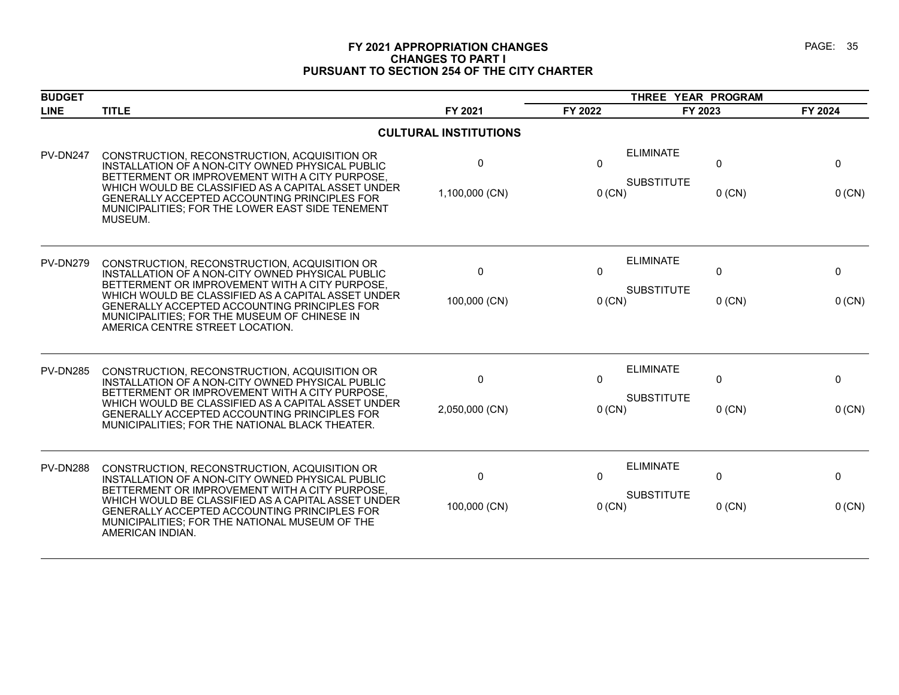# FY 2021 APPROPRIATION CHANGES
## CHANGES TO PART I
## PURSUANT TO SECTION 254 OF THE CITY CHARTER

| BUDGET LINE | TITLE | FY 2021 | THREE YEAR PROGRAM FY 2022 | FY 2023 | FY 2024 |
|---|---|---|---|---|---|
| | **CULTURAL INSTITUTIONS** | | | | |
| PV-DN247 | CONSTRUCTION, RECONSTRUCTION, ACQUISITION OR INSTALLATION OF A NON-CITY OWNED PHYSICAL PUBLIC BETTERMENT OR IMPROVEMENT WITH A CITY PURPOSE, WHICH WOULD BE CLASSIFIED AS A CAPITAL ASSET UNDER GENERALLY ACCEPTED ACCOUNTING PRINCIPLES FOR MUNICIPALITIES; FOR THE LOWER EAST SIDE TENEMENT MUSEUM. | ELIMINATE<br>0<br>SUBSTITUTE<br>1,100,000 (CN) | <br>0<br><br>0 (CN) | <br>0<br><br>0 (CN) | <br>0<br><br>0 (CN) |
| PV-DN279 | CONSTRUCTION, RECONSTRUCTION, ACQUISITION OR INSTALLATION OF A NON-CITY OWNED PHYSICAL PUBLIC BETTERMENT OR IMPROVEMENT WITH A CITY PURPOSE, WHICH WOULD BE CLASSIFIED AS A CAPITAL ASSET UNDER GENERALLY ACCEPTED ACCOUNTING PRINCIPLES FOR MUNICIPALITIES; FOR THE MUSEUM OF CHINESE IN AMERICA CENTRE STREET LOCATION. | ELIMINATE<br>0<br>SUBSTITUTE<br>100,000 (CN) | <br>0<br><br>0 (CN) | <br>0<br><br>0 (CN) | <br>0<br><br>0 (CN) |
| PV-DN285 | CONSTRUCTION, RECONSTRUCTION, ACQUISITION OR INSTALLATION OF A NON-CITY OWNED PHYSICAL PUBLIC BETTERMENT OR IMPROVEMENT WITH A CITY PURPOSE, WHICH WOULD BE CLASSIFIED AS A CAPITAL ASSET UNDER GENERALLY ACCEPTED ACCOUNTING PRINCIPLES FOR MUNICIPALITIES; FOR THE NATIONAL BLACK THEATER. | ELIMINATE<br>0<br>SUBSTITUTE<br>2,050,000 (CN) | <br>0<br><br>0 (CN) | <br>0<br><br>0 (CN) | <br>0<br><br>0 (CN) |
| PV-DN288 | CONSTRUCTION, RECONSTRUCTION, ACQUISITION OR INSTALLATION OF A NON-CITY OWNED PHYSICAL PUBLIC BETTERMENT OR IMPROVEMENT WITH A CITY PURPOSE, WHICH WOULD BE CLASSIFIED AS A CAPITAL ASSET UNDER GENERALLY ACCEPTED ACCOUNTING PRINCIPLES FOR MUNICIPALITIES; FOR THE NATIONAL MUSEUM OF THE AMERICAN INDIAN. | ELIMINATE<br>0<br>SUBSTITUTE<br>100,000 (CN) | <br>0<br><br>0 (CN) | <br>0<br><br>0 (CN) | <br>0<br><br>0 (CN) |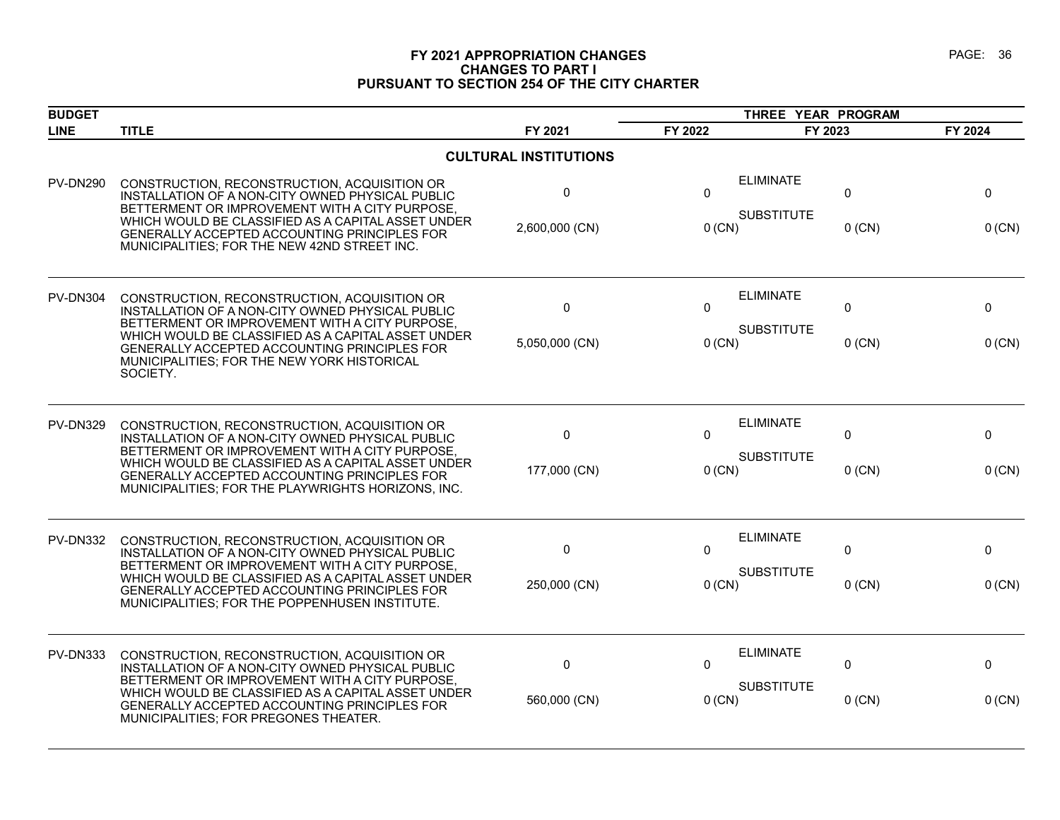# FY 2021 APPROPRIATION CHANGES
## CHANGES TO PART I
## PURSUANT TO SECTION 254 OF THE CITY CHARTER

| BUDGET LINE | TITLE | FY 2021 | THREE YEAR PROGRAM FY 2022 | FY 2023 | FY 2024 |
|---|---|---|---|---|---|
| | **CULTURAL INSTITUTIONS** | | | | |
| PV-DN290 | CONSTRUCTION, RECONSTRUCTION, ACQUISITION OR INSTALLATION OF A NON-CITY OWNED PHYSICAL PUBLIC BETTERMENT OR IMPROVEMENT WITH A CITY PURPOSE, WHICH WOULD BE CLASSIFIED AS A CAPITAL ASSET UNDER GENERALLY ACCEPTED ACCOUNTING PRINCIPLES FOR MUNICIPALITIES; FOR THE NEW 42ND STREET INC. | ELIMINATE 0 | 0 | 0 | 0 |
| | | SUBSTITUTE 2,600,000 (CN) | 0 (CN) | 0 (CN) | 0 (CN) |
| PV-DN304 | CONSTRUCTION, RECONSTRUCTION, ACQUISITION OR INSTALLATION OF A NON-CITY OWNED PHYSICAL PUBLIC BETTERMENT OR IMPROVEMENT WITH A CITY PURPOSE, WHICH WOULD BE CLASSIFIED AS A CAPITAL ASSET UNDER GENERALLY ACCEPTED ACCOUNTING PRINCIPLES FOR MUNICIPALITIES; FOR THE NEW YORK HISTORICAL SOCIETY. | ELIMINATE 0 | 0 | 0 | 0 |
| | | SUBSTITUTE 5,050,000 (CN) | 0 (CN) | 0 (CN) | 0 (CN) |
| PV-DN329 | CONSTRUCTION, RECONSTRUCTION, ACQUISITION OR INSTALLATION OF A NON-CITY OWNED PHYSICAL PUBLIC BETTERMENT OR IMPROVEMENT WITH A CITY PURPOSE, WHICH WOULD BE CLASSIFIED AS A CAPITAL ASSET UNDER GENERALLY ACCEPTED ACCOUNTING PRINCIPLES FOR MUNICIPALITIES; FOR THE PLAYWRIGHTS HORIZONS, INC. | ELIMINATE 0 | 0 | 0 | 0 |
| | | SUBSTITUTE 177,000 (CN) | 0 (CN) | 0 (CN) | 0 (CN) |
| PV-DN332 | CONSTRUCTION, RECONSTRUCTION, ACQUISITION OR INSTALLATION OF A NON-CITY OWNED PHYSICAL PUBLIC BETTERMENT OR IMPROVEMENT WITH A CITY PURPOSE, WHICH WOULD BE CLASSIFIED AS A CAPITAL ASSET UNDER GENERALLY ACCEPTED ACCOUNTING PRINCIPLES FOR MUNICIPALITIES; FOR THE POPPENHUSEN INSTITUTE. | ELIMINATE 0 | 0 | 0 | 0 |
| | | SUBSTITUTE 250,000 (CN) | 0 (CN) | 0 (CN) | 0 (CN) |
| PV-DN333 | CONSTRUCTION, RECONSTRUCTION, ACQUISITION OR INSTALLATION OF A NON-CITY OWNED PHYSICAL PUBLIC BETTERMENT OR IMPROVEMENT WITH A CITY PURPOSE, WHICH WOULD BE CLASSIFIED AS A CAPITAL ASSET UNDER GENERALLY ACCEPTED ACCOUNTING PRINCIPLES FOR MUNICIPALITIES; FOR PREGONES THEATER. | ELIMINATE 0 | 0 | 0 | 0 |
| | | SUBSTITUTE 560,000 (CN) | 0 (CN) | 0 (CN) | 0 (CN) |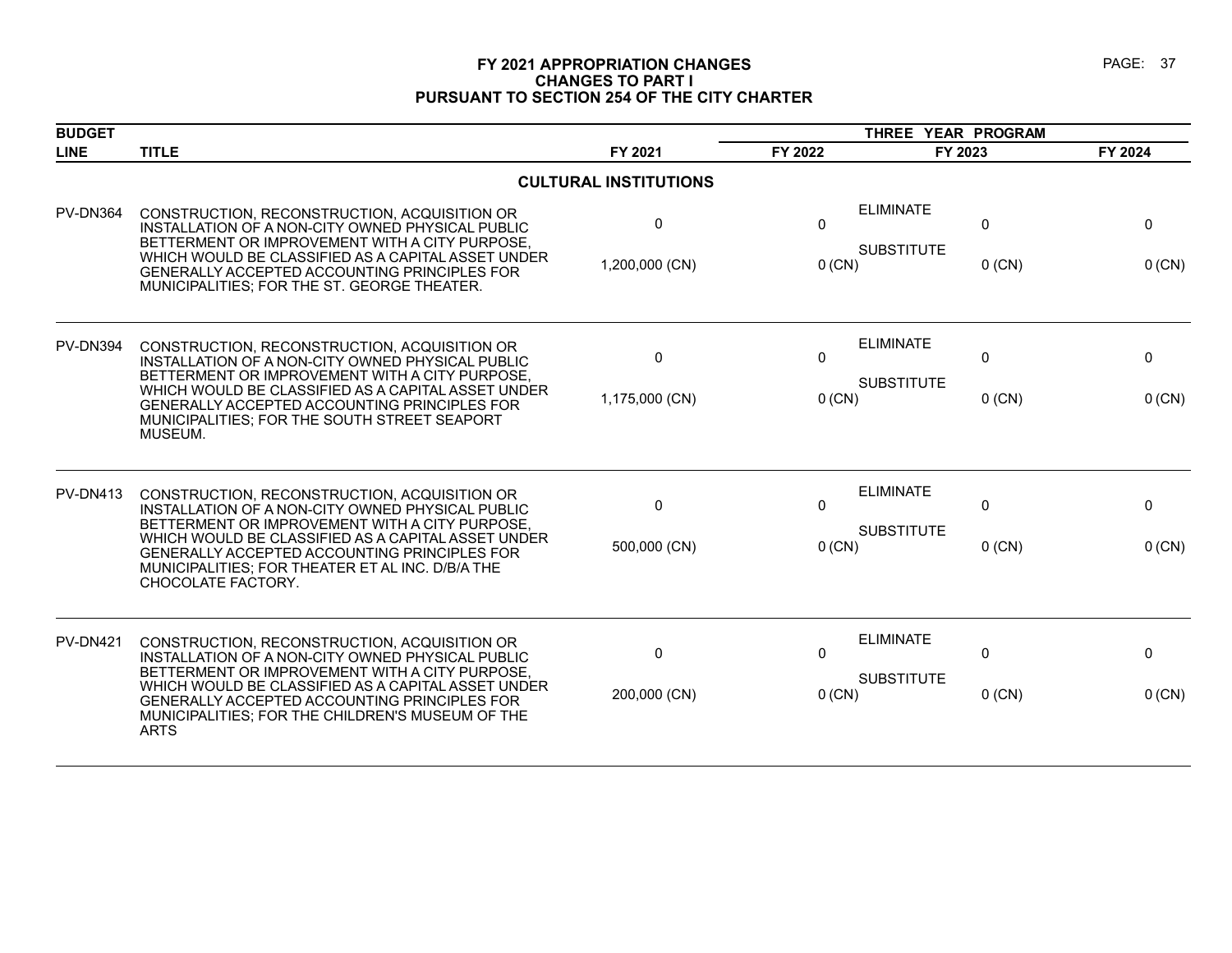# FY 2021 APPROPRIATION CHANGES
## CHANGES TO PART I
## PURSUANT TO SECTION 254 OF THE CITY CHARTER

| BUDGET LINE | TITLE | FY 2021 | THREE YEAR PROGRAM FY 2022 | FY 2023 | FY 2024 |
|---|---|---|---|---|---|
| | **CULTURAL INSTITUTIONS** | | | | |
| PV-DN364 | CONSTRUCTION, RECONSTRUCTION, ACQUISITION OR INSTALLATION OF A NON-CITY OWNED PHYSICAL PUBLIC BETTERMENT OR IMPROVEMENT WITH A CITY PURPOSE, WHICH WOULD BE CLASSIFIED AS A CAPITAL ASSET UNDER GENERALLY ACCEPTED ACCOUNTING PRINCIPLES FOR MUNICIPALITIES; FOR THE ST. GEORGE THEATER. | ELIMINATE 0 | 0 | 0 | 0 |
| | | SUBSTITUTE 1,200,000 (CN) | 0 (CN) | 0 (CN) | 0 (CN) |
| PV-DN394 | CONSTRUCTION, RECONSTRUCTION, ACQUISITION OR INSTALLATION OF A NON-CITY OWNED PHYSICAL PUBLIC BETTERMENT OR IMPROVEMENT WITH A CITY PURPOSE, WHICH WOULD BE CLASSIFIED AS A CAPITAL ASSET UNDER GENERALLY ACCEPTED ACCOUNTING PRINCIPLES FOR MUNICIPALITIES; FOR THE SOUTH STREET SEAPORT MUSEUM. | ELIMINATE 0 | 0 | 0 | 0 |
| | | SUBSTITUTE 1,175,000 (CN) | 0 (CN) | 0 (CN) | 0 (CN) |
| PV-DN413 | CONSTRUCTION, RECONSTRUCTION, ACQUISITION OR INSTALLATION OF A NON-CITY OWNED PHYSICAL PUBLIC BETTERMENT OR IMPROVEMENT WITH A CITY PURPOSE, WHICH WOULD BE CLASSIFIED AS A CAPITAL ASSET UNDER GENERALLY ACCEPTED ACCOUNTING PRINCIPLES FOR MUNICIPALITIES; FOR THEATER ET AL INC. D/B/A THE CHOCOLATE FACTORY. | ELIMINATE 0 | 0 | 0 | 0 |
| | | SUBSTITUTE 500,000 (CN) | 0 (CN) | 0 (CN) | 0 (CN) |
| PV-DN421 | CONSTRUCTION, RECONSTRUCTION, ACQUISITION OR INSTALLATION OF A NON-CITY OWNED PHYSICAL PUBLIC BETTERMENT OR IMPROVEMENT WITH A CITY PURPOSE, WHICH WOULD BE CLASSIFIED AS A CAPITAL ASSET UNDER GENERALLY ACCEPTED ACCOUNTING PRINCIPLES FOR MUNICIPALITIES; FOR THE CHILDREN'S MUSEUM OF THE ARTS | ELIMINATE 0 | 0 | 0 | 0 |
| | | SUBSTITUTE 200,000 (CN) | 0 (CN) | 0 (CN) | 0 (CN) |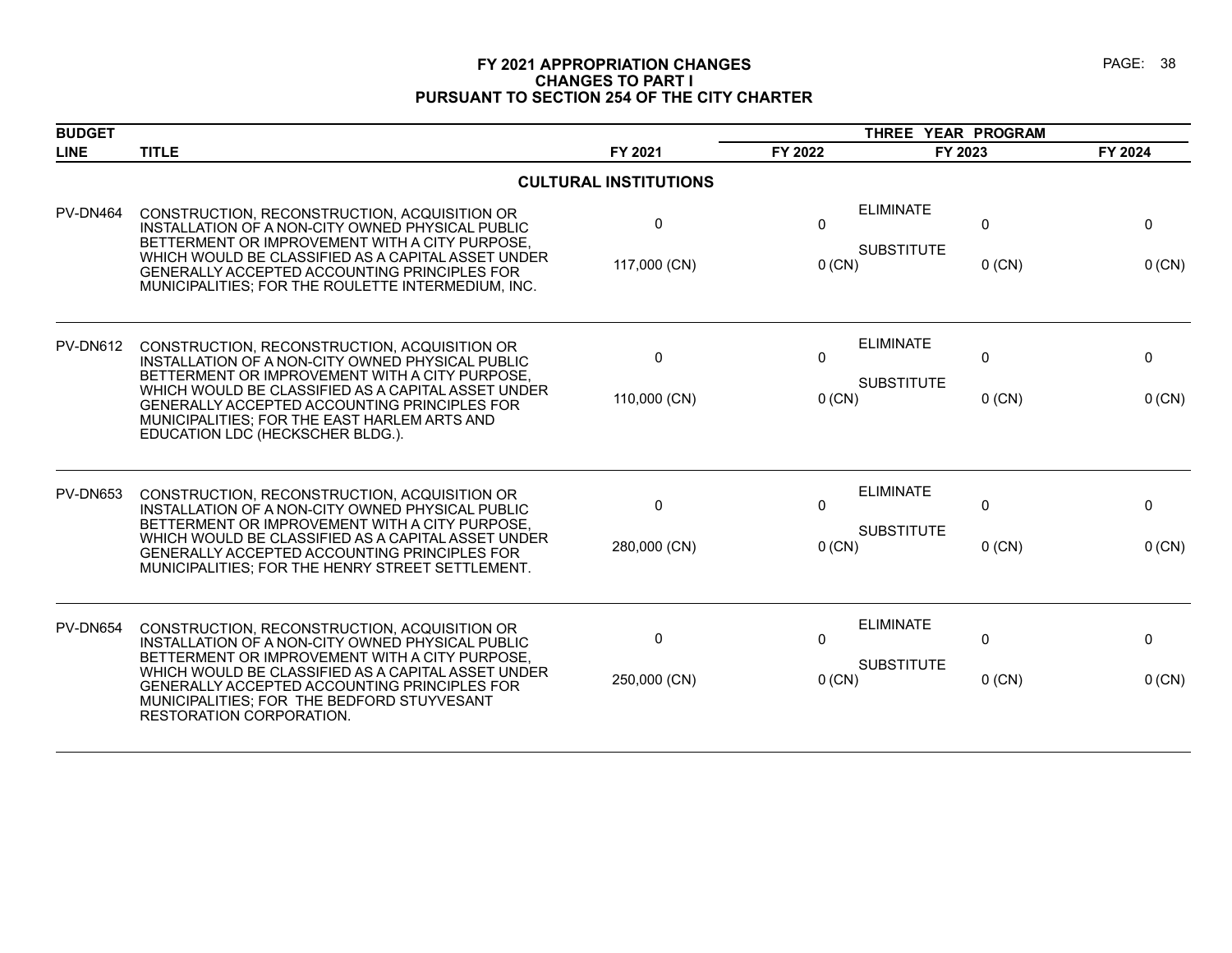# FY 2021 APPROPRIATION CHANGES
## CHANGES TO PART I
## PURSUANT TO SECTION 254 OF THE CITY CHARTER

| BUDGET LINE | TITLE | FY 2021 | FY 2022 | FY 2023 | FY 2024 |
|---|---|---|---|---|---|
| | | | THREE YEAR PROGRAM | | |
| | **CULTURAL INSTITUTIONS** | | | | |
| PV-DN464 | CONSTRUCTION, RECONSTRUCTION, ACQUISITION OR INSTALLATION OF A NON-CITY OWNED PHYSICAL PUBLIC BETTERMENT OR IMPROVEMENT WITH A CITY PURPOSE, WHICH WOULD BE CLASSIFIED AS A CAPITAL ASSET UNDER GENERALLY ACCEPTED ACCOUNTING PRINCIPLES FOR MUNICIPALITIES; FOR THE ROULETTE INTERMEDIUM, INC. | ELIMINATE 0 | 0 | 0 | 0 |
| | | SUBSTITUTE 117,000 (CN) | 0 (CN) | 0 (CN) | 0 (CN) |
| PV-DN612 | CONSTRUCTION, RECONSTRUCTION, ACQUISITION OR INSTALLATION OF A NON-CITY OWNED PHYSICAL PUBLIC BETTERMENT OR IMPROVEMENT WITH A CITY PURPOSE, WHICH WOULD BE CLASSIFIED AS A CAPITAL ASSET UNDER GENERALLY ACCEPTED ACCOUNTING PRINCIPLES FOR MUNICIPALITIES; FOR THE EAST HARLEM ARTS AND EDUCATION LDC (HECKSCHER BLDG.). | ELIMINATE 0 | 0 | 0 | 0 |
| | | SUBSTITUTE 110,000 (CN) | 0 (CN) | 0 (CN) | 0 (CN) |
| PV-DN653 | CONSTRUCTION, RECONSTRUCTION, ACQUISITION OR INSTALLATION OF A NON-CITY OWNED PHYSICAL PUBLIC BETTERMENT OR IMPROVEMENT WITH A CITY PURPOSE, WHICH WOULD BE CLASSIFIED AS A CAPITAL ASSET UNDER GENERALLY ACCEPTED ACCOUNTING PRINCIPLES FOR MUNICIPALITIES; FOR THE HENRY STREET SETTLEMENT. | ELIMINATE 0 | 0 | 0 | 0 |
| | | SUBSTITUTE 280,000 (CN) | 0 (CN) | 0 (CN) | 0 (CN) |
| PV-DN654 | CONSTRUCTION, RECONSTRUCTION, ACQUISITION OR INSTALLATION OF A NON-CITY OWNED PHYSICAL PUBLIC BETTERMENT OR IMPROVEMENT WITH A CITY PURPOSE, WHICH WOULD BE CLASSIFIED AS A CAPITAL ASSET UNDER GENERALLY ACCEPTED ACCOUNTING PRINCIPLES FOR MUNICIPALITIES; FOR THE BEDFORD STUYVESANT RESTORATION CORPORATION. | ELIMINATE 0 | 0 | 0 | 0 |
| | | SUBSTITUTE 250,000 (CN) | 0 (CN) | 0 (CN) | 0 (CN) |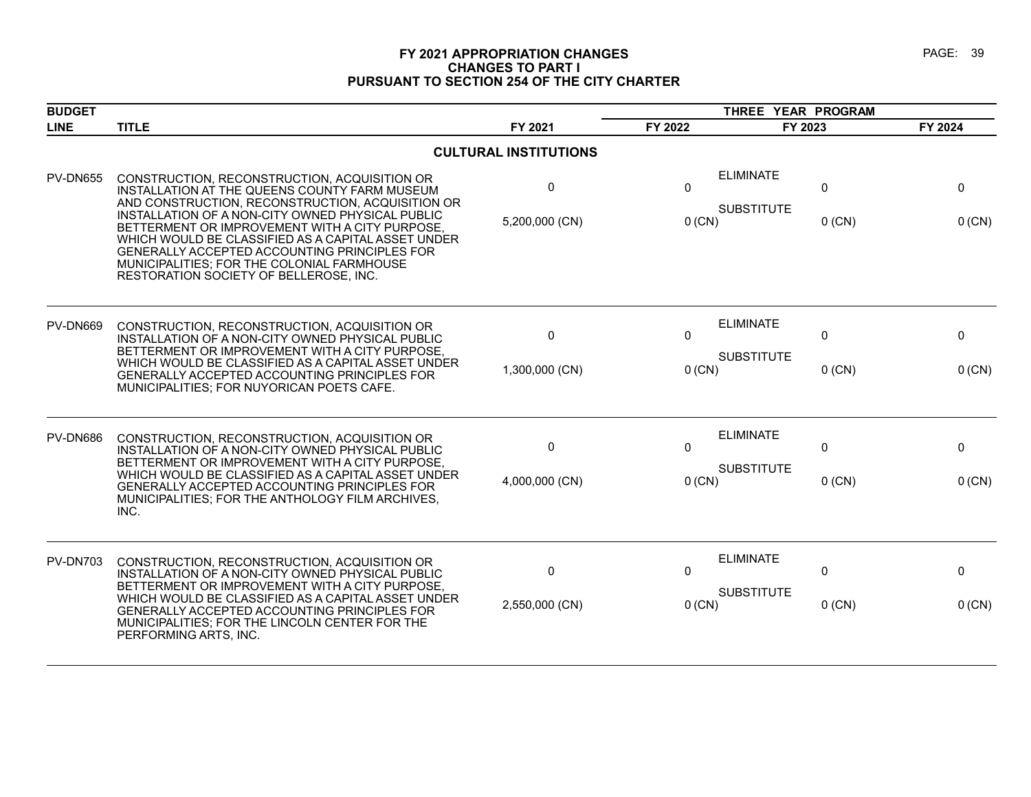# FY 2021 APPROPRIATION CHANGES
## CHANGES TO PART I
## PURSUANT TO SECTION 254 OF THE CITY CHARTER

| BUDGET LINE | TITLE | FY 2021 | FY 2022 | | FY 2023 | FY 2024 |
|---|---|---|---|---|---|---|
| | | | THREE YEAR PROGRAM | | | |
| | **CULTURAL INSTITUTIONS** | | | | | |
| PV-DN655 | CONSTRUCTION, RECONSTRUCTION, ACQUISITION OR INSTALLATION AT THE QUEENS COUNTY FARM MUSEUM AND CONSTRUCTION, RECONSTRUCTION, ACQUISITION OR INSTALLATION OF A NON-CITY OWNED PHYSICAL PUBLIC BETTERMENT OR IMPROVEMENT WITH A CITY PURPOSE, WHICH WOULD BE CLASSIFIED AS A CAPITAL ASSET UNDER GENERALLY ACCEPTED ACCOUNTING PRINCIPLES FOR MUNICIPALITIES; FOR THE COLONIAL FARMHOUSE RESTORATION SOCIETY OF BELLEROSE, INC. | 0 | 0 | ELIMINATE | 0 | 0 |
| | | 5,200,000 (CN) | 0 (CN) | SUBSTITUTE | 0 (CN) | 0 (CN) |
| PV-DN669 | CONSTRUCTION, RECONSTRUCTION, ACQUISITION OR INSTALLATION OF A NON-CITY OWNED PHYSICAL PUBLIC BETTERMENT OR IMPROVEMENT WITH A CITY PURPOSE, WHICH WOULD BE CLASSIFIED AS A CAPITAL ASSET UNDER GENERALLY ACCEPTED ACCOUNTING PRINCIPLES FOR MUNICIPALITIES; FOR NUYORICAN POETS CAFE. | 0 | 0 | ELIMINATE | 0 | 0 |
| | | 1,300,000 (CN) | 0 (CN) | SUBSTITUTE | 0 (CN) | 0 (CN) |
| PV-DN686 | CONSTRUCTION, RECONSTRUCTION, ACQUISITION OR INSTALLATION OF A NON-CITY OWNED PHYSICAL PUBLIC BETTERMENT OR IMPROVEMENT WITH A CITY PURPOSE, WHICH WOULD BE CLASSIFIED AS A CAPITAL ASSET UNDER GENERALLY ACCEPTED ACCOUNTING PRINCIPLES FOR MUNICIPALITIES; FOR THE ANTHOLOGY FILM ARCHIVES, INC. | 0 | 0 | ELIMINATE | 0 | 0 |
| | | 4,000,000 (CN) | 0 (CN) | SUBSTITUTE | 0 (CN) | 0 (CN) |
| PV-DN703 | CONSTRUCTION, RECONSTRUCTION, ACQUISITION OR INSTALLATION OF A NON-CITY OWNED PHYSICAL PUBLIC BETTERMENT OR IMPROVEMENT WITH A CITY PURPOSE, WHICH WOULD BE CLASSIFIED AS A CAPITAL ASSET UNDER GENERALLY ACCEPTED ACCOUNTING PRINCIPLES FOR MUNICIPALITIES; FOR THE LINCOLN CENTER FOR THE PERFORMING ARTS, INC. | 0 | 0 | ELIMINATE | 0 | 0 |
| | | 2,550,000 (CN) | 0 (CN) | SUBSTITUTE | 0 (CN) | 0 (CN) |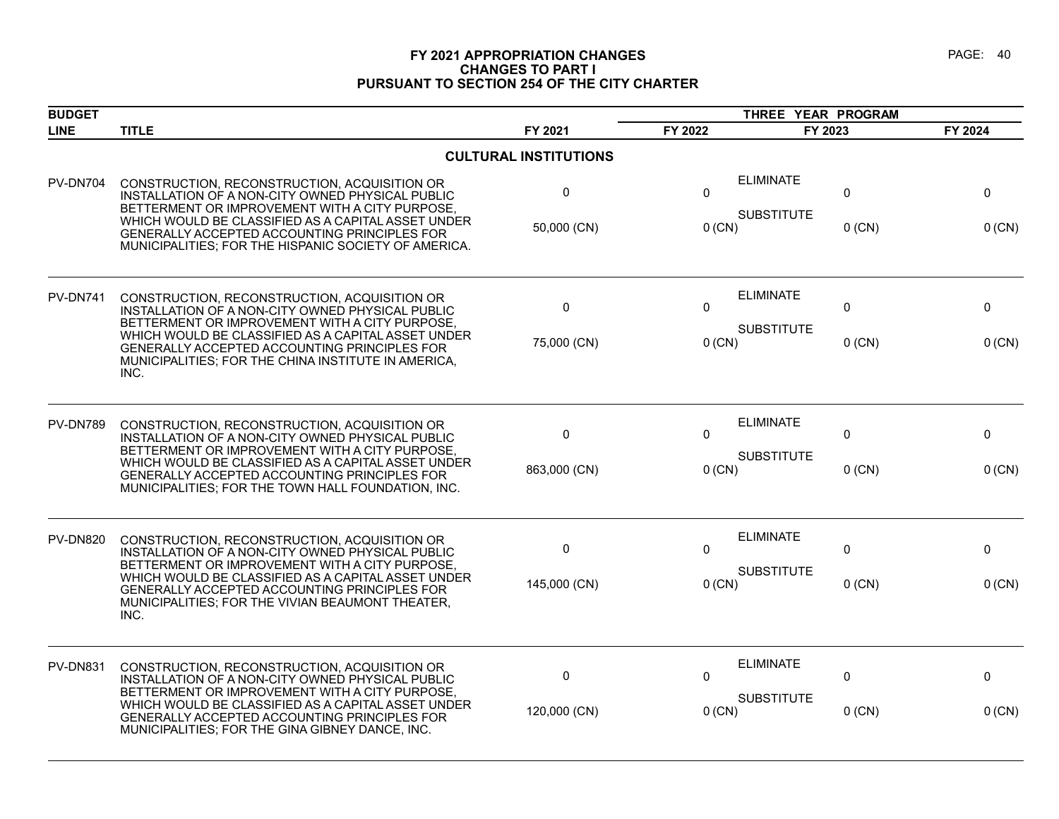# FY 2021 APPROPRIATION CHANGES
## CHANGES TO PART I
## PURSUANT TO SECTION 254 OF THE CITY CHARTER

| BUDGET LINE | TITLE | FY 2021 | THREE YEAR PROGRAM FY 2022 | FY 2023 | FY 2024 |
|---|---|---|---|---|---|
| | **CULTURAL INSTITUTIONS** | | | | |
| PV-DN704 | CONSTRUCTION, RECONSTRUCTION, ACQUISITION OR INSTALLATION OF A NON-CITY OWNED PHYSICAL PUBLIC BETTERMENT OR IMPROVEMENT WITH A CITY PURPOSE, WHICH WOULD BE CLASSIFIED AS A CAPITAL ASSET UNDER GENERALLY ACCEPTED ACCOUNTING PRINCIPLES FOR MUNICIPALITIES; FOR THE HISPANIC SOCIETY OF AMERICA. | | ELIMINATE | | |
| | | 0 | 0 | 0 | 0 |
| | | | SUBSTITUTE | | |
| | | 50,000 (CN) | 0 (CN) | 0 (CN) | 0 (CN) |
| PV-DN741 | CONSTRUCTION, RECONSTRUCTION, ACQUISITION OR INSTALLATION OF A NON-CITY OWNED PHYSICAL PUBLIC BETTERMENT OR IMPROVEMENT WITH A CITY PURPOSE, WHICH WOULD BE CLASSIFIED AS A CAPITAL ASSET UNDER GENERALLY ACCEPTED ACCOUNTING PRINCIPLES FOR MUNICIPALITIES; FOR THE CHINA INSTITUTE IN AMERICA, INC. | | ELIMINATE | | |
| | | 0 | 0 | 0 | 0 |
| | | | SUBSTITUTE | | |
| | | 75,000 (CN) | 0 (CN) | 0 (CN) | 0 (CN) |
| PV-DN789 | CONSTRUCTION, RECONSTRUCTION, ACQUISITION OR INSTALLATION OF A NON-CITY OWNED PHYSICAL PUBLIC BETTERMENT OR IMPROVEMENT WITH A CITY PURPOSE, WHICH WOULD BE CLASSIFIED AS A CAPITAL ASSET UNDER GENERALLY ACCEPTED ACCOUNTING PRINCIPLES FOR MUNICIPALITIES; FOR THE TOWN HALL FOUNDATION, INC. | | ELIMINATE | | |
| | | 0 | 0 | 0 | 0 |
| | | | SUBSTITUTE | | |
| | | 863,000 (CN) | 0 (CN) | 0 (CN) | 0 (CN) |
| PV-DN820 | CONSTRUCTION, RECONSTRUCTION, ACQUISITION OR INSTALLATION OF A NON-CITY OWNED PHYSICAL PUBLIC BETTERMENT OR IMPROVEMENT WITH A CITY PURPOSE, WHICH WOULD BE CLASSIFIED AS A CAPITAL ASSET UNDER GENERALLY ACCEPTED ACCOUNTING PRINCIPLES FOR MUNICIPALITIES; FOR THE VIVIAN BEAUMONT THEATER, INC. | | ELIMINATE | | |
| | | 0 | 0 | 0 | 0 |
| | | | SUBSTITUTE | | |
| | | 145,000 (CN) | 0 (CN) | 0 (CN) | 0 (CN) |
| PV-DN831 | CONSTRUCTION, RECONSTRUCTION, ACQUISITION OR INSTALLATION OF A NON-CITY OWNED PHYSICAL PUBLIC BETTERMENT OR IMPROVEMENT WITH A CITY PURPOSE, WHICH WOULD BE CLASSIFIED AS A CAPITAL ASSET UNDER GENERALLY ACCEPTED ACCOUNTING PRINCIPLES FOR MUNICIPALITIES; FOR THE GINA GIBNEY DANCE, INC. | | ELIMINATE | | |
| | | 0 | 0 | 0 | 0 |
| | | | SUBSTITUTE | | |
| | | 120,000 (CN) | 0 (CN) | 0 (CN) | 0 (CN) |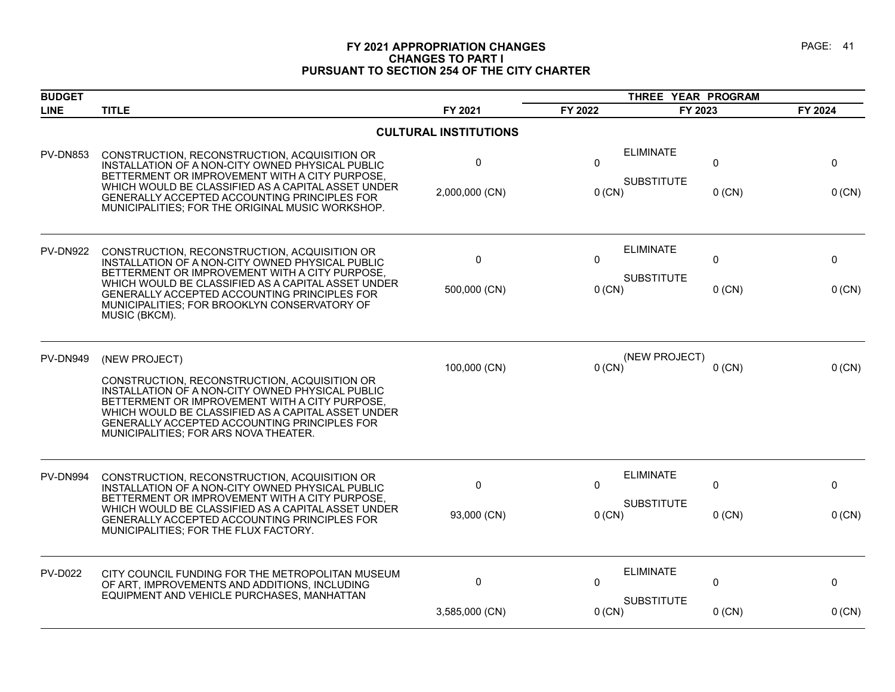# FY 2021 APPROPRIATION CHANGES
## CHANGES TO PART I
## PURSUANT TO SECTION 254 OF THE CITY CHARTER

| BUDGET LINE | TITLE | FY 2021 | FY 2022 | FY 2023 | FY 2024 |
|---|---|---|---|---|---|
| | | | THREE YEAR PROGRAM | | |
| | **CULTURAL INSTITUTIONS** | | | | |
| PV-DN853 | CONSTRUCTION, RECONSTRUCTION, ACQUISITION OR INSTALLATION OF A NON-CITY OWNED PHYSICAL PUBLIC BETTERMENT OR IMPROVEMENT WITH A CITY PURPOSE, WHICH WOULD BE CLASSIFIED AS A CAPITAL ASSET UNDER GENERALLY ACCEPTED ACCOUNTING PRINCIPLES FOR MUNICIPALITIES; FOR THE ORIGINAL MUSIC WORKSHOP. | ELIMINATE 0 | 0 | 0 | 0 |
| | | SUBSTITUTE 2,000,000 (CN) | 0 (CN) | 0 (CN) | 0 (CN) |
| PV-DN922 | CONSTRUCTION, RECONSTRUCTION, ACQUISITION OR INSTALLATION OF A NON-CITY OWNED PHYSICAL PUBLIC BETTERMENT OR IMPROVEMENT WITH A CITY PURPOSE, WHICH WOULD BE CLASSIFIED AS A CAPITAL ASSET UNDER GENERALLY ACCEPTED ACCOUNTING PRINCIPLES FOR MUNICIPALITIES; FOR BROOKLYN CONSERVATORY OF MUSIC (BKCM). | ELIMINATE 0 | 0 | 0 | 0 |
| | | SUBSTITUTE 500,000 (CN) | 0 (CN) | 0 (CN) | 0 (CN) |
| PV-DN949 | (NEW PROJECT) CONSTRUCTION, RECONSTRUCTION, ACQUISITION OR INSTALLATION OF A NON-CITY OWNED PHYSICAL PUBLIC BETTERMENT OR IMPROVEMENT WITH A CITY PURPOSE, WHICH WOULD BE CLASSIFIED AS A CAPITAL ASSET UNDER GENERALLY ACCEPTED ACCOUNTING PRINCIPLES FOR MUNICIPALITIES; FOR ARS NOVA THEATER. | (NEW PROJECT) 100,000 (CN) | 0 (CN) | 0 (CN) | 0 (CN) |
| PV-DN994 | CONSTRUCTION, RECONSTRUCTION, ACQUISITION OR INSTALLATION OF A NON-CITY OWNED PHYSICAL PUBLIC BETTERMENT OR IMPROVEMENT WITH A CITY PURPOSE, WHICH WOULD BE CLASSIFIED AS A CAPITAL ASSET UNDER GENERALLY ACCEPTED ACCOUNTING PRINCIPLES FOR MUNICIPALITIES; FOR THE FLUX FACTORY. | ELIMINATE 0 | 0 | 0 | 0 |
| | | SUBSTITUTE 93,000 (CN) | 0 (CN) | 0 (CN) | 0 (CN) |
| PV-D022 | CITY COUNCIL FUNDING FOR THE METROPOLITAN MUSEUM OF ART, IMPROVEMENTS AND ADDITIONS, INCLUDING EQUIPMENT AND VEHICLE PURCHASES, MANHATTAN | ELIMINATE 0 | 0 | 0 | 0 |
| | | SUBSTITUTE 3,585,000 (CN) | 0 (CN) | 0 (CN) | 0 (CN) |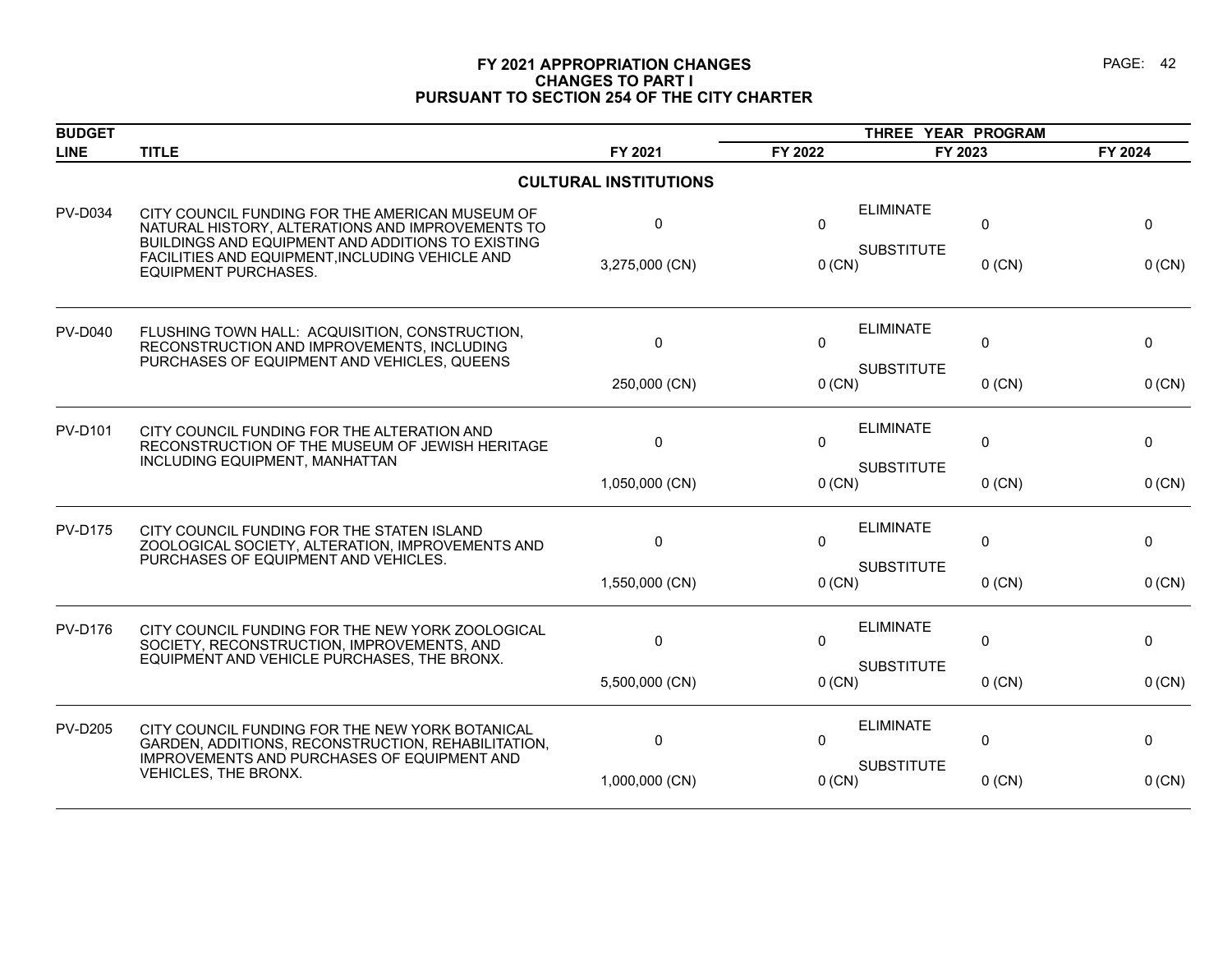# FY 2021 APPROPRIATION CHANGES
## CHANGES TO PART I
## PURSUANT TO SECTION 254 OF THE CITY CHARTER

| BUDGET LINE | TITLE | | FY 2021 | THREE YEAR PROGRAM FY 2022 | FY 2023 | FY 2024 |
|---|---|---|---|---|---|---|
| | **CULTURAL INSTITUTIONS** | | | | | |
| PV-D034 | CITY COUNCIL FUNDING FOR THE AMERICAN MUSEUM OF NATURAL HISTORY, ALTERATIONS AND IMPROVEMENTS TO BUILDINGS AND EQUIPMENT AND ADDITIONS TO EXISTING FACILITIES AND EQUIPMENT,INCLUDING VEHICLE AND EQUIPMENT PURCHASES. | ELIMINATE | 0 | 0 | 0 | 0 |
| | | SUBSTITUTE | 3,275,000 (CN) | 0 (CN) | 0 (CN) | 0 (CN) |
| PV-D040 | FLUSHING TOWN HALL: ACQUISITION, CONSTRUCTION, RECONSTRUCTION AND IMPROVEMENTS, INCLUDING PURCHASES OF EQUIPMENT AND VEHICLES, QUEENS | ELIMINATE | 0 | 0 | 0 | 0 |
| | | SUBSTITUTE | 250,000 (CN) | 0 (CN) | 0 (CN) | 0 (CN) |
| PV-D101 | CITY COUNCIL FUNDING FOR THE ALTERATION AND RECONSTRUCTION OF THE MUSEUM OF JEWISH HERITAGE INCLUDING EQUIPMENT, MANHATTAN | ELIMINATE | 0 | 0 | 0 | 0 |
| | | SUBSTITUTE | 1,050,000 (CN) | 0 (CN) | 0 (CN) | 0 (CN) |
| PV-D175 | CITY COUNCIL FUNDING FOR THE STATEN ISLAND ZOOLOGICAL SOCIETY, ALTERATION, IMPROVEMENTS AND PURCHASES OF EQUIPMENT AND VEHICLES. | ELIMINATE | 0 | 0 | 0 | 0 |
| | | SUBSTITUTE | 1,550,000 (CN) | 0 (CN) | 0 (CN) | 0 (CN) |
| PV-D176 | CITY COUNCIL FUNDING FOR THE NEW YORK ZOOLOGICAL SOCIETY, RECONSTRUCTION, IMPROVEMENTS, AND EQUIPMENT AND VEHICLE PURCHASES, THE BRONX. | ELIMINATE | 0 | 0 | 0 | 0 |
| | | SUBSTITUTE | 5,500,000 (CN) | 0 (CN) | 0 (CN) | 0 (CN) |
| PV-D205 | CITY COUNCIL FUNDING FOR THE NEW YORK BOTANICAL GARDEN, ADDITIONS, RECONSTRUCTION, REHABILITATION, IMPROVEMENTS AND PURCHASES OF EQUIPMENT AND VEHICLES, THE BRONX. | ELIMINATE | 0 | 0 | 0 | 0 |
| | | SUBSTITUTE | 1,000,000 (CN) | 0 (CN) | 0 (CN) | 0 (CN) |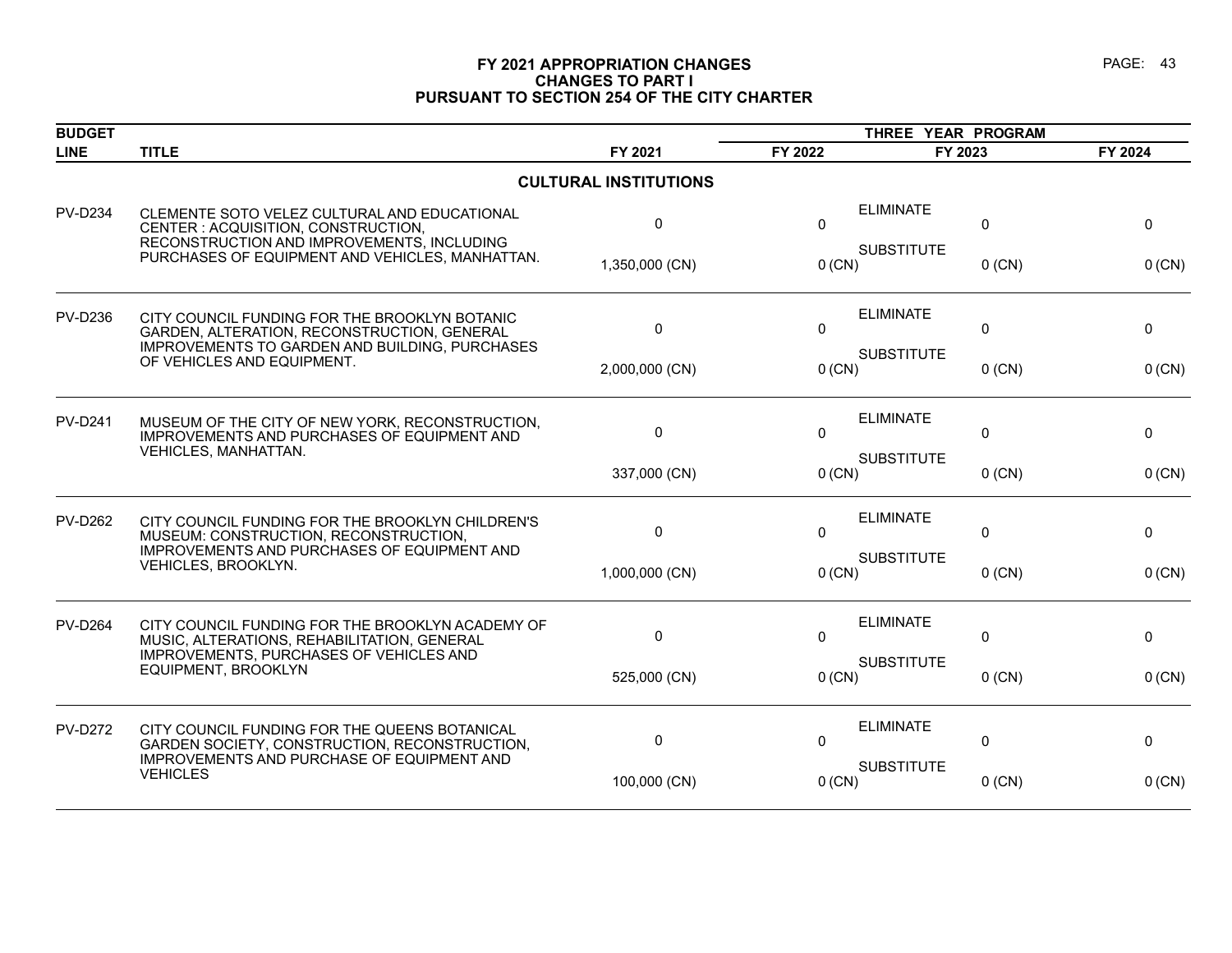# FY 2021 APPROPRIATION CHANGES
## CHANGES TO PART I
## PURSUANT TO SECTION 254 OF THE CITY CHARTER

| BUDGET LINE | TITLE | FY 2021 | THREE YEAR PROGRAM FY 2022 | FY 2023 | FY 2024 |
|---|---|---|---|---|---|
| | **CULTURAL INSTITUTIONS** | | | | |
| PV-D234 | CLEMENTE SOTO VELEZ CULTURAL AND EDUCATIONAL CENTER : ACQUISITION, CONSTRUCTION, RECONSTRUCTION AND IMPROVEMENTS, INCLUDING PURCHASES OF EQUIPMENT AND VEHICLES, MANHATTAN. | ELIMINATE 0 | 0 | 0 | 0 |
| | | SUBSTITUTE 1,350,000 (CN) | 0 (CN) | 0 (CN) | 0 (CN) |
| PV-D236 | CITY COUNCIL FUNDING FOR THE BROOKLYN BOTANIC GARDEN, ALTERATION, RECONSTRUCTION, GENERAL IMPROVEMENTS TO GARDEN AND BUILDING, PURCHASES OF VEHICLES AND EQUIPMENT. | ELIMINATE 0 | 0 | 0 | 0 |
| | | SUBSTITUTE 2,000,000 (CN) | 0 (CN) | 0 (CN) | 0 (CN) |
| PV-D241 | MUSEUM OF THE CITY OF NEW YORK, RECONSTRUCTION, IMPROVEMENTS AND PURCHASES OF EQUIPMENT AND VEHICLES, MANHATTAN. | ELIMINATE 0 | 0 | 0 | 0 |
| | | SUBSTITUTE 337,000 (CN) | 0 (CN) | 0 (CN) | 0 (CN) |
| PV-D262 | CITY COUNCIL FUNDING FOR THE BROOKLYN CHILDREN'S MUSEUM: CONSTRUCTION, RECONSTRUCTION, IMPROVEMENTS AND PURCHASES OF EQUIPMENT AND VEHICLES, BROOKLYN. | ELIMINATE 0 | 0 | 0 | 0 |
| | | SUBSTITUTE 1,000,000 (CN) | 0 (CN) | 0 (CN) | 0 (CN) |
| PV-D264 | CITY COUNCIL FUNDING FOR THE BROOKLYN ACADEMY OF MUSIC, ALTERATIONS, REHABILITATION, GENERAL IMPROVEMENTS, PURCHASES OF VEHICLES AND EQUIPMENT, BROOKLYN | ELIMINATE 0 | 0 | 0 | 0 |
| | | SUBSTITUTE 525,000 (CN) | 0 (CN) | 0 (CN) | 0 (CN) |
| PV-D272 | CITY COUNCIL FUNDING FOR THE QUEENS BOTANICAL GARDEN SOCIETY, CONSTRUCTION, RECONSTRUCTION, IMPROVEMENTS AND PURCHASE OF EQUIPMENT AND VEHICLES | ELIMINATE 0 | 0 | 0 | 0 |
| | | SUBSTITUTE 100,000 (CN) | 0 (CN) | 0 (CN) | 0 (CN) |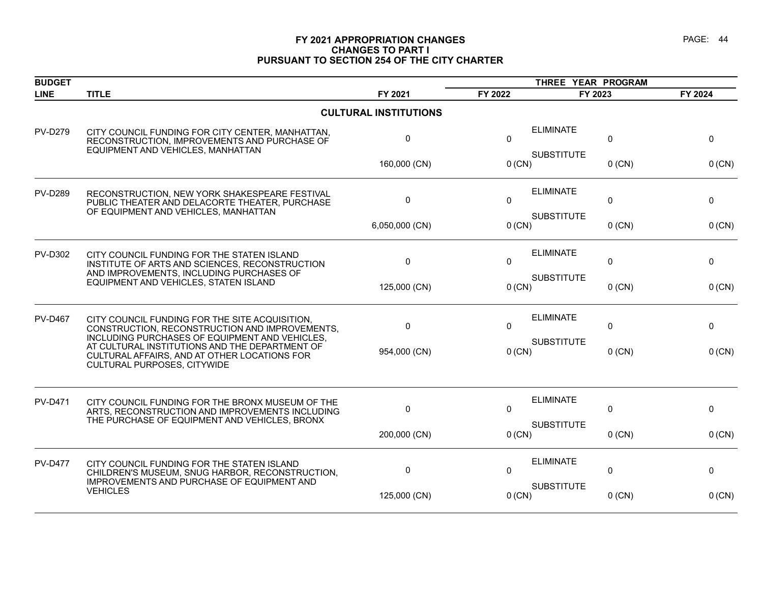# FY 2021 APPROPRIATION CHANGES
## CHANGES TO PART I
## PURSUANT TO SECTION 254 OF THE CITY CHARTER

| BUDGET LINE | TITLE | FY 2021 | THREE YEAR PROGRAM FY 2022 | | FY 2023 | FY 2024 |
|---|---|---|---|---|---|---|
| | **CULTURAL INSTITUTIONS** | | | | | |
| PV-D279 | CITY COUNCIL FUNDING FOR CITY CENTER, MANHATTAN, RECONSTRUCTION, IMPROVEMENTS AND PURCHASE OF EQUIPMENT AND VEHICLES, MANHATTAN | 0 | 0 | ELIMINATE | 0 | 0 |
| | | 160,000 (CN) | 0 (CN) | SUBSTITUTE | 0 (CN) | 0 (CN) |
| PV-D289 | RECONSTRUCTION, NEW YORK SHAKESPEARE FESTIVAL PUBLIC THEATER AND DELACORTE THEATER, PURCHASE OF EQUIPMENT AND VEHICLES, MANHATTAN | 0 | 0 | ELIMINATE | 0 | 0 |
| | | 6,050,000 (CN) | 0 (CN) | SUBSTITUTE | 0 (CN) | 0 (CN) |
| PV-D302 | CITY COUNCIL FUNDING FOR THE STATEN ISLAND INSTITUTE OF ARTS AND SCIENCES, RECONSTRUCTION AND IMPROVEMENTS, INCLUDING PURCHASES OF EQUIPMENT AND VEHICLES, STATEN ISLAND | 0 | 0 | ELIMINATE | 0 | 0 |
| | | 125,000 (CN) | 0 (CN) | SUBSTITUTE | 0 (CN) | 0 (CN) |
| PV-D467 | CITY COUNCIL FUNDING FOR THE SITE ACQUISITION, CONSTRUCTION, RECONSTRUCTION AND IMPROVEMENTS, INCLUDING PURCHASES OF EQUIPMENT AND VEHICLES, AT CULTURAL INSTITUTIONS AND THE DEPARTMENT OF CULTURAL AFFAIRS, AND AT OTHER LOCATIONS FOR CULTURAL PURPOSES, CITYWIDE | 0 | 0 | ELIMINATE | 0 | 0 |
| | | 954,000 (CN) | 0 (CN) | SUBSTITUTE | 0 (CN) | 0 (CN) |
| PV-D471 | CITY COUNCIL FUNDING FOR THE BRONX MUSEUM OF THE ARTS, RECONSTRUCTION AND IMPROVEMENTS INCLUDING THE PURCHASE OF EQUIPMENT AND VEHICLES, BRONX | 0 | 0 | ELIMINATE | 0 | 0 |
| | | 200,000 (CN) | 0 (CN) | SUBSTITUTE | 0 (CN) | 0 (CN) |
| PV-D477 | CITY COUNCIL FUNDING FOR THE STATEN ISLAND CHILDREN'S MUSEUM, SNUG HARBOR, RECONSTRUCTION, IMPROVEMENTS AND PURCHASE OF EQUIPMENT AND VEHICLES | 0 | 0 | ELIMINATE | 0 | 0 |
| | | 125,000 (CN) | 0 (CN) | SUBSTITUTE | 0 (CN) | 0 (CN) |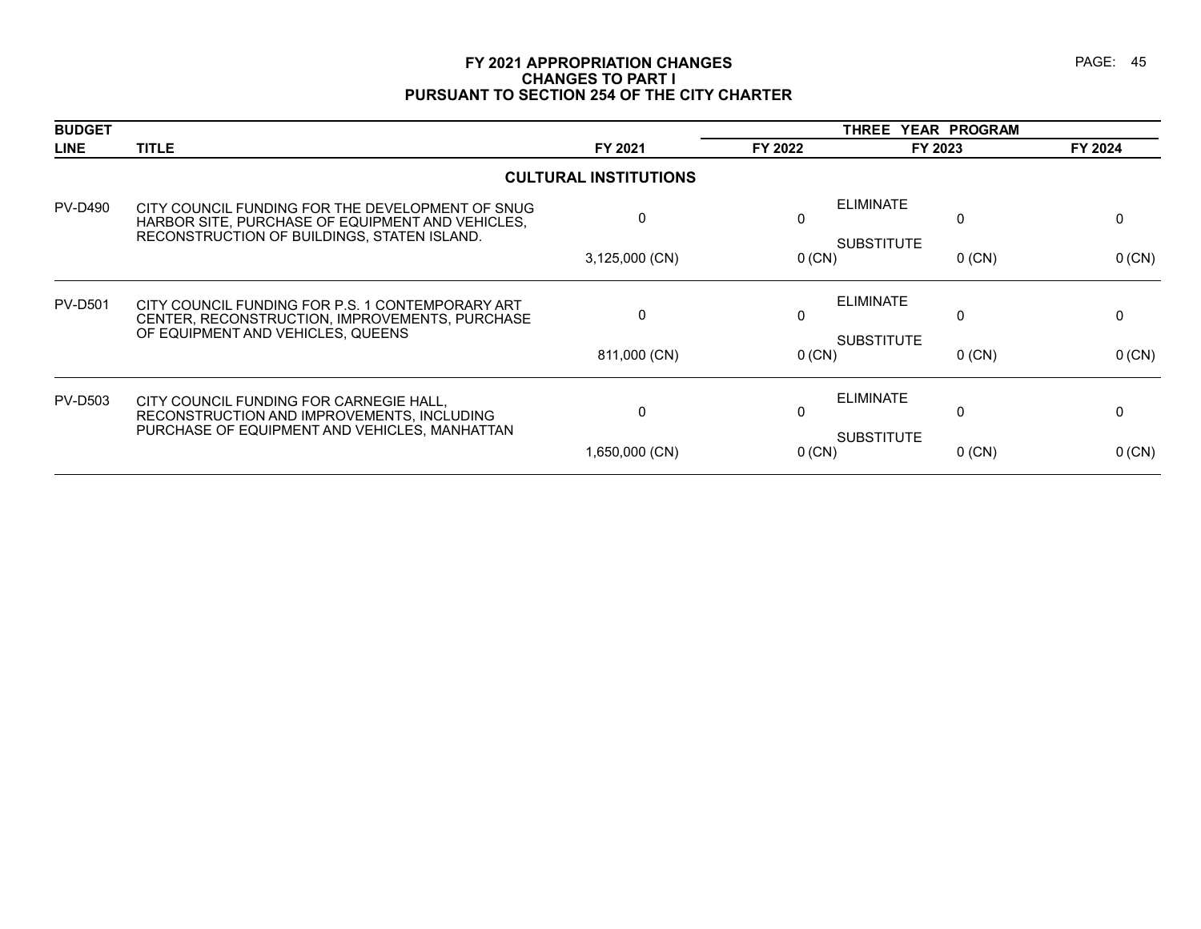# FY 2021 APPROPRIATION CHANGES
## CHANGES TO PART I
## PURSUANT TO SECTION 254 OF THE CITY CHARTER

| BUDGET LINE | TITLE | FY 2021 | THREE YEAR PROGRAM FY 2022 | FY 2023 | FY 2024 |
|---|---|---|---|---|---|
| | **CULTURAL INSTITUTIONS** | | | | |
| PV-D490 | CITY COUNCIL FUNDING FOR THE DEVELOPMENT OF SNUG HARBOR SITE, PURCHASE OF EQUIPMENT AND VEHICLES, RECONSTRUCTION OF BUILDINGS, STATEN ISLAND. | | ELIMINATE | | |
| | | 0 | 0 | 0 | 0 |
| | | | SUBSTITUTE | | |
| | | 3,125,000 (CN) | 0 (CN) | 0 (CN) | 0 (CN) |
| PV-D501 | CITY COUNCIL FUNDING FOR P.S. 1 CONTEMPORARY ART CENTER, RECONSTRUCTION, IMPROVEMENTS, PURCHASE OF EQUIPMENT AND VEHICLES, QUEENS | | ELIMINATE | | |
| | | 0 | 0 | 0 | 0 |
| | | | SUBSTITUTE | | |
| | | 811,000 (CN) | 0 (CN) | 0 (CN) | 0 (CN) |
| PV-D503 | CITY COUNCIL FUNDING FOR CARNEGIE HALL, RECONSTRUCTION AND IMPROVEMENTS, INCLUDING PURCHASE OF EQUIPMENT AND VEHICLES, MANHATTAN | | ELIMINATE | | |
| | | 0 | 0 | 0 | 0 |
| | | | SUBSTITUTE | | |
| | | 1,650,000 (CN) | 0 (CN) | 0 (CN) | 0 (CN) |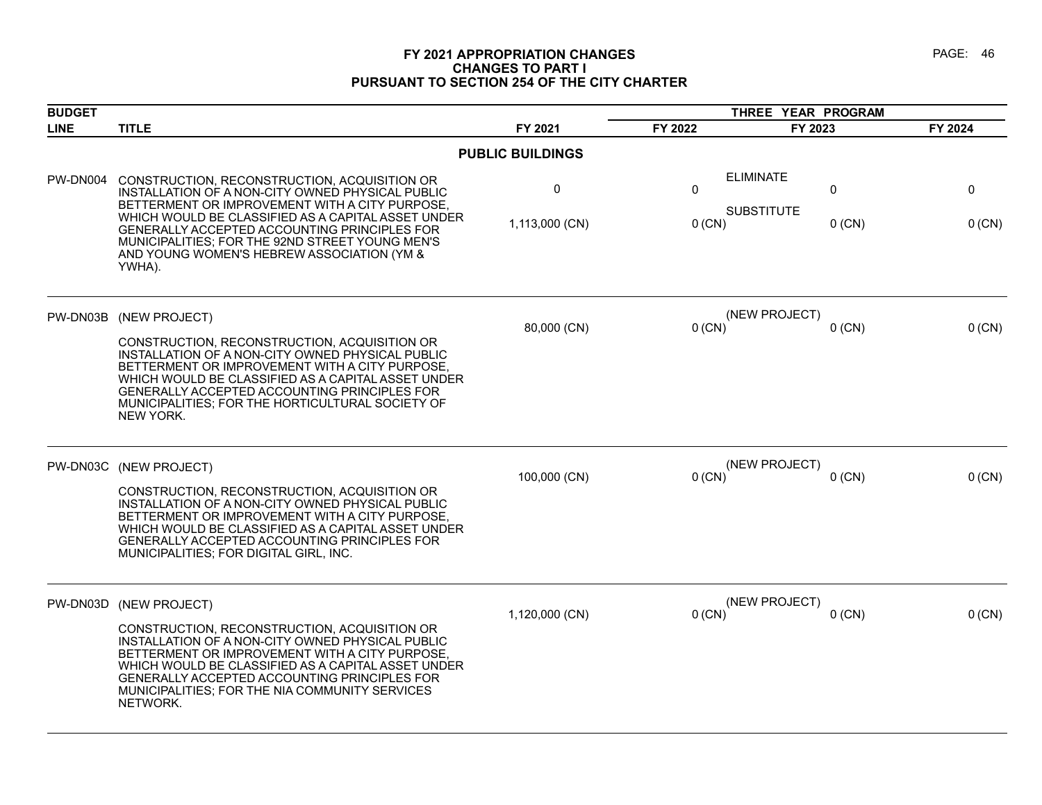# FY 2021 APPROPRIATION CHANGES
## CHANGES TO PART I
## PURSUANT TO SECTION 254 OF THE CITY CHARTER

| BUDGET LINE | TITLE | FY 2021 | THREE YEAR PROGRAM FY 2022 | FY 2023 | FY 2024 |
|---|---|---|---|---|---|
| | **PUBLIC BUILDINGS** | | | | |
| PW-DN004 | CONSTRUCTION, RECONSTRUCTION, ACQUISITION OR INSTALLATION OF A NON-CITY OWNED PHYSICAL PUBLIC BETTERMENT OR IMPROVEMENT WITH A CITY PURPOSE, WHICH WOULD BE CLASSIFIED AS A CAPITAL ASSET UNDER GENERALLY ACCEPTED ACCOUNTING PRINCIPLES FOR MUNICIPALITIES; FOR THE 92ND STREET YOUNG MEN'S AND YOUNG WOMEN'S HEBREW ASSOCIATION (YM & YWHA). | ELIMINATE<br>0 | 0 | 0 | 0 |
| | | SUBSTITUTE<br>1,113,000 (CN) | 0 (CN) | 0 (CN) | 0 (CN) |
| PW-DN03B | (NEW PROJECT)<br>CONSTRUCTION, RECONSTRUCTION, ACQUISITION OR INSTALLATION OF A NON-CITY OWNED PHYSICAL PUBLIC BETTERMENT OR IMPROVEMENT WITH A CITY PURPOSE, WHICH WOULD BE CLASSIFIED AS A CAPITAL ASSET UNDER GENERALLY ACCEPTED ACCOUNTING PRINCIPLES FOR MUNICIPALITIES; FOR THE HORTICULTURAL SOCIETY OF NEW YORK. | (NEW PROJECT)<br>80,000 (CN) | 0 (CN) | 0 (CN) | 0 (CN) |
| PW-DN03C | (NEW PROJECT)<br>CONSTRUCTION, RECONSTRUCTION, ACQUISITION OR INSTALLATION OF A NON-CITY OWNED PHYSICAL PUBLIC BETTERMENT OR IMPROVEMENT WITH A CITY PURPOSE, WHICH WOULD BE CLASSIFIED AS A CAPITAL ASSET UNDER GENERALLY ACCEPTED ACCOUNTING PRINCIPLES FOR MUNICIPALITIES; FOR DIGITAL GIRL, INC. | (NEW PROJECT)<br>100,000 (CN) | 0 (CN) | 0 (CN) | 0 (CN) |
| PW-DN03D | (NEW PROJECT)<br>CONSTRUCTION, RECONSTRUCTION, ACQUISITION OR INSTALLATION OF A NON-CITY OWNED PHYSICAL PUBLIC BETTERMENT OR IMPROVEMENT WITH A CITY PURPOSE, WHICH WOULD BE CLASSIFIED AS A CAPITAL ASSET UNDER GENERALLY ACCEPTED ACCOUNTING PRINCIPLES FOR MUNICIPALITIES; FOR THE NIA COMMUNITY SERVICES NETWORK. | (NEW PROJECT)<br>1,120,000 (CN) | 0 (CN) | 0 (CN) | 0 (CN) |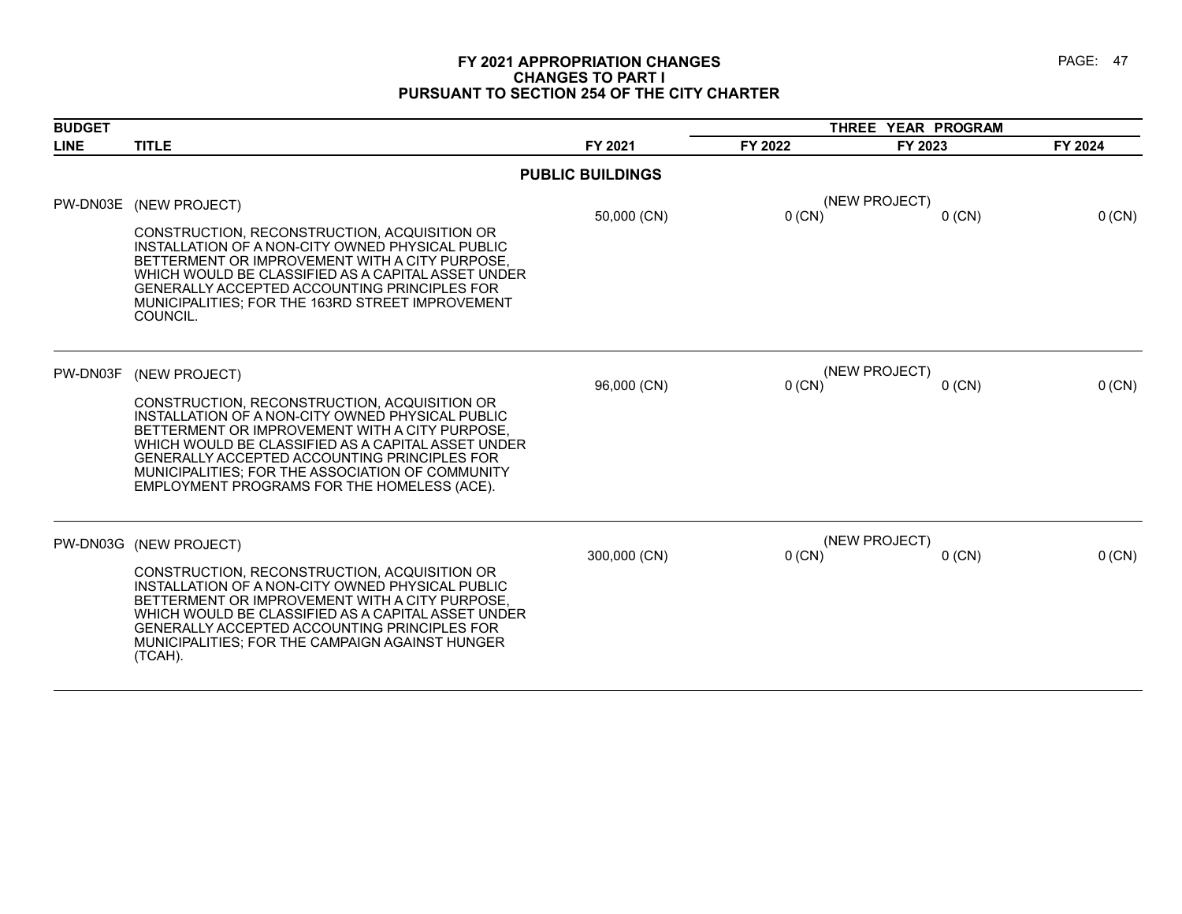## FY 2021 APPROPRIATION CHANGES
## CHANGES TO PART I
## PURSUANT TO SECTION 254 OF THE CITY CHARTER

| BUDGET LINE | TITLE | FY 2021 | THREE YEAR PROGRAM FY 2022 | FY 2023 | FY 2024 |
|---|---|---|---|---|---|
| | **PUBLIC BUILDINGS** | | | | |
| PW-DN03E | (NEW PROJECT)<br><br>CONSTRUCTION, RECONSTRUCTION, ACQUISITION OR INSTALLATION OF A NON-CITY OWNED PHYSICAL PUBLIC BETTERMENT OR IMPROVEMENT WITH A CITY PURPOSE, WHICH WOULD BE CLASSIFIED AS A CAPITAL ASSET UNDER GENERALLY ACCEPTED ACCOUNTING PRINCIPLES FOR MUNICIPALITIES; FOR THE 163RD STREET IMPROVEMENT COUNCIL. | 50,000 (CN) | (NEW PROJECT)<br>0 (CN) | 0 (CN) | 0 (CN) |
| PW-DN03F | (NEW PROJECT)<br><br>CONSTRUCTION, RECONSTRUCTION, ACQUISITION OR INSTALLATION OF A NON-CITY OWNED PHYSICAL PUBLIC BETTERMENT OR IMPROVEMENT WITH A CITY PURPOSE, WHICH WOULD BE CLASSIFIED AS A CAPITAL ASSET UNDER GENERALLY ACCEPTED ACCOUNTING PRINCIPLES FOR MUNICIPALITIES; FOR THE ASSOCIATION OF COMMUNITY EMPLOYMENT PROGRAMS FOR THE HOMELESS (ACE). | 96,000 (CN) | (NEW PROJECT)<br>0 (CN) | 0 (CN) | 0 (CN) |
| PW-DN03G | (NEW PROJECT)<br><br>CONSTRUCTION, RECONSTRUCTION, ACQUISITION OR INSTALLATION OF A NON-CITY OWNED PHYSICAL PUBLIC BETTERMENT OR IMPROVEMENT WITH A CITY PURPOSE, WHICH WOULD BE CLASSIFIED AS A CAPITAL ASSET UNDER GENERALLY ACCEPTED ACCOUNTING PRINCIPLES FOR MUNICIPALITIES; FOR THE CAMPAIGN AGAINST HUNGER (TCAH). | 300,000 (CN) | (NEW PROJECT)<br>0 (CN) | 0 (CN) | 0 (CN) |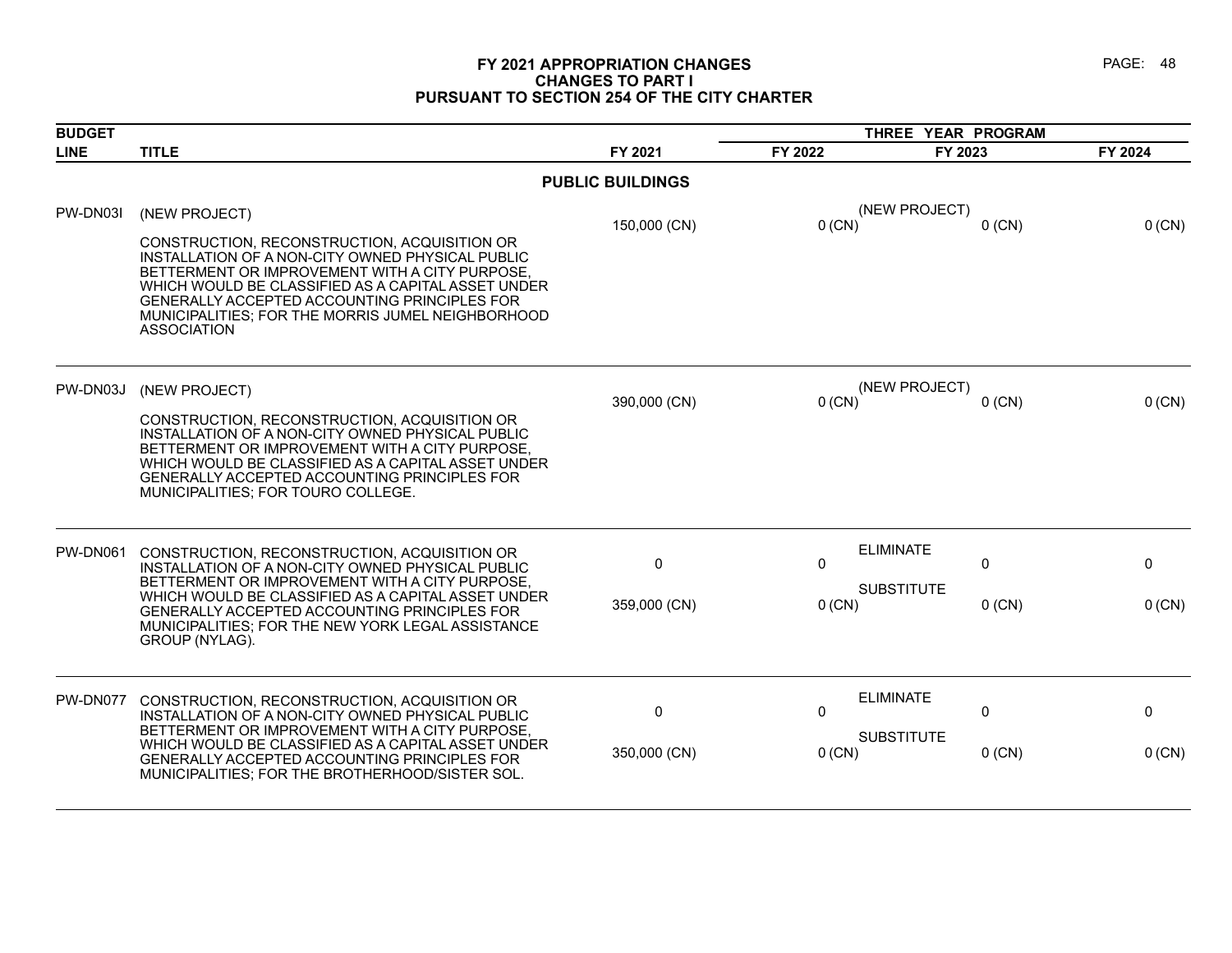# FY 2021 APPROPRIATION CHANGES
## CHANGES TO PART I
## PURSUANT TO SECTION 254 OF THE CITY CHARTER

| BUDGET LINE | TITLE | FY 2021 | THREE YEAR PROGRAM FY 2022 | FY 2023 | FY 2024 |
|---|---|---|---|---|---|
| | **PUBLIC BUILDINGS** | | | | |
| PW-DN03I | (NEW PROJECT) CONSTRUCTION, RECONSTRUCTION, ACQUISITION OR INSTALLATION OF A NON-CITY OWNED PHYSICAL PUBLIC BETTERMENT OR IMPROVEMENT WITH A CITY PURPOSE, WHICH WOULD BE CLASSIFIED AS A CAPITAL ASSET UNDER GENERALLY ACCEPTED ACCOUNTING PRINCIPLES FOR MUNICIPALITIES; FOR THE MORRIS JUMEL NEIGHBORHOOD ASSOCIATION | (NEW PROJECT) 150,000 (CN) | 0 (CN) | 0 (CN) | 0 (CN) |
| PW-DN03J | (NEW PROJECT) CONSTRUCTION, RECONSTRUCTION, ACQUISITION OR INSTALLATION OF A NON-CITY OWNED PHYSICAL PUBLIC BETTERMENT OR IMPROVEMENT WITH A CITY PURPOSE, WHICH WOULD BE CLASSIFIED AS A CAPITAL ASSET UNDER GENERALLY ACCEPTED ACCOUNTING PRINCIPLES FOR MUNICIPALITIES; FOR TOURO COLLEGE. | (NEW PROJECT) 390,000 (CN) | 0 (CN) | 0 (CN) | 0 (CN) |
| PW-DN061 | CONSTRUCTION, RECONSTRUCTION, ACQUISITION OR INSTALLATION OF A NON-CITY OWNED PHYSICAL PUBLIC BETTERMENT OR IMPROVEMENT WITH A CITY PURPOSE, WHICH WOULD BE CLASSIFIED AS A CAPITAL ASSET UNDER GENERALLY ACCEPTED ACCOUNTING PRINCIPLES FOR MUNICIPALITIES; FOR THE NEW YORK LEGAL ASSISTANCE GROUP (NYLAG). | ELIMINATE 0 | 0 | 0 | 0 |
| | | SUBSTITUTE 359,000 (CN) | 0 (CN) | 0 (CN) | 0 (CN) |
| PW-DN077 | CONSTRUCTION, RECONSTRUCTION, ACQUISITION OR INSTALLATION OF A NON-CITY OWNED PHYSICAL PUBLIC BETTERMENT OR IMPROVEMENT WITH A CITY PURPOSE, WHICH WOULD BE CLASSIFIED AS A CAPITAL ASSET UNDER GENERALLY ACCEPTED ACCOUNTING PRINCIPLES FOR MUNICIPALITIES; FOR THE BROTHERHOOD/SISTER SOL. | ELIMINATE 0 | 0 | 0 | 0 |
| | | SUBSTITUTE 350,000 (CN) | 0 (CN) | 0 (CN) | 0 (CN) |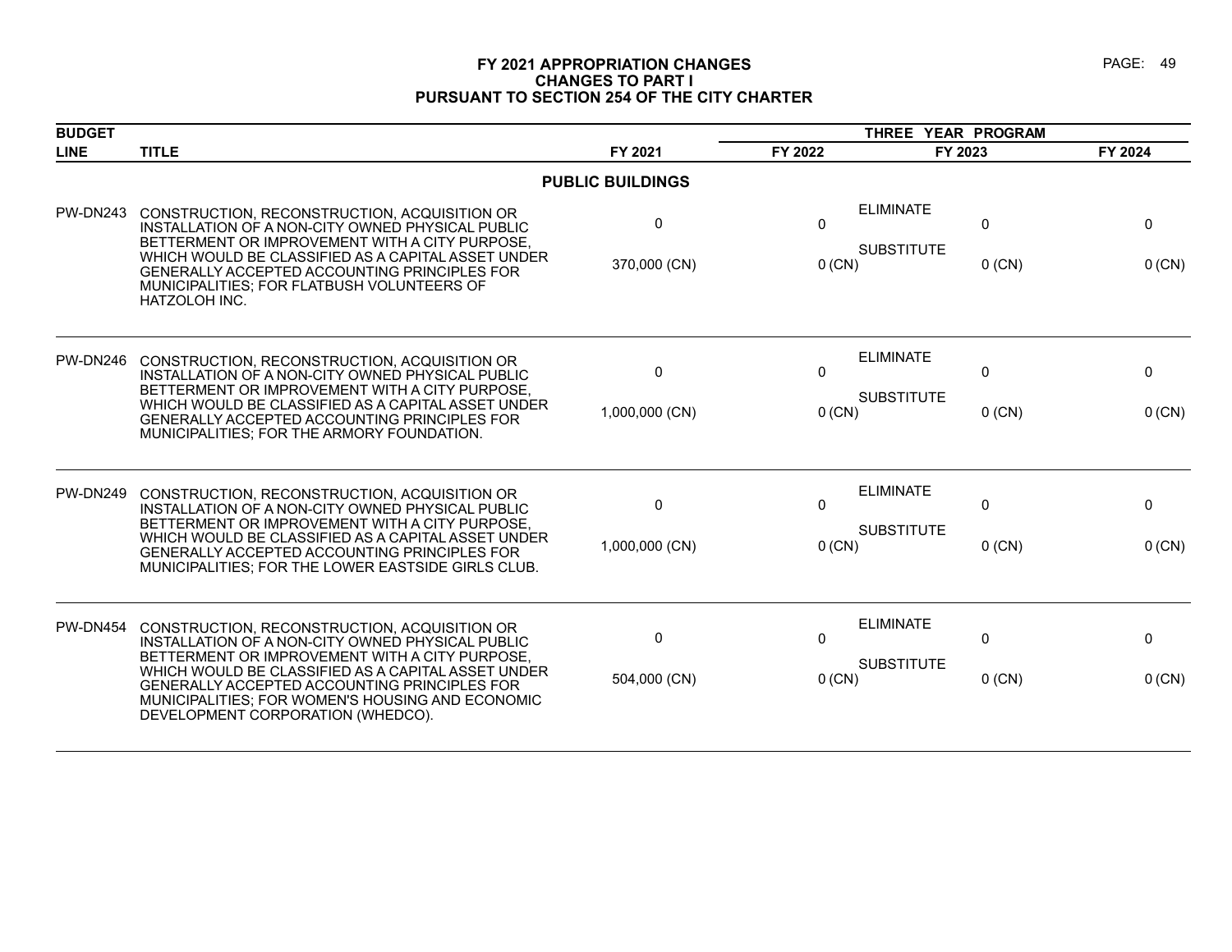# FY 2021 APPROPRIATION CHANGES
## CHANGES TO PART I
## PURSUANT TO SECTION 254 OF THE CITY CHARTER

| BUDGET LINE | TITLE | FY 2021 | THREE YEAR PROGRAM FY 2022 | FY 2023 | FY 2024 |
|---|---|---|---|---|---|
| | **PUBLIC BUILDINGS** | | | | |
| PW-DN243 | CONSTRUCTION, RECONSTRUCTION, ACQUISITION OR INSTALLATION OF A NON-CITY OWNED PHYSICAL PUBLIC BETTERMENT OR IMPROVEMENT WITH A CITY PURPOSE, WHICH WOULD BE CLASSIFIED AS A CAPITAL ASSET UNDER GENERALLY ACCEPTED ACCOUNTING PRINCIPLES FOR MUNICIPALITIES; FOR FLATBUSH VOLUNTEERS OF HATZOLOH INC. | ELIMINATE 0 | 0 | 0 | 0 |
| | | SUBSTITUTE 370,000 (CN) | 0 (CN) | 0 (CN) | 0 (CN) |
| PW-DN246 | CONSTRUCTION, RECONSTRUCTION, ACQUISITION OR INSTALLATION OF A NON-CITY OWNED PHYSICAL PUBLIC BETTERMENT OR IMPROVEMENT WITH A CITY PURPOSE, WHICH WOULD BE CLASSIFIED AS A CAPITAL ASSET UNDER GENERALLY ACCEPTED ACCOUNTING PRINCIPLES FOR MUNICIPALITIES; FOR THE ARMORY FOUNDATION. | ELIMINATE 0 | 0 | 0 | 0 |
| | | SUBSTITUTE 1,000,000 (CN) | 0 (CN) | 0 (CN) | 0 (CN) |
| PW-DN249 | CONSTRUCTION, RECONSTRUCTION, ACQUISITION OR INSTALLATION OF A NON-CITY OWNED PHYSICAL PUBLIC BETTERMENT OR IMPROVEMENT WITH A CITY PURPOSE, WHICH WOULD BE CLASSIFIED AS A CAPITAL ASSET UNDER GENERALLY ACCEPTED ACCOUNTING PRINCIPLES FOR MUNICIPALITIES; FOR THE LOWER EASTSIDE GIRLS CLUB. | ELIMINATE 0 | 0 | 0 | 0 |
| | | SUBSTITUTE 1,000,000 (CN) | 0 (CN) | 0 (CN) | 0 (CN) |
| PW-DN454 | CONSTRUCTION, RECONSTRUCTION, ACQUISITION OR INSTALLATION OF A NON-CITY OWNED PHYSICAL PUBLIC BETTERMENT OR IMPROVEMENT WITH A CITY PURPOSE, WHICH WOULD BE CLASSIFIED AS A CAPITAL ASSET UNDER GENERALLY ACCEPTED ACCOUNTING PRINCIPLES FOR MUNICIPALITIES; FOR WOMEN'S HOUSING AND ECONOMIC DEVELOPMENT CORPORATION (WHEDCO). | ELIMINATE 0 | 0 | 0 | 0 |
| | | SUBSTITUTE 504,000 (CN) | 0 (CN) | 0 (CN) | 0 (CN) |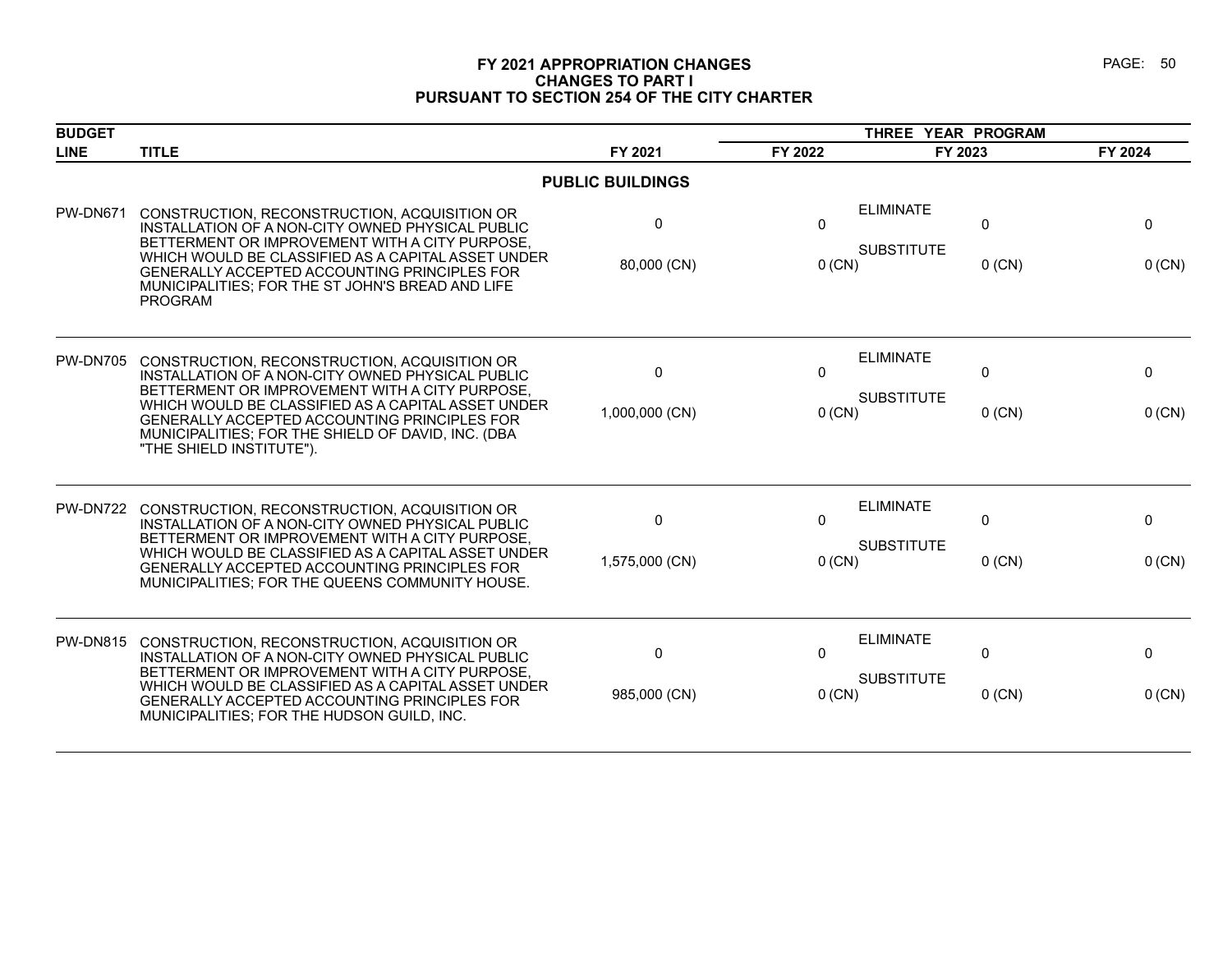# FY 2021 APPROPRIATION CHANGES
## CHANGES TO PART I
## PURSUANT TO SECTION 254 OF THE CITY CHARTER

| BUDGET LINE | TITLE | FY 2021 | FY 2022 | FY 2023 | FY 2024 |
|---|---|---|---|---|---|
| | | | THREE YEAR PROGRAM | | |
| | **PUBLIC BUILDINGS** | | | | |
| PW-DN671 | CONSTRUCTION, RECONSTRUCTION, ACQUISITION OR INSTALLATION OF A NON-CITY OWNED PHYSICAL PUBLIC BETTERMENT OR IMPROVEMENT WITH A CITY PURPOSE, WHICH WOULD BE CLASSIFIED AS A CAPITAL ASSET UNDER GENERALLY ACCEPTED ACCOUNTING PRINCIPLES FOR MUNICIPALITIES; FOR THE ST JOHN'S BREAD AND LIFE PROGRAM | | ELIMINATE | | |
| | | 0 | 0 | 0 | 0 |
| | | | SUBSTITUTE | | |
| | | 80,000 (CN) | 0 (CN) | 0 (CN) | 0 (CN) |
| PW-DN705 | CONSTRUCTION, RECONSTRUCTION, ACQUISITION OR INSTALLATION OF A NON-CITY OWNED PHYSICAL PUBLIC BETTERMENT OR IMPROVEMENT WITH A CITY PURPOSE, WHICH WOULD BE CLASSIFIED AS A CAPITAL ASSET UNDER GENERALLY ACCEPTED ACCOUNTING PRINCIPLES FOR MUNICIPALITIES; FOR THE SHIELD OF DAVID, INC. (DBA "THE SHIELD INSTITUTE"). | | ELIMINATE | | |
| | | 0 | 0 | 0 | 0 |
| | | | SUBSTITUTE | | |
| | | 1,000,000 (CN) | 0 (CN) | 0 (CN) | 0 (CN) |
| PW-DN722 | CONSTRUCTION, RECONSTRUCTION, ACQUISITION OR INSTALLATION OF A NON-CITY OWNED PHYSICAL PUBLIC BETTERMENT OR IMPROVEMENT WITH A CITY PURPOSE, WHICH WOULD BE CLASSIFIED AS A CAPITAL ASSET UNDER GENERALLY ACCEPTED ACCOUNTING PRINCIPLES FOR MUNICIPALITIES; FOR THE QUEENS COMMUNITY HOUSE. | | ELIMINATE | | |
| | | 0 | 0 | 0 | 0 |
| | | | SUBSTITUTE | | |
| | | 1,575,000 (CN) | 0 (CN) | 0 (CN) | 0 (CN) |
| PW-DN815 | CONSTRUCTION, RECONSTRUCTION, ACQUISITION OR INSTALLATION OF A NON-CITY OWNED PHYSICAL PUBLIC BETTERMENT OR IMPROVEMENT WITH A CITY PURPOSE, WHICH WOULD BE CLASSIFIED AS A CAPITAL ASSET UNDER GENERALLY ACCEPTED ACCOUNTING PRINCIPLES FOR MUNICIPALITIES; FOR THE HUDSON GUILD, INC. | | ELIMINATE | | |
| | | 0 | 0 | 0 | 0 |
| | | | SUBSTITUTE | | |
| | | 985,000 (CN) | 0 (CN) | 0 (CN) | 0 (CN) |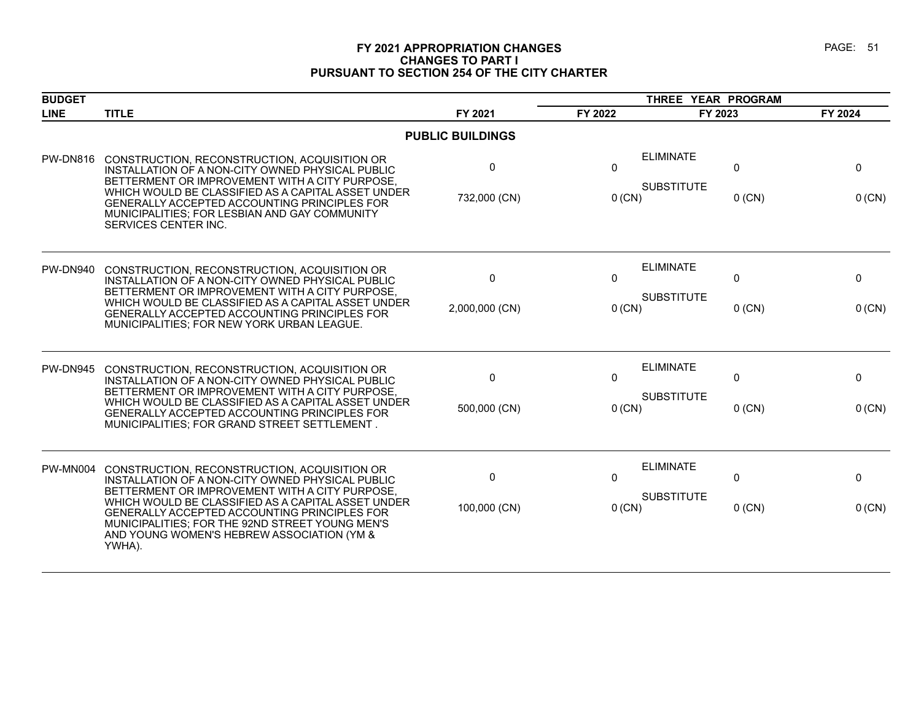# FY 2021 APPROPRIATION CHANGES
## CHANGES TO PART I
## PURSUANT TO SECTION 254 OF THE CITY CHARTER

| BUDGET LINE | TITLE | FY 2021 | THREE YEAR PROGRAM FY 2022 | | FY 2023 | FY 2024 |
|---|---|---|---|---|---|---|
| | **PUBLIC BUILDINGS** | | | | | |
| PW-DN816 | CONSTRUCTION, RECONSTRUCTION, ACQUISITION OR INSTALLATION OF A NON-CITY OWNED PHYSICAL PUBLIC BETTERMENT OR IMPROVEMENT WITH A CITY PURPOSE, WHICH WOULD BE CLASSIFIED AS A CAPITAL ASSET UNDER GENERALLY ACCEPTED ACCOUNTING PRINCIPLES FOR MUNICIPALITIES; FOR LESBIAN AND GAY COMMUNITY SERVICES CENTER INC. | 0 | 0 | ELIMINATE | 0 | 0 |
| | | 732,000 (CN) | 0 (CN) | SUBSTITUTE | 0 (CN) | 0 (CN) |
| PW-DN940 | CONSTRUCTION, RECONSTRUCTION, ACQUISITION OR INSTALLATION OF A NON-CITY OWNED PHYSICAL PUBLIC BETTERMENT OR IMPROVEMENT WITH A CITY PURPOSE, WHICH WOULD BE CLASSIFIED AS A CAPITAL ASSET UNDER GENERALLY ACCEPTED ACCOUNTING PRINCIPLES FOR MUNICIPALITIES; FOR NEW YORK URBAN LEAGUE. | 0 | 0 | ELIMINATE | 0 | 0 |
| | | 2,000,000 (CN) | 0 (CN) | SUBSTITUTE | 0 (CN) | 0 (CN) |
| PW-DN945 | CONSTRUCTION, RECONSTRUCTION, ACQUISITION OR INSTALLATION OF A NON-CITY OWNED PHYSICAL PUBLIC BETTERMENT OR IMPROVEMENT WITH A CITY PURPOSE, WHICH WOULD BE CLASSIFIED AS A CAPITAL ASSET UNDER GENERALLY ACCEPTED ACCOUNTING PRINCIPLES FOR MUNICIPALITIES; FOR GRAND STREET SETTLEMENT . | 0 | 0 | ELIMINATE | 0 | 0 |
| | | 500,000 (CN) | 0 (CN) | SUBSTITUTE | 0 (CN) | 0 (CN) |
| PW-MN004 | CONSTRUCTION, RECONSTRUCTION, ACQUISITION OR INSTALLATION OF A NON-CITY OWNED PHYSICAL PUBLIC BETTERMENT OR IMPROVEMENT WITH A CITY PURPOSE, WHICH WOULD BE CLASSIFIED AS A CAPITAL ASSET UNDER GENERALLY ACCEPTED ACCOUNTING PRINCIPLES FOR MUNICIPALITIES; FOR THE 92ND STREET YOUNG MEN'S AND YOUNG WOMEN'S HEBREW ASSOCIATION (YM & YWHA). | 0 | 0 | ELIMINATE | 0 | 0 |
| | | 100,000 (CN) | 0 (CN) | SUBSTITUTE | 0 (CN) | 0 (CN) |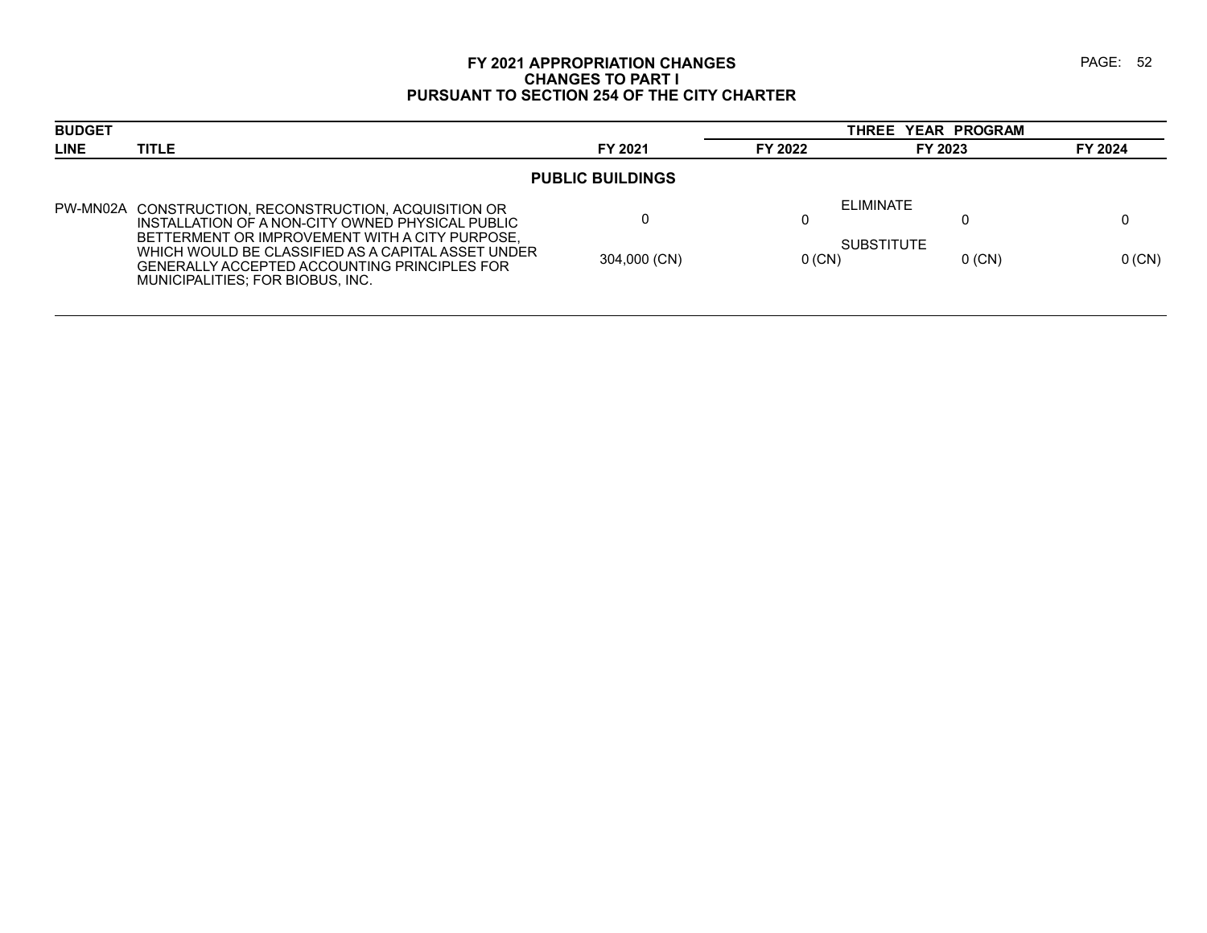# FY 2021 APPROPRIATION CHANGES
## CHANGES TO PART I
## PURSUANT TO SECTION 254 OF THE CITY CHARTER

| BUDGET LINE | TITLE | FY 2021 | THREE YEAR PROGRAM FY 2022 | FY 2023 | FY 2024 |
|---|---|---|---|---|---|
| | **PUBLIC BUILDINGS** | | | | |
| PW-MN02A | CONSTRUCTION, RECONSTRUCTION, ACQUISITION OR INSTALLATION OF A NON-CITY OWNED PHYSICAL PUBLIC BETTERMENT OR IMPROVEMENT WITH A CITY PURPOSE, WHICH WOULD BE CLASSIFIED AS A CAPITAL ASSET UNDER GENERALLY ACCEPTED ACCOUNTING PRINCIPLES FOR MUNICIPALITIES; FOR BIOBUS, INC. | ELIMINATE | | | |
| | | 0 | 0 | 0 | 0 |
| | | SUBSTITUTE | | | |
| | | 304,000 (CN) | 0 (CN) | 0 (CN) | 0 (CN) |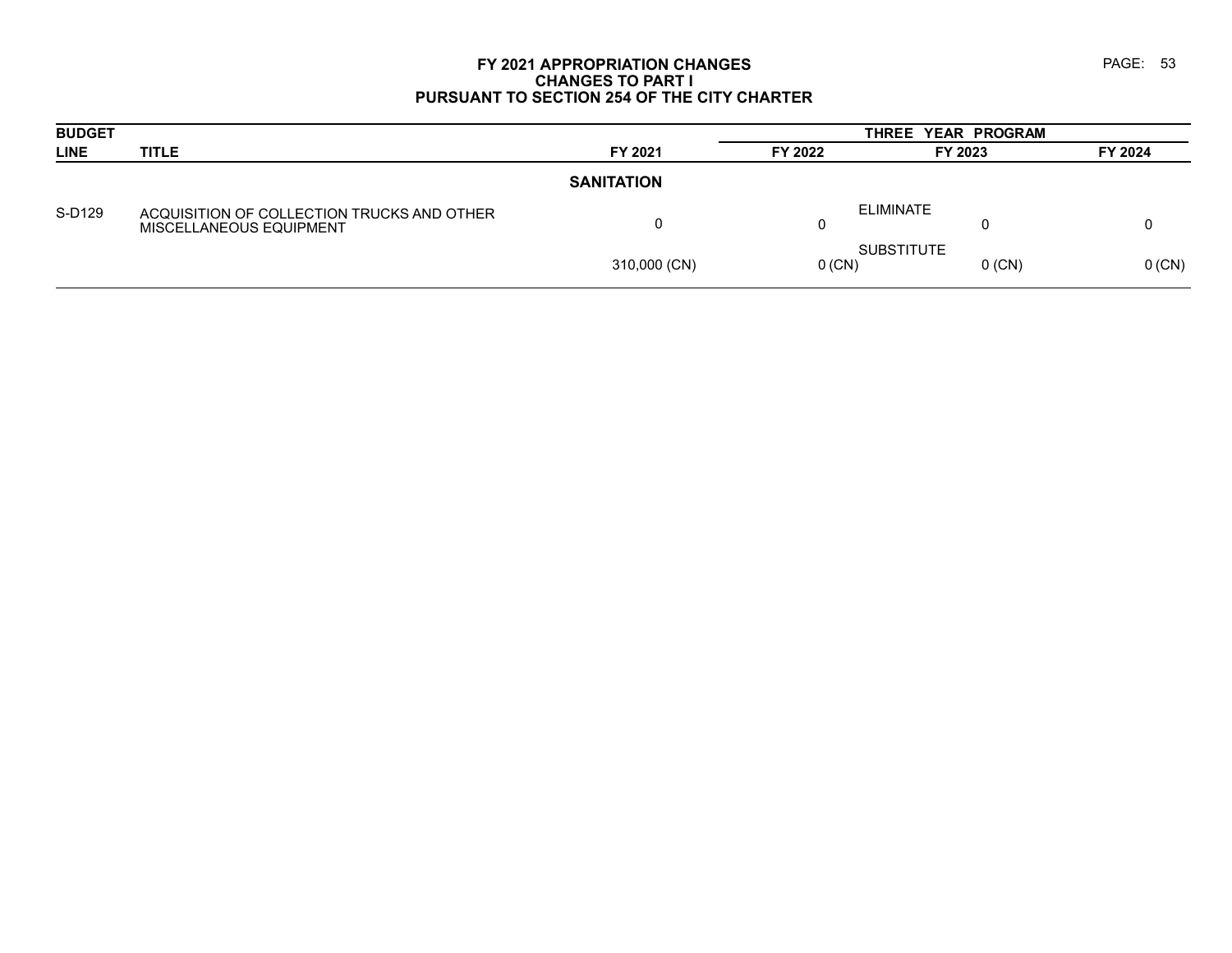# FY 2021 APPROPRIATION CHANGES
## CHANGES TO PART I
## PURSUANT TO SECTION 254 OF THE CITY CHARTER

| BUDGET LINE | TITLE | FY 2021 | THREE YEAR PROGRAM FY 2022 | FY 2023 | FY 2024 |
|---|---|---|---|---|---|
| | | **SANITATION** | | | |
| S-D129 | ACQUISITION OF COLLECTION TRUCKS AND OTHER MISCELLANEOUS EQUIPMENT | | ELIMINATE | | |
| | | 0 | 0 | 0 | 0 |
| | | | SUBSTITUTE | | |
| | | 310,000 (CN) | 0 (CN) | 0 (CN) | 0 (CN) |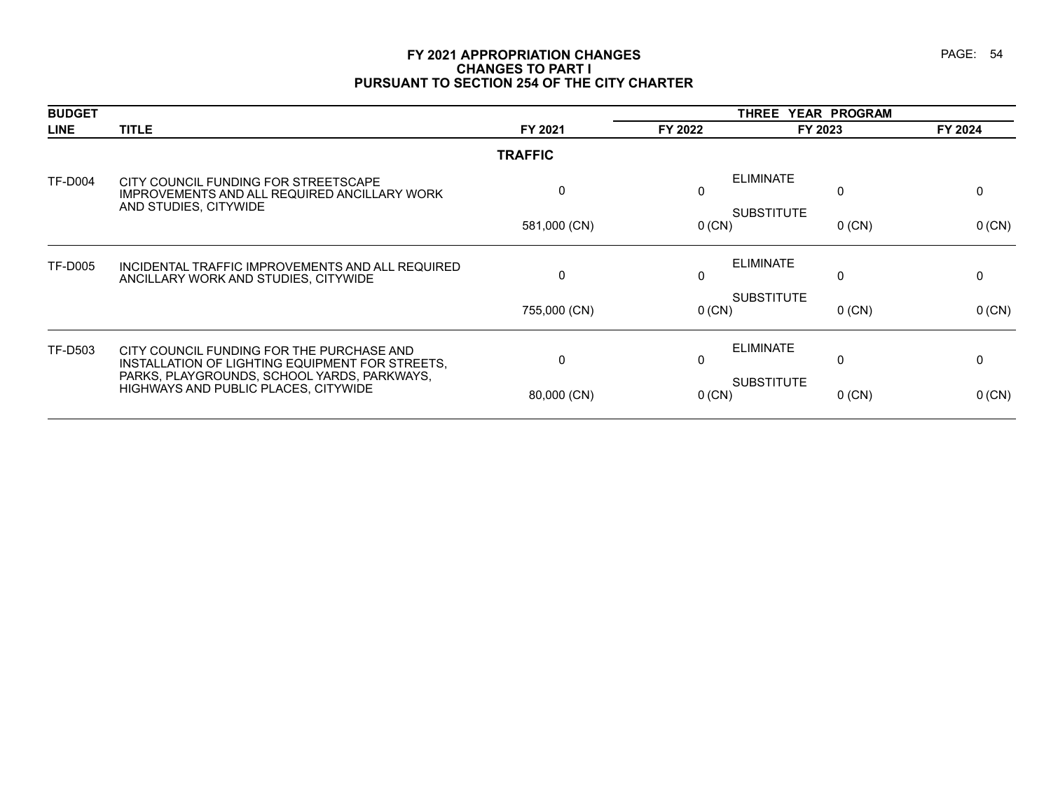# FY 2021 APPROPRIATION CHANGES
## CHANGES TO PART I
## PURSUANT TO SECTION 254 OF THE CITY CHARTER

| BUDGET LINE | TITLE | | FY 2021 | FY 2022 | FY 2023 | FY 2024 |
|---|---|---|---|---|---|---|
| | | | | THREE YEAR PROGRAM | | |
| | | | **TRAFFIC** | | | |
| TF-D004 | CITY COUNCIL FUNDING FOR STREETSCAPE IMPROVEMENTS AND ALL REQUIRED ANCILLARY WORK AND STUDIES, CITYWIDE | ELIMINATE | 0 | 0 | 0 | 0 |
| | | SUBSTITUTE | 581,000 (CN) | 0 (CN) | 0 (CN) | 0 (CN) |
| TF-D005 | INCIDENTAL TRAFFIC IMPROVEMENTS AND ALL REQUIRED ANCILLARY WORK AND STUDIES, CITYWIDE | ELIMINATE | 0 | 0 | 0 | 0 |
| | | SUBSTITUTE | 755,000 (CN) | 0 (CN) | 0 (CN) | 0 (CN) |
| TF-D503 | CITY COUNCIL FUNDING FOR THE PURCHASE AND INSTALLATION OF LIGHTING EQUIPMENT FOR STREETS, PARKS, PLAYGROUNDS, SCHOOL YARDS, PARKWAYS, HIGHWAYS AND PUBLIC PLACES, CITYWIDE | ELIMINATE | 0 | 0 | 0 | 0 |
| | | SUBSTITUTE | 80,000 (CN) | 0 (CN) | 0 (CN) | 0 (CN) |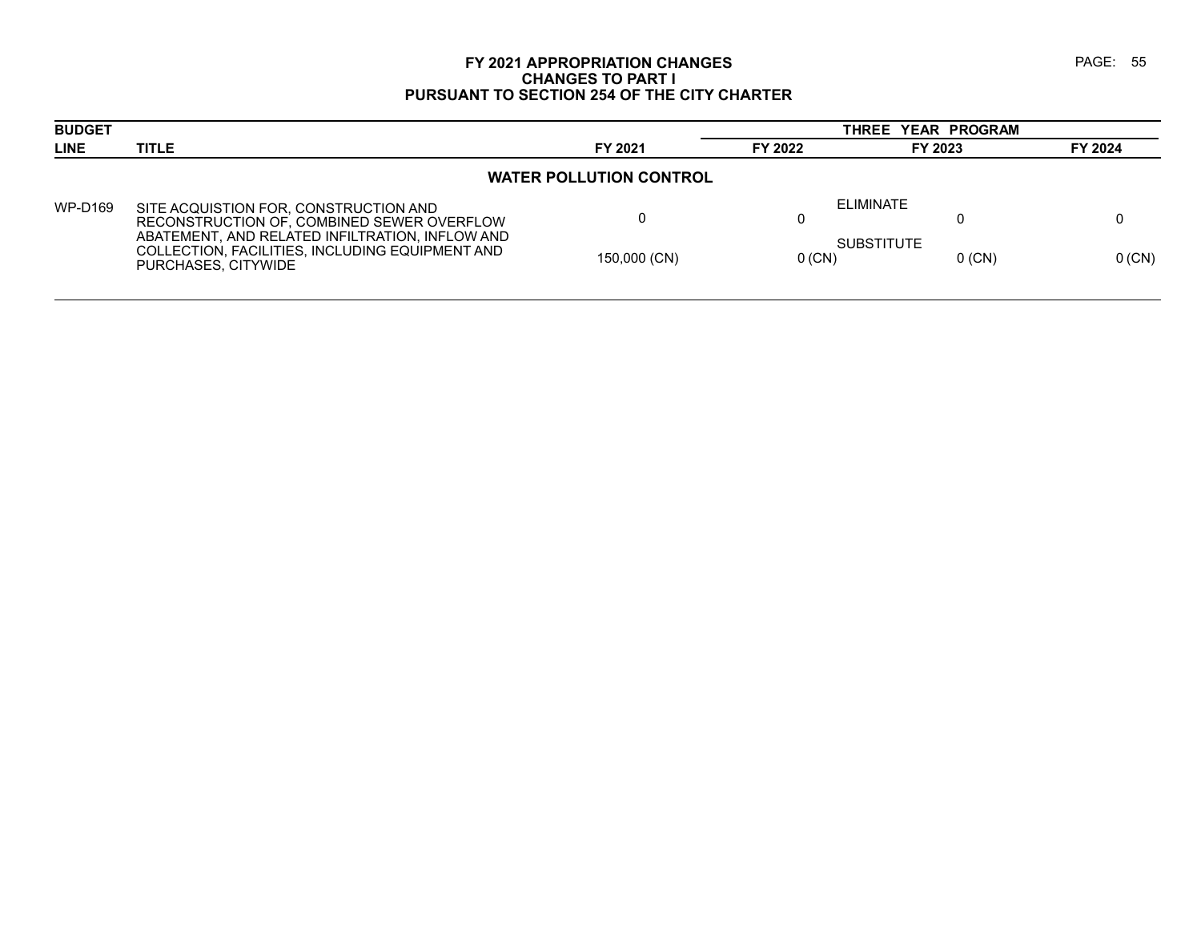# FY 2021 APPROPRIATION CHANGES
## CHANGES TO PART I
## PURSUANT TO SECTION 254 OF THE CITY CHARTER

| BUDGET LINE | TITLE | FY 2021 | THREE YEAR PROGRAM FY 2022 | FY 2023 | FY 2024 |
|---|---|---|---|---|---|
| | **WATER POLLUTION CONTROL** | | | | |
| WP-D169 | SITE ACQUISTION FOR, CONSTRUCTION AND RECONSTRUCTION OF, COMBINED SEWER OVERFLOW ABATEMENT, AND RELATED INFILTRATION, INFLOW AND COLLECTION, FACILITIES, INCLUDING EQUIPMENT AND PURCHASES, CITYWIDE | | | | |
| | ELIMINATE | 0 | 0 | 0 | 0 |
| | SUBSTITUTE | 150,000 (CN) | 0 (CN) | 0 (CN) | 0 (CN) |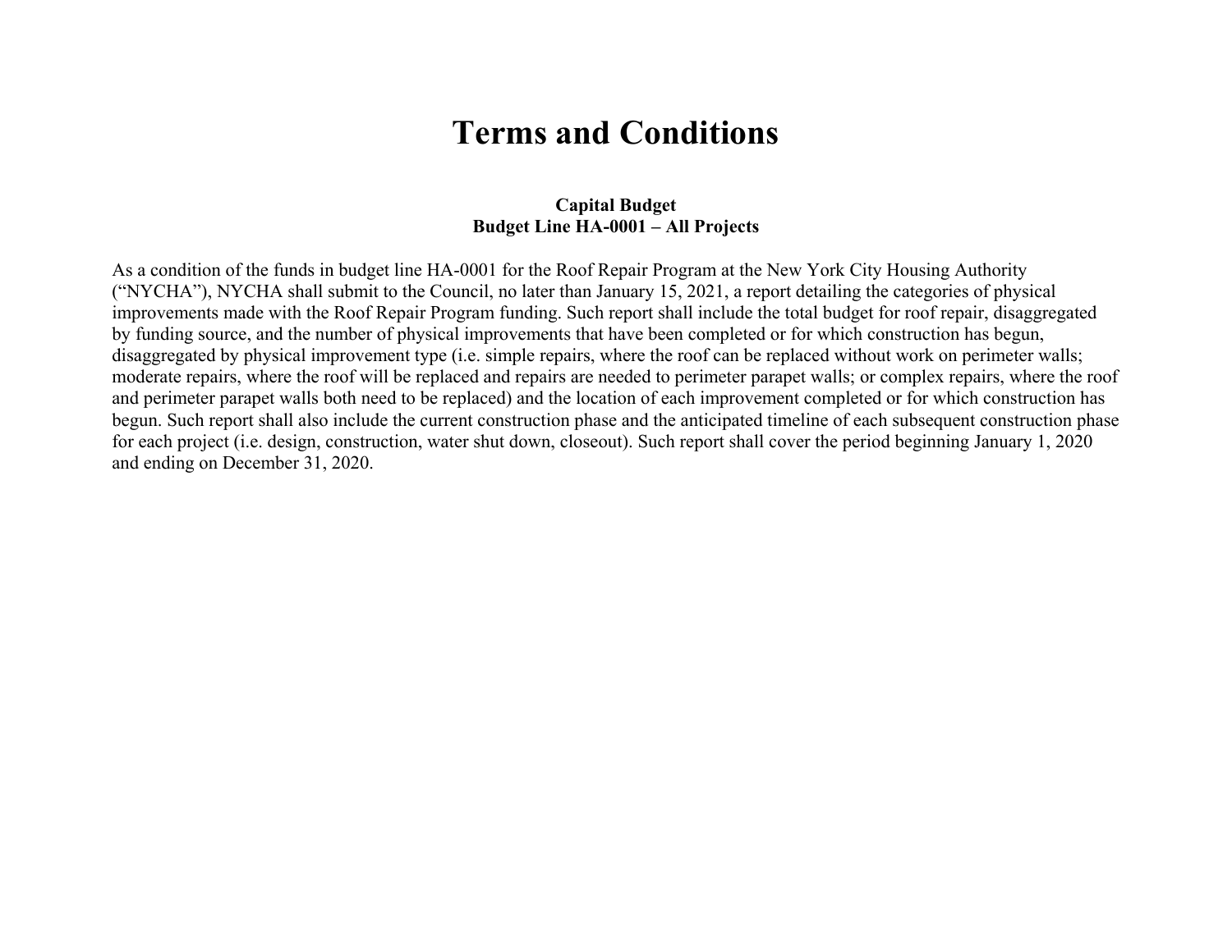# Terms and Conditions

**Capital Budget**
**Budget Line HA-0001 – All Projects**

As a condition of the funds in budget line HA-0001 for the Roof Repair Program at the New York City Housing Authority ("NYCHA"), NYCHA shall submit to the Council, no later than January 15, 2021, a report detailing the categories of physical improvements made with the Roof Repair Program funding. Such report shall include the total budget for roof repair, disaggregated by funding source, and the number of physical improvements that have been completed or for which construction has begun, disaggregated by physical improvement type (i.e. simple repairs, where the roof can be replaced without work on perimeter walls; moderate repairs, where the roof will be replaced and repairs are needed to perimeter parapet walls; or complex repairs, where the roof and perimeter parapet walls both need to be replaced) and the location of each improvement completed or for which construction has begun. Such report shall also include the current construction phase and the anticipated timeline of each subsequent construction phase for each project (i.e. design, construction, water shut down, closeout). Such report shall cover the period beginning January 1, 2020 and ending on December 31, 2020.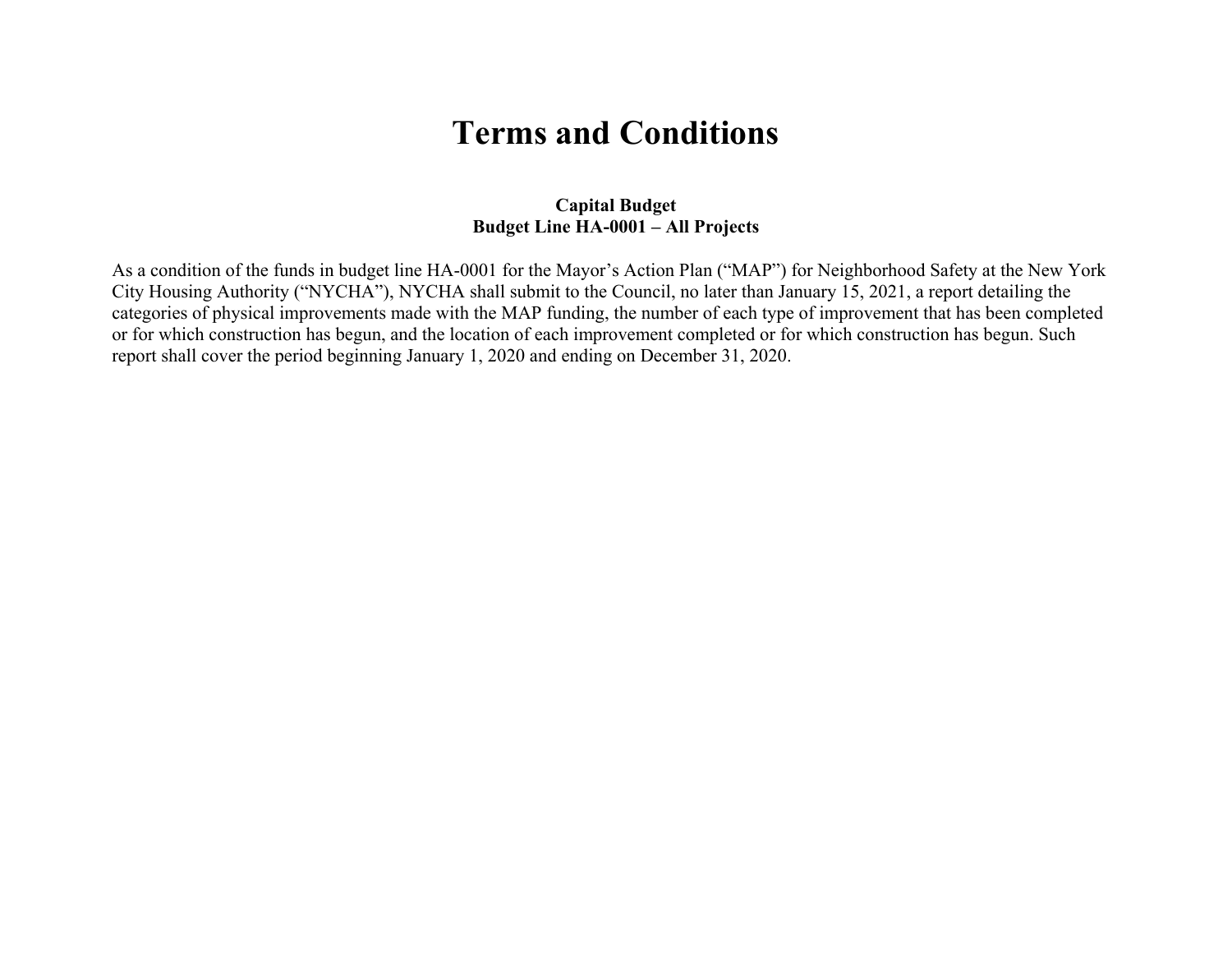# Terms and Conditions

**Capital Budget**
**Budget Line HA-0001 – All Projects**

As a condition of the funds in budget line HA-0001 for the Mayor's Action Plan ("MAP") for Neighborhood Safety at the New York City Housing Authority ("NYCHA"), NYCHA shall submit to the Council, no later than January 15, 2021, a report detailing the categories of physical improvements made with the MAP funding, the number of each type of improvement that has been completed or for which construction has begun, and the location of each improvement completed or for which construction has begun. Such report shall cover the period beginning January 1, 2020 and ending on December 31, 2020.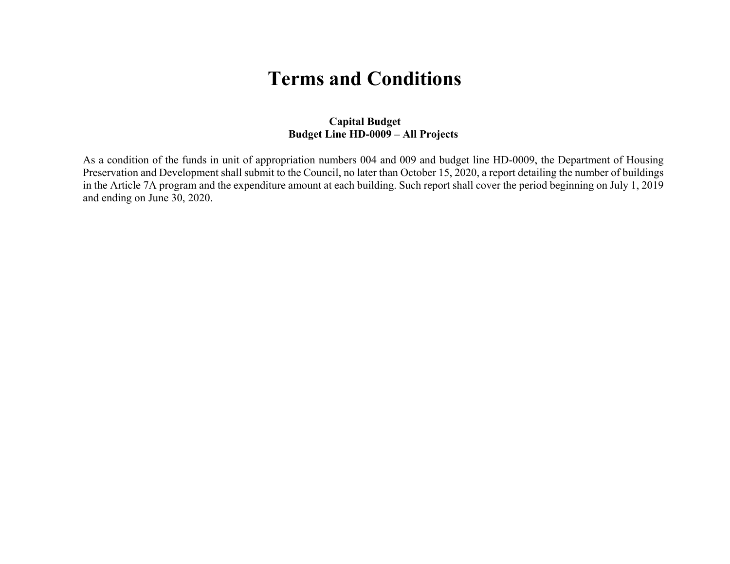# Terms and Conditions

**Capital Budget**
**Budget Line HD-0009 – All Projects**

As a condition of the funds in unit of appropriation numbers 004 and 009 and budget line HD-0009, the Department of Housing Preservation and Development shall submit to the Council, no later than October 15, 2020, a report detailing the number of buildings in the Article 7A program and the expenditure amount at each building. Such report shall cover the period beginning on July 1, 2019 and ending on June 30, 2020.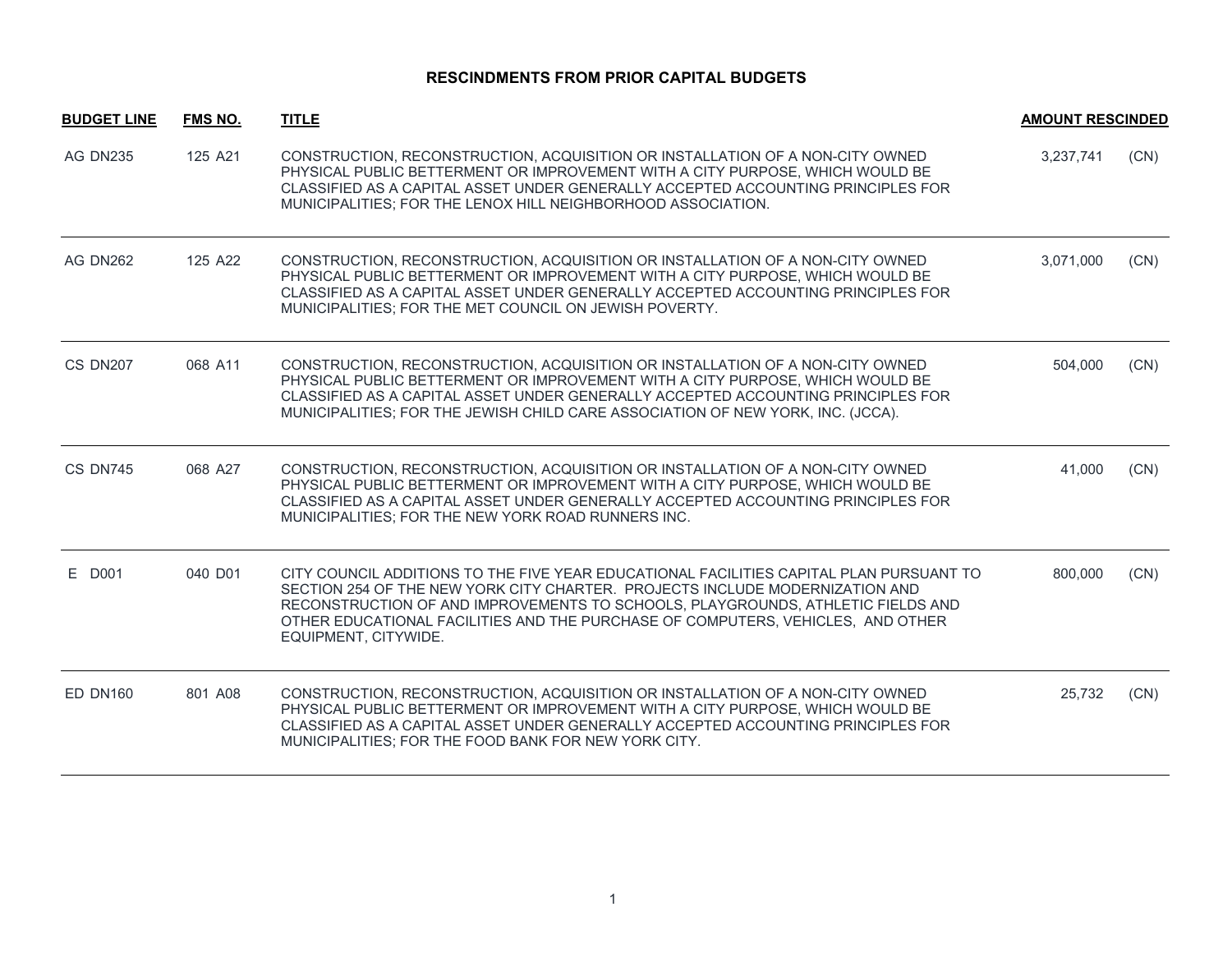## RESCINDMENTS FROM PRIOR CAPITAL BUDGETS

| BUDGET LINE | FMS NO. | TITLE | AMOUNT RESCINDED | |
|---|---|---|---|---|
| AG DN235 | 125 A21 | CONSTRUCTION, RECONSTRUCTION, ACQUISITION OR INSTALLATION OF A NON-CITY OWNED PHYSICAL PUBLIC BETTERMENT OR IMPROVEMENT WITH A CITY PURPOSE, WHICH WOULD BE CLASSIFIED AS A CAPITAL ASSET UNDER GENERALLY ACCEPTED ACCOUNTING PRINCIPLES FOR MUNICIPALITIES; FOR THE LENOX HILL NEIGHBORHOOD ASSOCIATION. | 3,237,741 | (CN) |
| AG DN262 | 125 A22 | CONSTRUCTION, RECONSTRUCTION, ACQUISITION OR INSTALLATION OF A NON-CITY OWNED PHYSICAL PUBLIC BETTERMENT OR IMPROVEMENT WITH A CITY PURPOSE, WHICH WOULD BE CLASSIFIED AS A CAPITAL ASSET UNDER GENERALLY ACCEPTED ACCOUNTING PRINCIPLES FOR MUNICIPALITIES; FOR THE MET COUNCIL ON JEWISH POVERTY. | 3,071,000 | (CN) |
| CS DN207 | 068 A11 | CONSTRUCTION, RECONSTRUCTION, ACQUISITION OR INSTALLATION OF A NON-CITY OWNED PHYSICAL PUBLIC BETTERMENT OR IMPROVEMENT WITH A CITY PURPOSE, WHICH WOULD BE CLASSIFIED AS A CAPITAL ASSET UNDER GENERALLY ACCEPTED ACCOUNTING PRINCIPLES FOR MUNICIPALITIES; FOR THE JEWISH CHILD CARE ASSOCIATION OF NEW YORK, INC. (JCCA). | 504,000 | (CN) |
| CS DN745 | 068 A27 | CONSTRUCTION, RECONSTRUCTION, ACQUISITION OR INSTALLATION OF A NON-CITY OWNED PHYSICAL PUBLIC BETTERMENT OR IMPROVEMENT WITH A CITY PURPOSE, WHICH WOULD BE CLASSIFIED AS A CAPITAL ASSET UNDER GENERALLY ACCEPTED ACCOUNTING PRINCIPLES FOR MUNICIPALITIES; FOR THE NEW YORK ROAD RUNNERS INC. | 41,000 | (CN) |
| E D001 | 040 D01 | CITY COUNCIL ADDITIONS TO THE FIVE YEAR EDUCATIONAL FACILITIES CAPITAL PLAN PURSUANT TO SECTION 254 OF THE NEW YORK CITY CHARTER. PROJECTS INCLUDE MODERNIZATION AND RECONSTRUCTION OF AND IMPROVEMENTS TO SCHOOLS, PLAYGROUNDS, ATHLETIC FIELDS AND OTHER EDUCATIONAL FACILITIES AND THE PURCHASE OF COMPUTERS, VEHICLES, AND OTHER EQUIPMENT, CITYWIDE. | 800,000 | (CN) |
| ED DN160 | 801 A08 | CONSTRUCTION, RECONSTRUCTION, ACQUISITION OR INSTALLATION OF A NON-CITY OWNED PHYSICAL PUBLIC BETTERMENT OR IMPROVEMENT WITH A CITY PURPOSE, WHICH WOULD BE CLASSIFIED AS A CAPITAL ASSET UNDER GENERALLY ACCEPTED ACCOUNTING PRINCIPLES FOR MUNICIPALITIES; FOR THE FOOD BANK FOR NEW YORK CITY. | 25,732 | (CN) |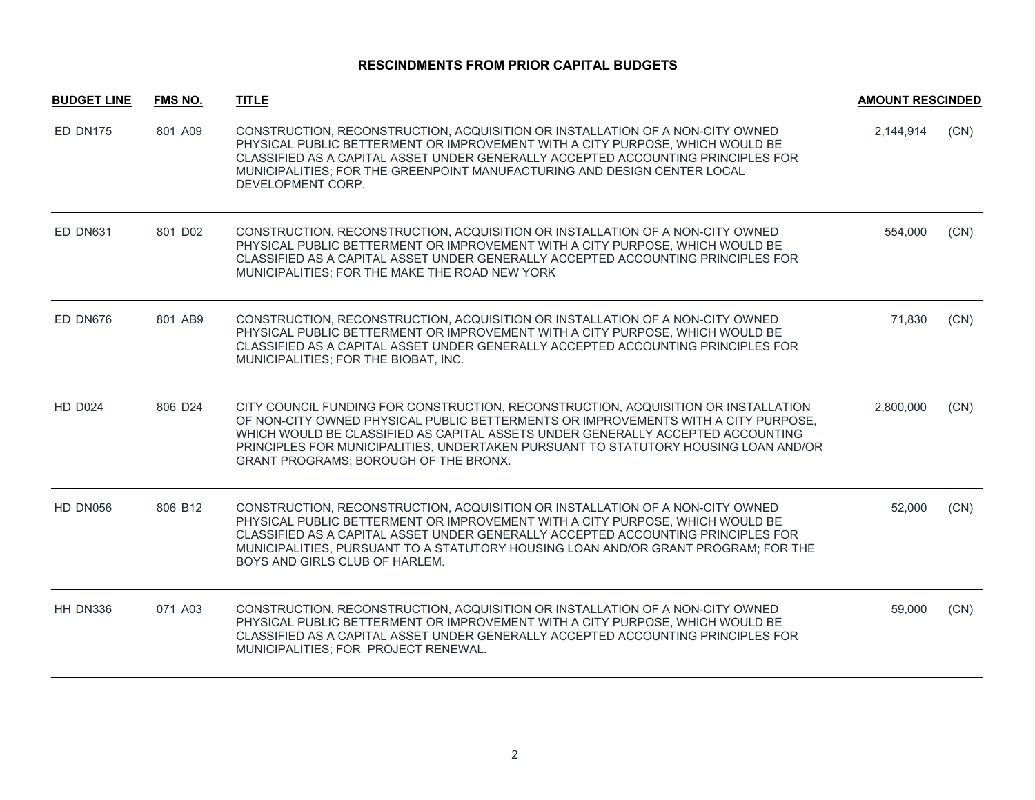## RESCINDMENTS FROM PRIOR CAPITAL BUDGETS

| BUDGET LINE | FMS NO. | TITLE | AMOUNT RESCINDED | |
|---|---|---|---|---|
| ED DN175 | 801 A09 | CONSTRUCTION, RECONSTRUCTION, ACQUISITION OR INSTALLATION OF A NON-CITY OWNED PHYSICAL PUBLIC BETTERMENT OR IMPROVEMENT WITH A CITY PURPOSE, WHICH WOULD BE CLASSIFIED AS A CAPITAL ASSET UNDER GENERALLY ACCEPTED ACCOUNTING PRINCIPLES FOR MUNICIPALITIES; FOR THE GREENPOINT MANUFACTURING AND DESIGN CENTER LOCAL DEVELOPMENT CORP. | 2,144,914 | (CN) |
| ED DN631 | 801 D02 | CONSTRUCTION, RECONSTRUCTION, ACQUISITION OR INSTALLATION OF A NON-CITY OWNED PHYSICAL PUBLIC BETTERMENT OR IMPROVEMENT WITH A CITY PURPOSE, WHICH WOULD BE CLASSIFIED AS A CAPITAL ASSET UNDER GENERALLY ACCEPTED ACCOUNTING PRINCIPLES FOR MUNICIPALITIES; FOR THE MAKE THE ROAD NEW YORK | 554,000 | (CN) |
| ED DN676 | 801 AB9 | CONSTRUCTION, RECONSTRUCTION, ACQUISITION OR INSTALLATION OF A NON-CITY OWNED PHYSICAL PUBLIC BETTERMENT OR IMPROVEMENT WITH A CITY PURPOSE, WHICH WOULD BE CLASSIFIED AS A CAPITAL ASSET UNDER GENERALLY ACCEPTED ACCOUNTING PRINCIPLES FOR MUNICIPALITIES; FOR THE BIOBAT, INC. | 71,830 | (CN) |
| HD D024 | 806 D24 | CITY COUNCIL FUNDING FOR CONSTRUCTION, RECONSTRUCTION, ACQUISITION OR INSTALLATION OF NON-CITY OWNED PHYSICAL PUBLIC BETTERMENTS OR IMPROVEMENTS WITH A CITY PURPOSE, WHICH WOULD BE CLASSIFIED AS CAPITAL ASSETS UNDER GENERALLY ACCEPTED ACCOUNTING PRINCIPLES FOR MUNICIPALITIES, UNDERTAKEN PURSUANT TO STATUTORY HOUSING LOAN AND/OR GRANT PROGRAMS; BOROUGH OF THE BRONX. | 2,800,000 | (CN) |
| HD DN056 | 806 B12 | CONSTRUCTION, RECONSTRUCTION, ACQUISITION OR INSTALLATION OF A NON-CITY OWNED PHYSICAL PUBLIC BETTERMENT OR IMPROVEMENT WITH A CITY PURPOSE, WHICH WOULD BE CLASSIFIED AS A CAPITAL ASSET UNDER GENERALLY ACCEPTED ACCOUNTING PRINCIPLES FOR MUNICIPALITIES, PURSUANT TO A STATUTORY HOUSING LOAN AND/OR GRANT PROGRAM; FOR THE BOYS AND GIRLS CLUB OF HARLEM. | 52,000 | (CN) |
| HH DN336 | 071 A03 | CONSTRUCTION, RECONSTRUCTION, ACQUISITION OR INSTALLATION OF A NON-CITY OWNED PHYSICAL PUBLIC BETTERMENT OR IMPROVEMENT WITH A CITY PURPOSE, WHICH WOULD BE CLASSIFIED AS A CAPITAL ASSET UNDER GENERALLY ACCEPTED ACCOUNTING PRINCIPLES FOR MUNICIPALITIES; FOR PROJECT RENEWAL. | 59,000 | (CN) |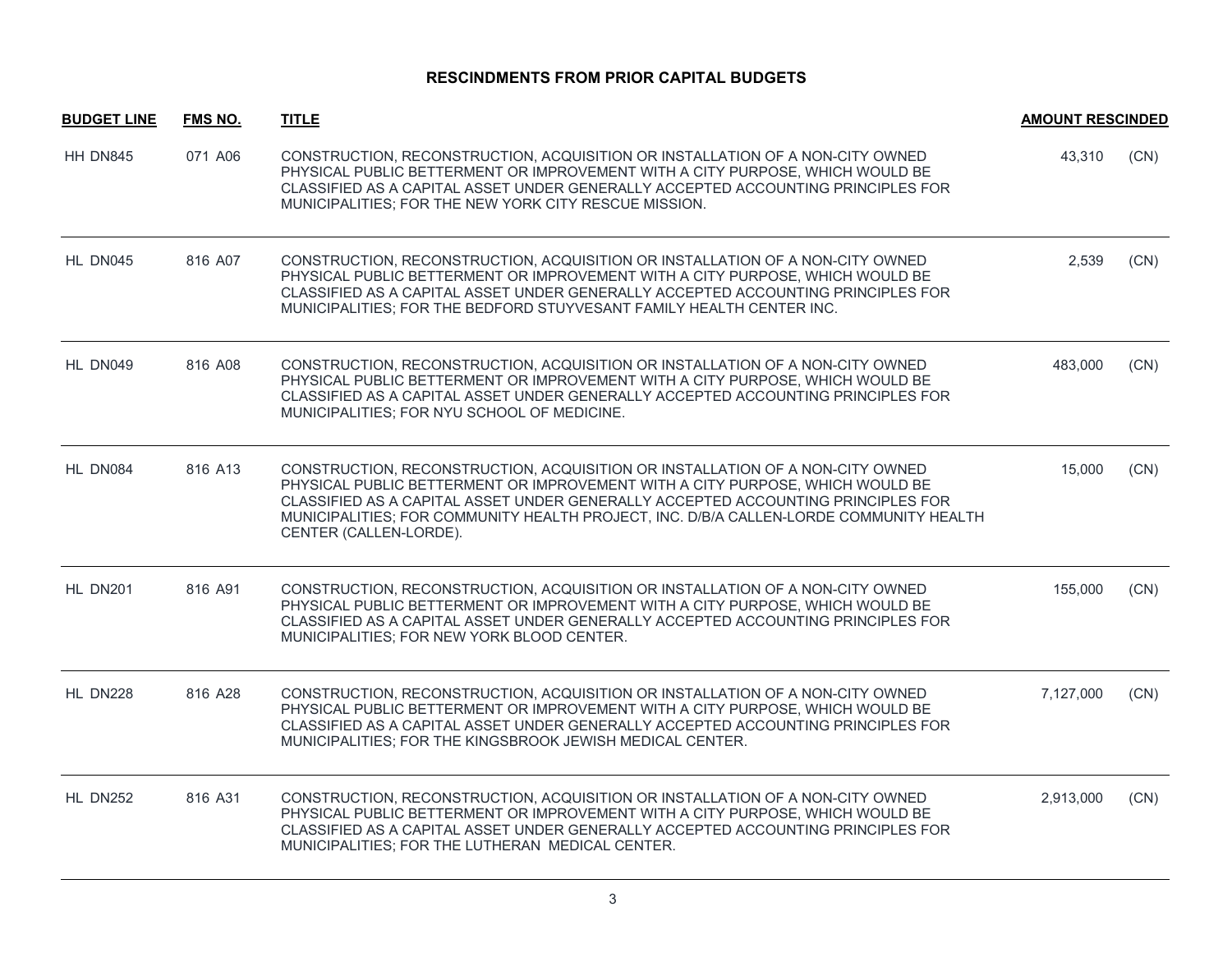## RESCINDMENTS FROM PRIOR CAPITAL BUDGETS

| BUDGET LINE | FMS NO. | TITLE | AMOUNT RESCINDED | |
|---|---|---|---|---|
| HH DN845 | 071 A06 | CONSTRUCTION, RECONSTRUCTION, ACQUISITION OR INSTALLATION OF A NON-CITY OWNED PHYSICAL PUBLIC BETTERMENT OR IMPROVEMENT WITH A CITY PURPOSE, WHICH WOULD BE CLASSIFIED AS A CAPITAL ASSET UNDER GENERALLY ACCEPTED ACCOUNTING PRINCIPLES FOR MUNICIPALITIES; FOR THE NEW YORK CITY RESCUE MISSION. | 43,310 | (CN) |
| HL DN045 | 816 A07 | CONSTRUCTION, RECONSTRUCTION, ACQUISITION OR INSTALLATION OF A NON-CITY OWNED PHYSICAL PUBLIC BETTERMENT OR IMPROVEMENT WITH A CITY PURPOSE, WHICH WOULD BE CLASSIFIED AS A CAPITAL ASSET UNDER GENERALLY ACCEPTED ACCOUNTING PRINCIPLES FOR MUNICIPALITIES; FOR THE BEDFORD STUYVESANT FAMILY HEALTH CENTER INC. | 2,539 | (CN) |
| HL DN049 | 816 A08 | CONSTRUCTION, RECONSTRUCTION, ACQUISITION OR INSTALLATION OF A NON-CITY OWNED PHYSICAL PUBLIC BETTERMENT OR IMPROVEMENT WITH A CITY PURPOSE, WHICH WOULD BE CLASSIFIED AS A CAPITAL ASSET UNDER GENERALLY ACCEPTED ACCOUNTING PRINCIPLES FOR MUNICIPALITIES; FOR NYU SCHOOL OF MEDICINE. | 483,000 | (CN) |
| HL DN084 | 816 A13 | CONSTRUCTION, RECONSTRUCTION, ACQUISITION OR INSTALLATION OF A NON-CITY OWNED PHYSICAL PUBLIC BETTERMENT OR IMPROVEMENT WITH A CITY PURPOSE, WHICH WOULD BE CLASSIFIED AS A CAPITAL ASSET UNDER GENERALLY ACCEPTED ACCOUNTING PRINCIPLES FOR MUNICIPALITIES; FOR COMMUNITY HEALTH PROJECT, INC. D/B/A CALLEN-LORDE COMMUNITY HEALTH CENTER (CALLEN-LORDE). | 15,000 | (CN) |
| HL DN201 | 816 A91 | CONSTRUCTION, RECONSTRUCTION, ACQUISITION OR INSTALLATION OF A NON-CITY OWNED PHYSICAL PUBLIC BETTERMENT OR IMPROVEMENT WITH A CITY PURPOSE, WHICH WOULD BE CLASSIFIED AS A CAPITAL ASSET UNDER GENERALLY ACCEPTED ACCOUNTING PRINCIPLES FOR MUNICIPALITIES; FOR NEW YORK BLOOD CENTER. | 155,000 | (CN) |
| HL DN228 | 816 A28 | CONSTRUCTION, RECONSTRUCTION, ACQUISITION OR INSTALLATION OF A NON-CITY OWNED PHYSICAL PUBLIC BETTERMENT OR IMPROVEMENT WITH A CITY PURPOSE, WHICH WOULD BE CLASSIFIED AS A CAPITAL ASSET UNDER GENERALLY ACCEPTED ACCOUNTING PRINCIPLES FOR MUNICIPALITIES; FOR THE KINGSBROOK JEWISH MEDICAL CENTER. | 7,127,000 | (CN) |
| HL DN252 | 816 A31 | CONSTRUCTION, RECONSTRUCTION, ACQUISITION OR INSTALLATION OF A NON-CITY OWNED PHYSICAL PUBLIC BETTERMENT OR IMPROVEMENT WITH A CITY PURPOSE, WHICH WOULD BE CLASSIFIED AS A CAPITAL ASSET UNDER GENERALLY ACCEPTED ACCOUNTING PRINCIPLES FOR MUNICIPALITIES; FOR THE LUTHERAN MEDICAL CENTER. | 2,913,000 | (CN) |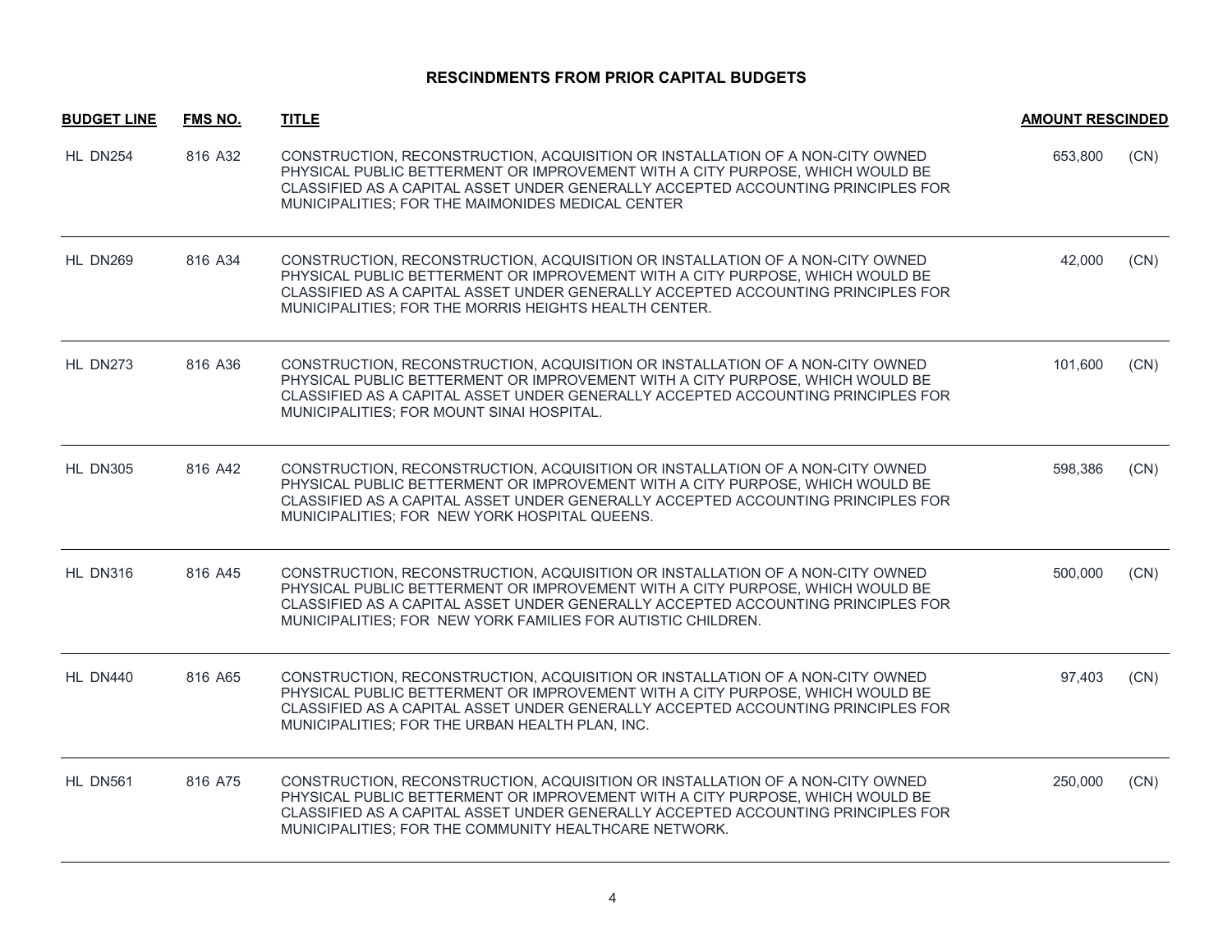## RESCINDMENTS FROM PRIOR CAPITAL BUDGETS

| BUDGET LINE | FMS NO. | TITLE | AMOUNT RESCINDED | |
|---|---|---|---|---|
| HL DN254 | 816 A32 | CONSTRUCTION, RECONSTRUCTION, ACQUISITION OR INSTALLATION OF A NON-CITY OWNED PHYSICAL PUBLIC BETTERMENT OR IMPROVEMENT WITH A CITY PURPOSE, WHICH WOULD BE CLASSIFIED AS A CAPITAL ASSET UNDER GENERALLY ACCEPTED ACCOUNTING PRINCIPLES FOR MUNICIPALITIES; FOR THE MAIMONIDES MEDICAL CENTER | 653,800 | (CN) |
| HL DN269 | 816 A34 | CONSTRUCTION, RECONSTRUCTION, ACQUISITION OR INSTALLATION OF A NON-CITY OWNED PHYSICAL PUBLIC BETTERMENT OR IMPROVEMENT WITH A CITY PURPOSE, WHICH WOULD BE CLASSIFIED AS A CAPITAL ASSET UNDER GENERALLY ACCEPTED ACCOUNTING PRINCIPLES FOR MUNICIPALITIES; FOR THE MORRIS HEIGHTS HEALTH CENTER. | 42,000 | (CN) |
| HL DN273 | 816 A36 | CONSTRUCTION, RECONSTRUCTION, ACQUISITION OR INSTALLATION OF A NON-CITY OWNED PHYSICAL PUBLIC BETTERMENT OR IMPROVEMENT WITH A CITY PURPOSE, WHICH WOULD BE CLASSIFIED AS A CAPITAL ASSET UNDER GENERALLY ACCEPTED ACCOUNTING PRINCIPLES FOR MUNICIPALITIES; FOR MOUNT SINAI HOSPITAL. | 101,600 | (CN) |
| HL DN305 | 816 A42 | CONSTRUCTION, RECONSTRUCTION, ACQUISITION OR INSTALLATION OF A NON-CITY OWNED PHYSICAL PUBLIC BETTERMENT OR IMPROVEMENT WITH A CITY PURPOSE, WHICH WOULD BE CLASSIFIED AS A CAPITAL ASSET UNDER GENERALLY ACCEPTED ACCOUNTING PRINCIPLES FOR MUNICIPALITIES; FOR NEW YORK HOSPITAL QUEENS. | 598,386 | (CN) |
| HL DN316 | 816 A45 | CONSTRUCTION, RECONSTRUCTION, ACQUISITION OR INSTALLATION OF A NON-CITY OWNED PHYSICAL PUBLIC BETTERMENT OR IMPROVEMENT WITH A CITY PURPOSE, WHICH WOULD BE CLASSIFIED AS A CAPITAL ASSET UNDER GENERALLY ACCEPTED ACCOUNTING PRINCIPLES FOR MUNICIPALITIES; FOR NEW YORK FAMILIES FOR AUTISTIC CHILDREN. | 500,000 | (CN) |
| HL DN440 | 816 A65 | CONSTRUCTION, RECONSTRUCTION, ACQUISITION OR INSTALLATION OF A NON-CITY OWNED PHYSICAL PUBLIC BETTERMENT OR IMPROVEMENT WITH A CITY PURPOSE, WHICH WOULD BE CLASSIFIED AS A CAPITAL ASSET UNDER GENERALLY ACCEPTED ACCOUNTING PRINCIPLES FOR MUNICIPALITIES; FOR THE URBAN HEALTH PLAN, INC. | 97,403 | (CN) |
| HL DN561 | 816 A75 | CONSTRUCTION, RECONSTRUCTION, ACQUISITION OR INSTALLATION OF A NON-CITY OWNED PHYSICAL PUBLIC BETTERMENT OR IMPROVEMENT WITH A CITY PURPOSE, WHICH WOULD BE CLASSIFIED AS A CAPITAL ASSET UNDER GENERALLY ACCEPTED ACCOUNTING PRINCIPLES FOR MUNICIPALITIES; FOR THE COMMUNITY HEALTHCARE NETWORK. | 250,000 | (CN) |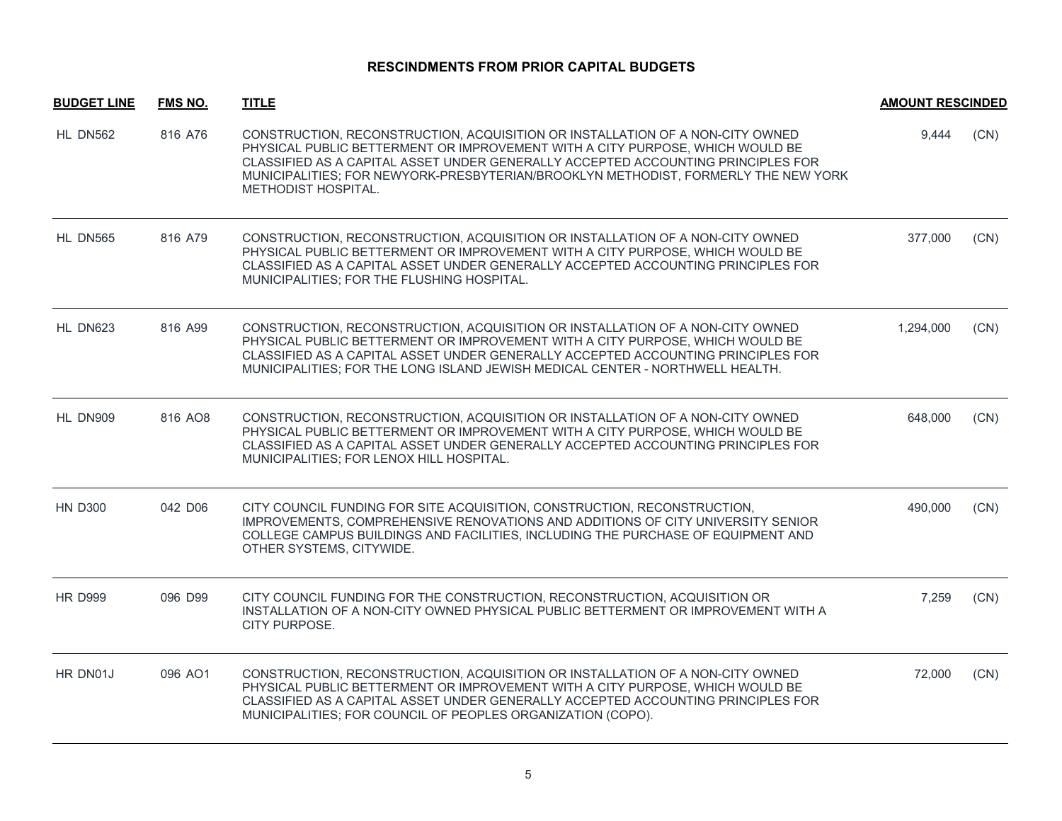## RESCINDMENTS FROM PRIOR CAPITAL BUDGETS

| BUDGET LINE | FMS NO. | TITLE | AMOUNT RESCINDED | |
|---|---|---|---|---|
| HL DN562 | 816 A76 | CONSTRUCTION, RECONSTRUCTION, ACQUISITION OR INSTALLATION OF A NON-CITY OWNED PHYSICAL PUBLIC BETTERMENT OR IMPROVEMENT WITH A CITY PURPOSE, WHICH WOULD BE CLASSIFIED AS A CAPITAL ASSET UNDER GENERALLY ACCEPTED ACCOUNTING PRINCIPLES FOR MUNICIPALITIES; FOR NEWYORK-PRESBYTERIAN/BROOKLYN METHODIST, FORMERLY THE NEW YORK METHODIST HOSPITAL. | 9,444 | (CN) |
| HL DN565 | 816 A79 | CONSTRUCTION, RECONSTRUCTION, ACQUISITION OR INSTALLATION OF A NON-CITY OWNED PHYSICAL PUBLIC BETTERMENT OR IMPROVEMENT WITH A CITY PURPOSE, WHICH WOULD BE CLASSIFIED AS A CAPITAL ASSET UNDER GENERALLY ACCEPTED ACCOUNTING PRINCIPLES FOR MUNICIPALITIES; FOR THE FLUSHING HOSPITAL. | 377,000 | (CN) |
| HL DN623 | 816 A99 | CONSTRUCTION, RECONSTRUCTION, ACQUISITION OR INSTALLATION OF A NON-CITY OWNED PHYSICAL PUBLIC BETTERMENT OR IMPROVEMENT WITH A CITY PURPOSE, WHICH WOULD BE CLASSIFIED AS A CAPITAL ASSET UNDER GENERALLY ACCEPTED ACCOUNTING PRINCIPLES FOR MUNICIPALITIES; FOR THE LONG ISLAND JEWISH MEDICAL CENTER - NORTHWELL HEALTH. | 1,294,000 | (CN) |
| HL DN909 | 816 AO8 | CONSTRUCTION, RECONSTRUCTION, ACQUISITION OR INSTALLATION OF A NON-CITY OWNED PHYSICAL PUBLIC BETTERMENT OR IMPROVEMENT WITH A CITY PURPOSE, WHICH WOULD BE CLASSIFIED AS A CAPITAL ASSET UNDER GENERALLY ACCEPTED ACCOUNTING PRINCIPLES FOR MUNICIPALITIES; FOR LENOX HILL HOSPITAL. | 648,000 | (CN) |
| HN D300 | 042 D06 | CITY COUNCIL FUNDING FOR SITE ACQUISITION, CONSTRUCTION, RECONSTRUCTION, IMPROVEMENTS, COMPREHENSIVE RENOVATIONS AND ADDITIONS OF CITY UNIVERSITY SENIOR COLLEGE CAMPUS BUILDINGS AND FACILITIES, INCLUDING THE PURCHASE OF EQUIPMENT AND OTHER SYSTEMS, CITYWIDE. | 490,000 | (CN) |
| HR D999 | 096 D99 | CITY COUNCIL FUNDING FOR THE CONSTRUCTION, RECONSTRUCTION, ACQUISITION OR INSTALLATION OF A NON-CITY OWNED PHYSICAL PUBLIC BETTERMENT OR IMPROVEMENT WITH A CITY PURPOSE. | 7,259 | (CN) |
| HR DN01J | 096 AO1 | CONSTRUCTION, RECONSTRUCTION, ACQUISITION OR INSTALLATION OF A NON-CITY OWNED PHYSICAL PUBLIC BETTERMENT OR IMPROVEMENT WITH A CITY PURPOSE, WHICH WOULD BE CLASSIFIED AS A CAPITAL ASSET UNDER GENERALLY ACCEPTED ACCOUNTING PRINCIPLES FOR MUNICIPALITIES; FOR COUNCIL OF PEOPLES ORGANIZATION (COPO). | 72,000 | (CN) |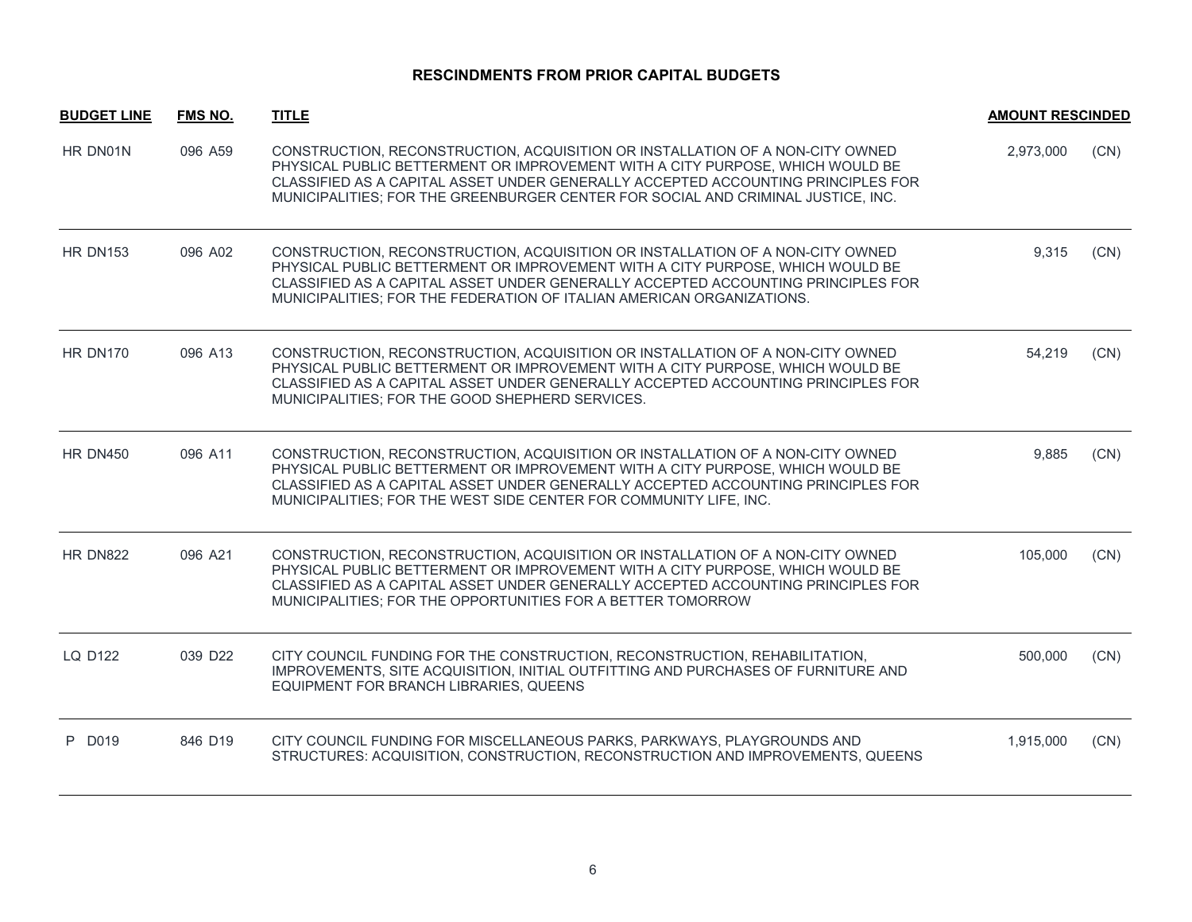## RESCINDMENTS FROM PRIOR CAPITAL BUDGETS

| BUDGET LINE | FMS NO. | TITLE | AMOUNT RESCINDED | |
|---|---|---|---|---|
| HR DN01N | 096 A59 | CONSTRUCTION, RECONSTRUCTION, ACQUISITION OR INSTALLATION OF A NON-CITY OWNED PHYSICAL PUBLIC BETTERMENT OR IMPROVEMENT WITH A CITY PURPOSE, WHICH WOULD BE CLASSIFIED AS A CAPITAL ASSET UNDER GENERALLY ACCEPTED ACCOUNTING PRINCIPLES FOR MUNICIPALITIES; FOR THE GREENBURGER CENTER FOR SOCIAL AND CRIMINAL JUSTICE, INC. | 2,973,000 | (CN) |
| HR DN153 | 096 A02 | CONSTRUCTION, RECONSTRUCTION, ACQUISITION OR INSTALLATION OF A NON-CITY OWNED PHYSICAL PUBLIC BETTERMENT OR IMPROVEMENT WITH A CITY PURPOSE, WHICH WOULD BE CLASSIFIED AS A CAPITAL ASSET UNDER GENERALLY ACCEPTED ACCOUNTING PRINCIPLES FOR MUNICIPALITIES; FOR THE FEDERATION OF ITALIAN AMERICAN ORGANIZATIONS. | 9,315 | (CN) |
| HR DN170 | 096 A13 | CONSTRUCTION, RECONSTRUCTION, ACQUISITION OR INSTALLATION OF A NON-CITY OWNED PHYSICAL PUBLIC BETTERMENT OR IMPROVEMENT WITH A CITY PURPOSE, WHICH WOULD BE CLASSIFIED AS A CAPITAL ASSET UNDER GENERALLY ACCEPTED ACCOUNTING PRINCIPLES FOR MUNICIPALITIES; FOR THE GOOD SHEPHERD SERVICES. | 54,219 | (CN) |
| HR DN450 | 096 A11 | CONSTRUCTION, RECONSTRUCTION, ACQUISITION OR INSTALLATION OF A NON-CITY OWNED PHYSICAL PUBLIC BETTERMENT OR IMPROVEMENT WITH A CITY PURPOSE, WHICH WOULD BE CLASSIFIED AS A CAPITAL ASSET UNDER GENERALLY ACCEPTED ACCOUNTING PRINCIPLES FOR MUNICIPALITIES; FOR THE WEST SIDE CENTER FOR COMMUNITY LIFE, INC. | 9,885 | (CN) |
| HR DN822 | 096 A21 | CONSTRUCTION, RECONSTRUCTION, ACQUISITION OR INSTALLATION OF A NON-CITY OWNED PHYSICAL PUBLIC BETTERMENT OR IMPROVEMENT WITH A CITY PURPOSE, WHICH WOULD BE CLASSIFIED AS A CAPITAL ASSET UNDER GENERALLY ACCEPTED ACCOUNTING PRINCIPLES FOR MUNICIPALITIES; FOR THE OPPORTUNITIES FOR A BETTER TOMORROW | 105,000 | (CN) |
| LQ D122 | 039 D22 | CITY COUNCIL FUNDING FOR THE CONSTRUCTION, RECONSTRUCTION, REHABILITATION, IMPROVEMENTS, SITE ACQUISITION, INITIAL OUTFITTING AND PURCHASES OF FURNITURE AND EQUIPMENT FOR BRANCH LIBRARIES, QUEENS | 500,000 | (CN) |
| P D019 | 846 D19 | CITY COUNCIL FUNDING FOR MISCELLANEOUS PARKS, PARKWAYS, PLAYGROUNDS AND STRUCTURES: ACQUISITION, CONSTRUCTION, RECONSTRUCTION AND IMPROVEMENTS, QUEENS | 1,915,000 | (CN) |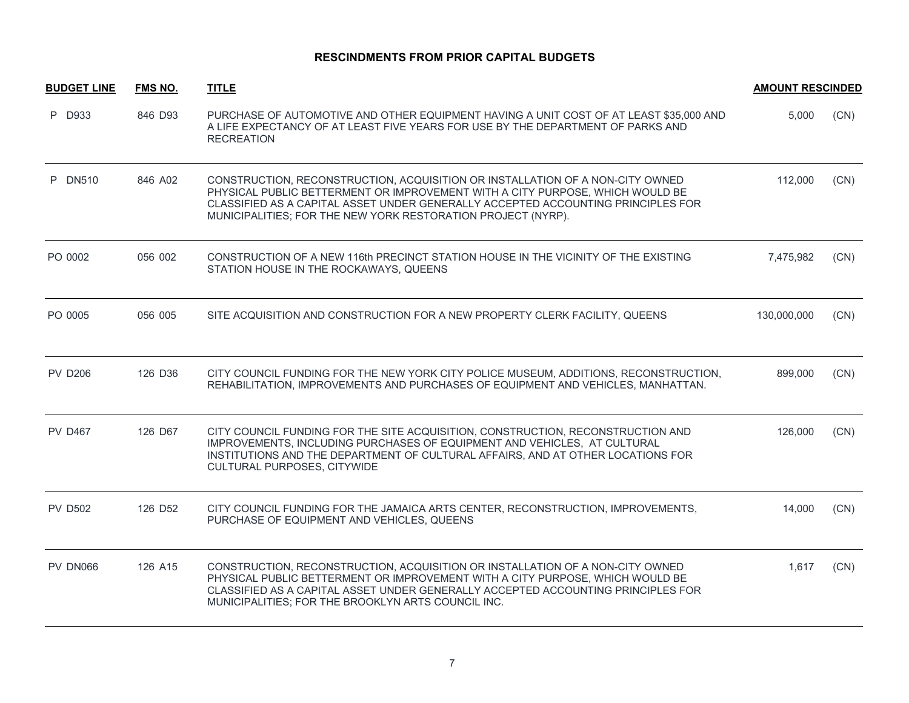## RESCINDMENTS FROM PRIOR CAPITAL BUDGETS

| BUDGET LINE | FMS NO. | TITLE | AMOUNT RESCINDED | |
|---|---|---|---|---|
| P D933 | 846 D93 | PURCHASE OF AUTOMOTIVE AND OTHER EQUIPMENT HAVING A UNIT COST OF AT LEAST $35,000 AND A LIFE EXPECTANCY OF AT LEAST FIVE YEARS FOR USE BY THE DEPARTMENT OF PARKS AND RECREATION | 5,000 | (CN) |
| P DN510 | 846 A02 | CONSTRUCTION, RECONSTRUCTION, ACQUISITION OR INSTALLATION OF A NON-CITY OWNED PHYSICAL PUBLIC BETTERMENT OR IMPROVEMENT WITH A CITY PURPOSE, WHICH WOULD BE CLASSIFIED AS A CAPITAL ASSET UNDER GENERALLY ACCEPTED ACCOUNTING PRINCIPLES FOR MUNICIPALITIES; FOR THE NEW YORK RESTORATION PROJECT (NYRP). | 112,000 | (CN) |
| PO 0002 | 056 002 | CONSTRUCTION OF A NEW 116th PRECINCT STATION HOUSE IN THE VICINITY OF THE EXISTING STATION HOUSE IN THE ROCKAWAYS, QUEENS | 7,475,982 | (CN) |
| PO 0005 | 056 005 | SITE ACQUISITION AND CONSTRUCTION FOR A NEW PROPERTY CLERK FACILITY, QUEENS | 130,000,000 | (CN) |
| PV D206 | 126 D36 | CITY COUNCIL FUNDING FOR THE NEW YORK CITY POLICE MUSEUM, ADDITIONS, RECONSTRUCTION, REHABILITATION, IMPROVEMENTS AND PURCHASES OF EQUIPMENT AND VEHICLES, MANHATTAN. | 899,000 | (CN) |
| PV D467 | 126 D67 | CITY COUNCIL FUNDING FOR THE SITE ACQUISITION, CONSTRUCTION, RECONSTRUCTION AND IMPROVEMENTS, INCLUDING PURCHASES OF EQUIPMENT AND VEHICLES, AT CULTURAL INSTITUTIONS AND THE DEPARTMENT OF CULTURAL AFFAIRS, AND AT OTHER LOCATIONS FOR CULTURAL PURPOSES, CITYWIDE | 126,000 | (CN) |
| PV D502 | 126 D52 | CITY COUNCIL FUNDING FOR THE JAMAICA ARTS CENTER, RECONSTRUCTION, IMPROVEMENTS, PURCHASE OF EQUIPMENT AND VEHICLES, QUEENS | 14,000 | (CN) |
| PV DN066 | 126 A15 | CONSTRUCTION, RECONSTRUCTION, ACQUISITION OR INSTALLATION OF A NON-CITY OWNED PHYSICAL PUBLIC BETTERMENT OR IMPROVEMENT WITH A CITY PURPOSE, WHICH WOULD BE CLASSIFIED AS A CAPITAL ASSET UNDER GENERALLY ACCEPTED ACCOUNTING PRINCIPLES FOR MUNICIPALITIES; FOR THE BROOKLYN ARTS COUNCIL INC. | 1,617 | (CN) |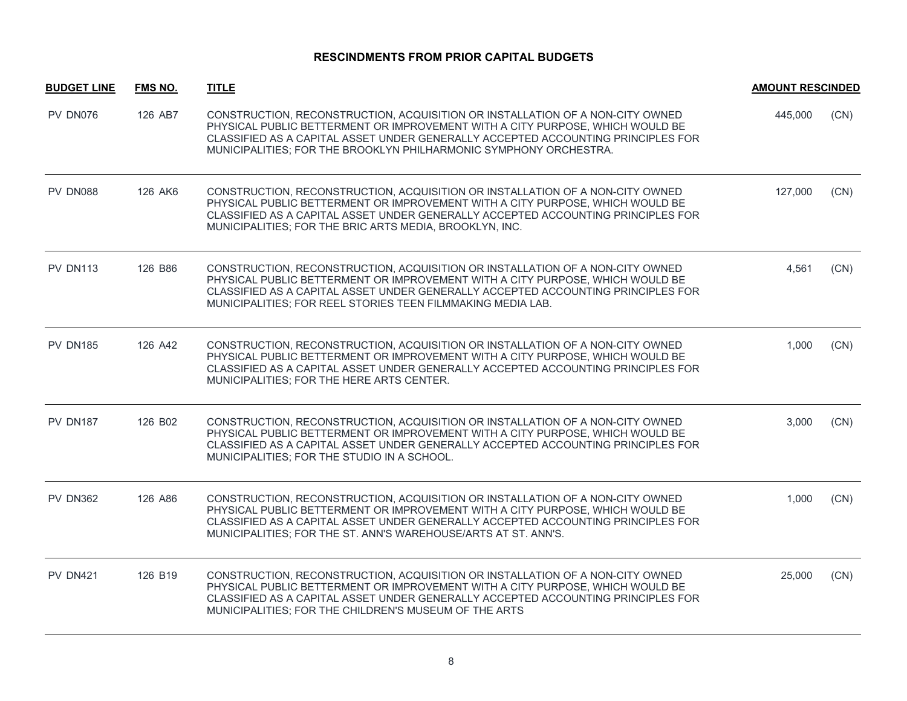## RESCINDMENTS FROM PRIOR CAPITAL BUDGETS

| BUDGET LINE | FMS NO. | TITLE | AMOUNT RESCINDED | |
|---|---|---|---|---|
| PV DN076 | 126 AB7 | CONSTRUCTION, RECONSTRUCTION, ACQUISITION OR INSTALLATION OF A NON-CITY OWNED PHYSICAL PUBLIC BETTERMENT OR IMPROVEMENT WITH A CITY PURPOSE, WHICH WOULD BE CLASSIFIED AS A CAPITAL ASSET UNDER GENERALLY ACCEPTED ACCOUNTING PRINCIPLES FOR MUNICIPALITIES; FOR THE BROOKLYN PHILHARMONIC SYMPHONY ORCHESTRA. | 445,000 | (CN) |
| PV DN088 | 126 AK6 | CONSTRUCTION, RECONSTRUCTION, ACQUISITION OR INSTALLATION OF A NON-CITY OWNED PHYSICAL PUBLIC BETTERMENT OR IMPROVEMENT WITH A CITY PURPOSE, WHICH WOULD BE CLASSIFIED AS A CAPITAL ASSET UNDER GENERALLY ACCEPTED ACCOUNTING PRINCIPLES FOR MUNICIPALITIES; FOR THE BRIC ARTS MEDIA, BROOKLYN, INC. | 127,000 | (CN) |
| PV DN113 | 126 B86 | CONSTRUCTION, RECONSTRUCTION, ACQUISITION OR INSTALLATION OF A NON-CITY OWNED PHYSICAL PUBLIC BETTERMENT OR IMPROVEMENT WITH A CITY PURPOSE, WHICH WOULD BE CLASSIFIED AS A CAPITAL ASSET UNDER GENERALLY ACCEPTED ACCOUNTING PRINCIPLES FOR MUNICIPALITIES; FOR REEL STORIES TEEN FILMMAKING MEDIA LAB. | 4,561 | (CN) |
| PV DN185 | 126 A42 | CONSTRUCTION, RECONSTRUCTION, ACQUISITION OR INSTALLATION OF A NON-CITY OWNED PHYSICAL PUBLIC BETTERMENT OR IMPROVEMENT WITH A CITY PURPOSE, WHICH WOULD BE CLASSIFIED AS A CAPITAL ASSET UNDER GENERALLY ACCEPTED ACCOUNTING PRINCIPLES FOR MUNICIPALITIES; FOR THE HERE ARTS CENTER. | 1,000 | (CN) |
| PV DN187 | 126 B02 | CONSTRUCTION, RECONSTRUCTION, ACQUISITION OR INSTALLATION OF A NON-CITY OWNED PHYSICAL PUBLIC BETTERMENT OR IMPROVEMENT WITH A CITY PURPOSE, WHICH WOULD BE CLASSIFIED AS A CAPITAL ASSET UNDER GENERALLY ACCEPTED ACCOUNTING PRINCIPLES FOR MUNICIPALITIES; FOR THE STUDIO IN A SCHOOL. | 3,000 | (CN) |
| PV DN362 | 126 A86 | CONSTRUCTION, RECONSTRUCTION, ACQUISITION OR INSTALLATION OF A NON-CITY OWNED PHYSICAL PUBLIC BETTERMENT OR IMPROVEMENT WITH A CITY PURPOSE, WHICH WOULD BE CLASSIFIED AS A CAPITAL ASSET UNDER GENERALLY ACCEPTED ACCOUNTING PRINCIPLES FOR MUNICIPALITIES; FOR THE ST. ANN'S WAREHOUSE/ARTS AT ST. ANN'S. | 1,000 | (CN) |
| PV DN421 | 126 B19 | CONSTRUCTION, RECONSTRUCTION, ACQUISITION OR INSTALLATION OF A NON-CITY OWNED PHYSICAL PUBLIC BETTERMENT OR IMPROVEMENT WITH A CITY PURPOSE, WHICH WOULD BE CLASSIFIED AS A CAPITAL ASSET UNDER GENERALLY ACCEPTED ACCOUNTING PRINCIPLES FOR MUNICIPALITIES; FOR THE CHILDREN'S MUSEUM OF THE ARTS | 25,000 | (CN) |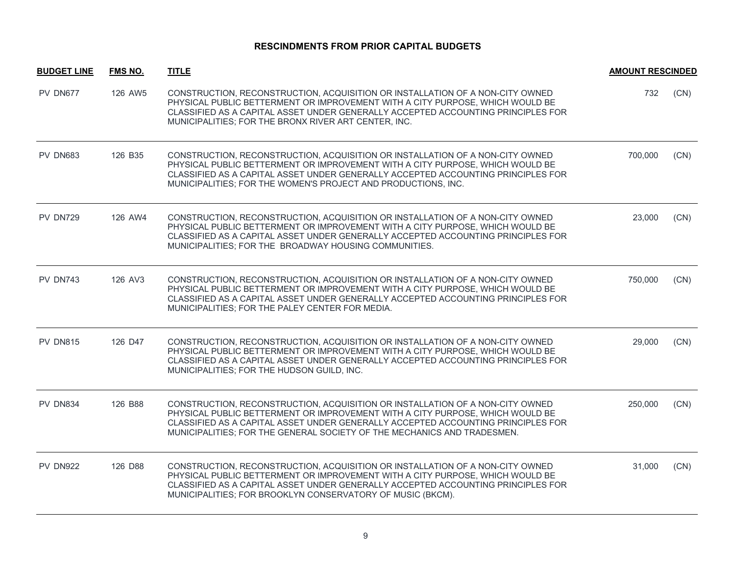## RESCINDMENTS FROM PRIOR CAPITAL BUDGETS

| BUDGET LINE | FMS NO. | TITLE | AMOUNT RESCINDED | |
|---|---|---|---|---|
| PV DN677 | 126 AW5 | CONSTRUCTION, RECONSTRUCTION, ACQUISITION OR INSTALLATION OF A NON-CITY OWNED PHYSICAL PUBLIC BETTERMENT OR IMPROVEMENT WITH A CITY PURPOSE, WHICH WOULD BE CLASSIFIED AS A CAPITAL ASSET UNDER GENERALLY ACCEPTED ACCOUNTING PRINCIPLES FOR MUNICIPALITIES; FOR THE BRONX RIVER ART CENTER, INC. | 732 | (CN) |
| PV DN683 | 126 B35 | CONSTRUCTION, RECONSTRUCTION, ACQUISITION OR INSTALLATION OF A NON-CITY OWNED PHYSICAL PUBLIC BETTERMENT OR IMPROVEMENT WITH A CITY PURPOSE, WHICH WOULD BE CLASSIFIED AS A CAPITAL ASSET UNDER GENERALLY ACCEPTED ACCOUNTING PRINCIPLES FOR MUNICIPALITIES; FOR THE WOMEN'S PROJECT AND PRODUCTIONS, INC. | 700,000 | (CN) |
| PV DN729 | 126 AW4 | CONSTRUCTION, RECONSTRUCTION, ACQUISITION OR INSTALLATION OF A NON-CITY OWNED PHYSICAL PUBLIC BETTERMENT OR IMPROVEMENT WITH A CITY PURPOSE, WHICH WOULD BE CLASSIFIED AS A CAPITAL ASSET UNDER GENERALLY ACCEPTED ACCOUNTING PRINCIPLES FOR MUNICIPALITIES; FOR THE BROADWAY HOUSING COMMUNITIES. | 23,000 | (CN) |
| PV DN743 | 126 AV3 | CONSTRUCTION, RECONSTRUCTION, ACQUISITION OR INSTALLATION OF A NON-CITY OWNED PHYSICAL PUBLIC BETTERMENT OR IMPROVEMENT WITH A CITY PURPOSE, WHICH WOULD BE CLASSIFIED AS A CAPITAL ASSET UNDER GENERALLY ACCEPTED ACCOUNTING PRINCIPLES FOR MUNICIPALITIES; FOR THE PALEY CENTER FOR MEDIA. | 750,000 | (CN) |
| PV DN815 | 126 D47 | CONSTRUCTION, RECONSTRUCTION, ACQUISITION OR INSTALLATION OF A NON-CITY OWNED PHYSICAL PUBLIC BETTERMENT OR IMPROVEMENT WITH A CITY PURPOSE, WHICH WOULD BE CLASSIFIED AS A CAPITAL ASSET UNDER GENERALLY ACCEPTED ACCOUNTING PRINCIPLES FOR MUNICIPALITIES; FOR THE HUDSON GUILD, INC. | 29,000 | (CN) |
| PV DN834 | 126 B88 | CONSTRUCTION, RECONSTRUCTION, ACQUISITION OR INSTALLATION OF A NON-CITY OWNED PHYSICAL PUBLIC BETTERMENT OR IMPROVEMENT WITH A CITY PURPOSE, WHICH WOULD BE CLASSIFIED AS A CAPITAL ASSET UNDER GENERALLY ACCEPTED ACCOUNTING PRINCIPLES FOR MUNICIPALITIES; FOR THE GENERAL SOCIETY OF THE MECHANICS AND TRADESMEN. | 250,000 | (CN) |
| PV DN922 | 126 D88 | CONSTRUCTION, RECONSTRUCTION, ACQUISITION OR INSTALLATION OF A NON-CITY OWNED PHYSICAL PUBLIC BETTERMENT OR IMPROVEMENT WITH A CITY PURPOSE, WHICH WOULD BE CLASSIFIED AS A CAPITAL ASSET UNDER GENERALLY ACCEPTED ACCOUNTING PRINCIPLES FOR MUNICIPALITIES; FOR BROOKLYN CONSERVATORY OF MUSIC (BKCM). | 31,000 | (CN) |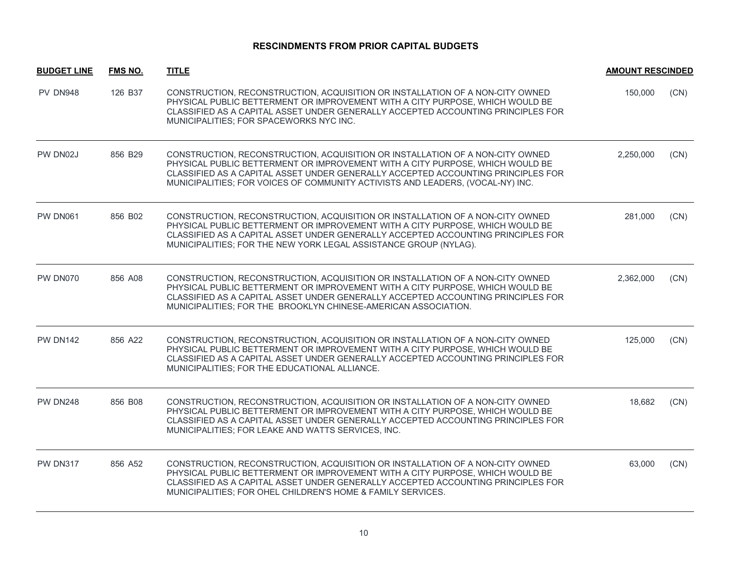## RESCINDMENTS FROM PRIOR CAPITAL BUDGETS

| BUDGET LINE | FMS NO. | TITLE | AMOUNT RESCINDED | |
|---|---|---|---|---|
| PV DN948 | 126 B37 | CONSTRUCTION, RECONSTRUCTION, ACQUISITION OR INSTALLATION OF A NON-CITY OWNED PHYSICAL PUBLIC BETTERMENT OR IMPROVEMENT WITH A CITY PURPOSE, WHICH WOULD BE CLASSIFIED AS A CAPITAL ASSET UNDER GENERALLY ACCEPTED ACCOUNTING PRINCIPLES FOR MUNICIPALITIES; FOR SPACEWORKS NYC INC. | 150,000 | (CN) |
| PW DN02J | 856 B29 | CONSTRUCTION, RECONSTRUCTION, ACQUISITION OR INSTALLATION OF A NON-CITY OWNED PHYSICAL PUBLIC BETTERMENT OR IMPROVEMENT WITH A CITY PURPOSE, WHICH WOULD BE CLASSIFIED AS A CAPITAL ASSET UNDER GENERALLY ACCEPTED ACCOUNTING PRINCIPLES FOR MUNICIPALITIES; FOR VOICES OF COMMUNITY ACTIVISTS AND LEADERS, (VOCAL-NY) INC. | 2,250,000 | (CN) |
| PW DN061 | 856 B02 | CONSTRUCTION, RECONSTRUCTION, ACQUISITION OR INSTALLATION OF A NON-CITY OWNED PHYSICAL PUBLIC BETTERMENT OR IMPROVEMENT WITH A CITY PURPOSE, WHICH WOULD BE CLASSIFIED AS A CAPITAL ASSET UNDER GENERALLY ACCEPTED ACCOUNTING PRINCIPLES FOR MUNICIPALITIES; FOR THE NEW YORK LEGAL ASSISTANCE GROUP (NYLAG). | 281,000 | (CN) |
| PW DN070 | 856 A08 | CONSTRUCTION, RECONSTRUCTION, ACQUISITION OR INSTALLATION OF A NON-CITY OWNED PHYSICAL PUBLIC BETTERMENT OR IMPROVEMENT WITH A CITY PURPOSE, WHICH WOULD BE CLASSIFIED AS A CAPITAL ASSET UNDER GENERALLY ACCEPTED ACCOUNTING PRINCIPLES FOR MUNICIPALITIES; FOR THE BROOKLYN CHINESE-AMERICAN ASSOCIATION. | 2,362,000 | (CN) |
| PW DN142 | 856 A22 | CONSTRUCTION, RECONSTRUCTION, ACQUISITION OR INSTALLATION OF A NON-CITY OWNED PHYSICAL PUBLIC BETTERMENT OR IMPROVEMENT WITH A CITY PURPOSE, WHICH WOULD BE CLASSIFIED AS A CAPITAL ASSET UNDER GENERALLY ACCEPTED ACCOUNTING PRINCIPLES FOR MUNICIPALITIES; FOR THE EDUCATIONAL ALLIANCE. | 125,000 | (CN) |
| PW DN248 | 856 B08 | CONSTRUCTION, RECONSTRUCTION, ACQUISITION OR INSTALLATION OF A NON-CITY OWNED PHYSICAL PUBLIC BETTERMENT OR IMPROVEMENT WITH A CITY PURPOSE, WHICH WOULD BE CLASSIFIED AS A CAPITAL ASSET UNDER GENERALLY ACCEPTED ACCOUNTING PRINCIPLES FOR MUNICIPALITIES; FOR LEAKE AND WATTS SERVICES, INC. | 18,682 | (CN) |
| PW DN317 | 856 A52 | CONSTRUCTION, RECONSTRUCTION, ACQUISITION OR INSTALLATION OF A NON-CITY OWNED PHYSICAL PUBLIC BETTERMENT OR IMPROVEMENT WITH A CITY PURPOSE, WHICH WOULD BE CLASSIFIED AS A CAPITAL ASSET UNDER GENERALLY ACCEPTED ACCOUNTING PRINCIPLES FOR MUNICIPALITIES; FOR OHEL CHILDREN'S HOME & FAMILY SERVICES. | 63,000 | (CN) |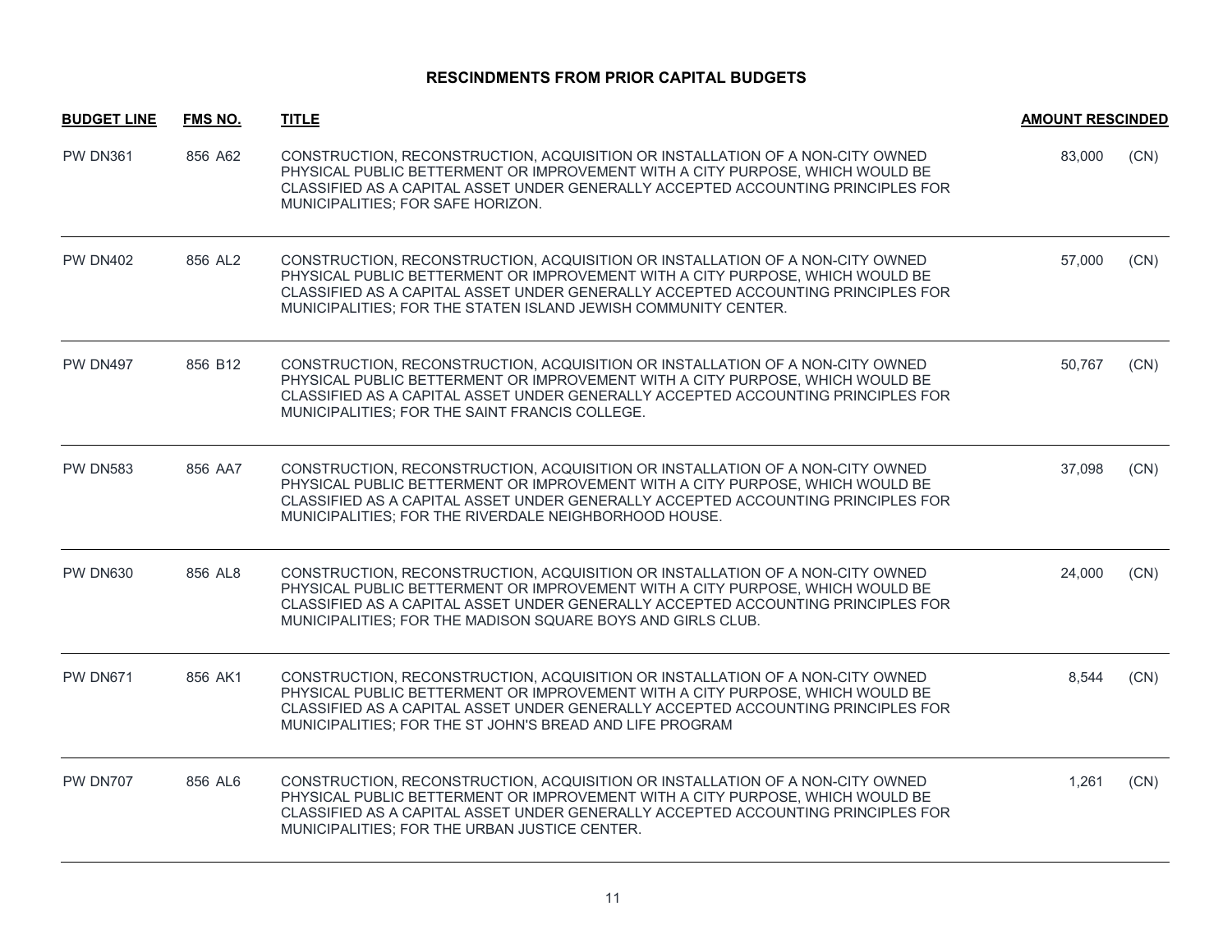## RESCINDMENTS FROM PRIOR CAPITAL BUDGETS

| BUDGET LINE | FMS NO. | TITLE | AMOUNT RESCINDED | |
|---|---|---|---|---|
| PW DN361 | 856 A62 | CONSTRUCTION, RECONSTRUCTION, ACQUISITION OR INSTALLATION OF A NON-CITY OWNED PHYSICAL PUBLIC BETTERMENT OR IMPROVEMENT WITH A CITY PURPOSE, WHICH WOULD BE CLASSIFIED AS A CAPITAL ASSET UNDER GENERALLY ACCEPTED ACCOUNTING PRINCIPLES FOR MUNICIPALITIES; FOR SAFE HORIZON. | 83,000 | (CN) |
| PW DN402 | 856 AL2 | CONSTRUCTION, RECONSTRUCTION, ACQUISITION OR INSTALLATION OF A NON-CITY OWNED PHYSICAL PUBLIC BETTERMENT OR IMPROVEMENT WITH A CITY PURPOSE, WHICH WOULD BE CLASSIFIED AS A CAPITAL ASSET UNDER GENERALLY ACCEPTED ACCOUNTING PRINCIPLES FOR MUNICIPALITIES; FOR THE STATEN ISLAND JEWISH COMMUNITY CENTER. | 57,000 | (CN) |
| PW DN497 | 856 B12 | CONSTRUCTION, RECONSTRUCTION, ACQUISITION OR INSTALLATION OF A NON-CITY OWNED PHYSICAL PUBLIC BETTERMENT OR IMPROVEMENT WITH A CITY PURPOSE, WHICH WOULD BE CLASSIFIED AS A CAPITAL ASSET UNDER GENERALLY ACCEPTED ACCOUNTING PRINCIPLES FOR MUNICIPALITIES; FOR THE SAINT FRANCIS COLLEGE. | 50,767 | (CN) |
| PW DN583 | 856 AA7 | CONSTRUCTION, RECONSTRUCTION, ACQUISITION OR INSTALLATION OF A NON-CITY OWNED PHYSICAL PUBLIC BETTERMENT OR IMPROVEMENT WITH A CITY PURPOSE, WHICH WOULD BE CLASSIFIED AS A CAPITAL ASSET UNDER GENERALLY ACCEPTED ACCOUNTING PRINCIPLES FOR MUNICIPALITIES; FOR THE RIVERDALE NEIGHBORHOOD HOUSE. | 37,098 | (CN) |
| PW DN630 | 856 AL8 | CONSTRUCTION, RECONSTRUCTION, ACQUISITION OR INSTALLATION OF A NON-CITY OWNED PHYSICAL PUBLIC BETTERMENT OR IMPROVEMENT WITH A CITY PURPOSE, WHICH WOULD BE CLASSIFIED AS A CAPITAL ASSET UNDER GENERALLY ACCEPTED ACCOUNTING PRINCIPLES FOR MUNICIPALITIES; FOR THE MADISON SQUARE BOYS AND GIRLS CLUB. | 24,000 | (CN) |
| PW DN671 | 856 AK1 | CONSTRUCTION, RECONSTRUCTION, ACQUISITION OR INSTALLATION OF A NON-CITY OWNED PHYSICAL PUBLIC BETTERMENT OR IMPROVEMENT WITH A CITY PURPOSE, WHICH WOULD BE CLASSIFIED AS A CAPITAL ASSET UNDER GENERALLY ACCEPTED ACCOUNTING PRINCIPLES FOR MUNICIPALITIES; FOR THE ST JOHN'S BREAD AND LIFE PROGRAM | 8,544 | (CN) |
| PW DN707 | 856 AL6 | CONSTRUCTION, RECONSTRUCTION, ACQUISITION OR INSTALLATION OF A NON-CITY OWNED PHYSICAL PUBLIC BETTERMENT OR IMPROVEMENT WITH A CITY PURPOSE, WHICH WOULD BE CLASSIFIED AS A CAPITAL ASSET UNDER GENERALLY ACCEPTED ACCOUNTING PRINCIPLES FOR MUNICIPALITIES; FOR THE URBAN JUSTICE CENTER. | 1,261 | (CN) |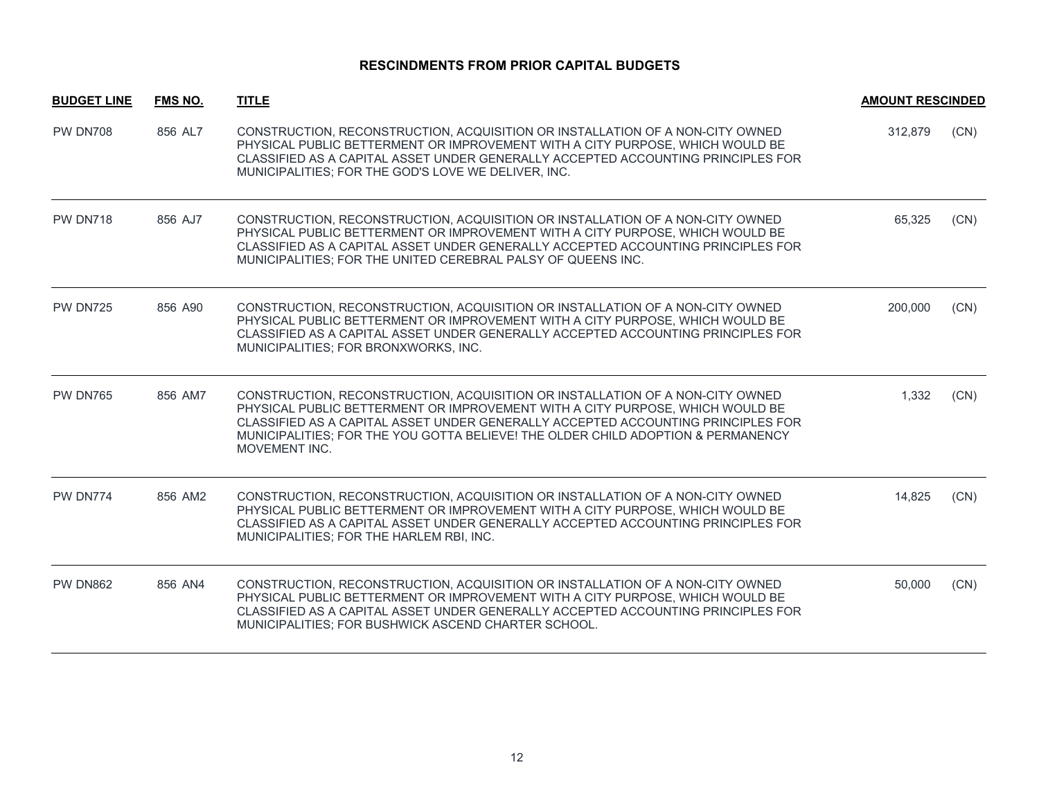## RESCINDMENTS FROM PRIOR CAPITAL BUDGETS

| BUDGET LINE | FMS NO. | TITLE | AMOUNT RESCINDED | |
|---|---|---|---|---|
| PW DN708 | 856 AL7 | CONSTRUCTION, RECONSTRUCTION, ACQUISITION OR INSTALLATION OF A NON-CITY OWNED PHYSICAL PUBLIC BETTERMENT OR IMPROVEMENT WITH A CITY PURPOSE, WHICH WOULD BE CLASSIFIED AS A CAPITAL ASSET UNDER GENERALLY ACCEPTED ACCOUNTING PRINCIPLES FOR MUNICIPALITIES; FOR THE GOD'S LOVE WE DELIVER, INC. | 312,879 | (CN) |
| PW DN718 | 856 AJ7 | CONSTRUCTION, RECONSTRUCTION, ACQUISITION OR INSTALLATION OF A NON-CITY OWNED PHYSICAL PUBLIC BETTERMENT OR IMPROVEMENT WITH A CITY PURPOSE, WHICH WOULD BE CLASSIFIED AS A CAPITAL ASSET UNDER GENERALLY ACCEPTED ACCOUNTING PRINCIPLES FOR MUNICIPALITIES; FOR THE UNITED CEREBRAL PALSY OF QUEENS INC. | 65,325 | (CN) |
| PW DN725 | 856 A90 | CONSTRUCTION, RECONSTRUCTION, ACQUISITION OR INSTALLATION OF A NON-CITY OWNED PHYSICAL PUBLIC BETTERMENT OR IMPROVEMENT WITH A CITY PURPOSE, WHICH WOULD BE CLASSIFIED AS A CAPITAL ASSET UNDER GENERALLY ACCEPTED ACCOUNTING PRINCIPLES FOR MUNICIPALITIES; FOR BRONXWORKS, INC. | 200,000 | (CN) |
| PW DN765 | 856 AM7 | CONSTRUCTION, RECONSTRUCTION, ACQUISITION OR INSTALLATION OF A NON-CITY OWNED PHYSICAL PUBLIC BETTERMENT OR IMPROVEMENT WITH A CITY PURPOSE, WHICH WOULD BE CLASSIFIED AS A CAPITAL ASSET UNDER GENERALLY ACCEPTED ACCOUNTING PRINCIPLES FOR MUNICIPALITIES; FOR THE YOU GOTTA BELIEVE! THE OLDER CHILD ADOPTION & PERMANENCY MOVEMENT INC. | 1,332 | (CN) |
| PW DN774 | 856 AM2 | CONSTRUCTION, RECONSTRUCTION, ACQUISITION OR INSTALLATION OF A NON-CITY OWNED PHYSICAL PUBLIC BETTERMENT OR IMPROVEMENT WITH A CITY PURPOSE, WHICH WOULD BE CLASSIFIED AS A CAPITAL ASSET UNDER GENERALLY ACCEPTED ACCOUNTING PRINCIPLES FOR MUNICIPALITIES; FOR THE HARLEM RBI, INC. | 14,825 | (CN) |
| PW DN862 | 856 AN4 | CONSTRUCTION, RECONSTRUCTION, ACQUISITION OR INSTALLATION OF A NON-CITY OWNED PHYSICAL PUBLIC BETTERMENT OR IMPROVEMENT WITH A CITY PURPOSE, WHICH WOULD BE CLASSIFIED AS A CAPITAL ASSET UNDER GENERALLY ACCEPTED ACCOUNTING PRINCIPLES FOR MUNICIPALITIES; FOR BUSHWICK ASCEND CHARTER SCHOOL. | 50,000 | (CN) |